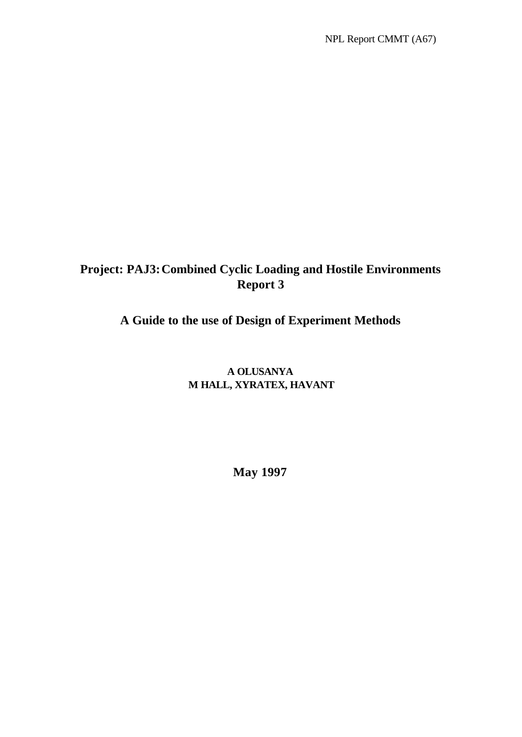NPL Report CMMT (A67)

# Project: PAJ3: Combined Cyclic Loading and Hostile Environments Report 3

## A Guide to the use of Design of Experiment Methods

**A OLUSANYA**
**M HALL, XYRATEX, HAVANT**

**May 1997**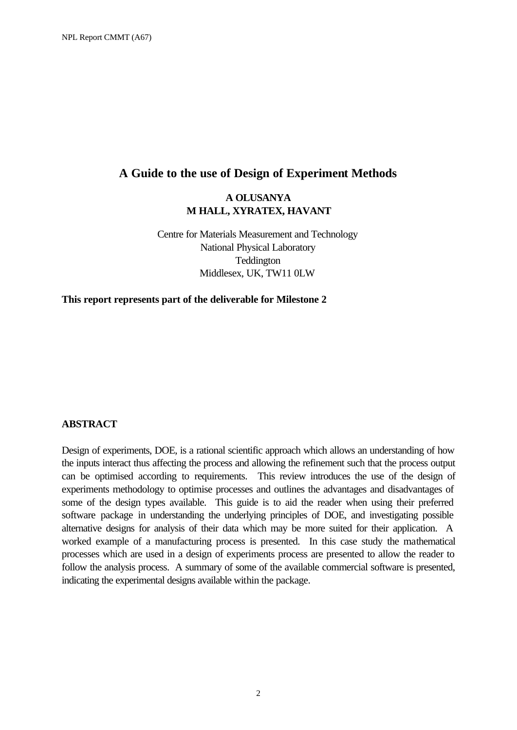# A Guide to the use of Design of Experiment Methods

**A OLUSANYA**
**M HALL, XYRATEX, HAVANT**

Centre for Materials Measurement and Technology
National Physical Laboratory
Teddington
Middlesex, UK, TW11 0LW

**This report represents part of the deliverable for Milestone 2**

## ABSTRACT

Design of experiments, DOE, is a rational scientific approach which allows an understanding of how the inputs interact thus affecting the process and allowing the refinement such that the process output can be optimised according to requirements. This review introduces the use of the design of experiments methodology to optimise processes and outlines the advantages and disadvantages of some of the design types available. This guide is to aid the reader when using their preferred software package in understanding the underlying principles of DOE, and investigating possible alternative designs for analysis of their data which may be more suited for their application. A worked example of a manufacturing process is presented. In this case study the mathematical processes which are used in a design of experiments process are presented to allow the reader to follow the analysis process. A summary of some of the available commercial software is presented, indicating the experimental designs available within the package.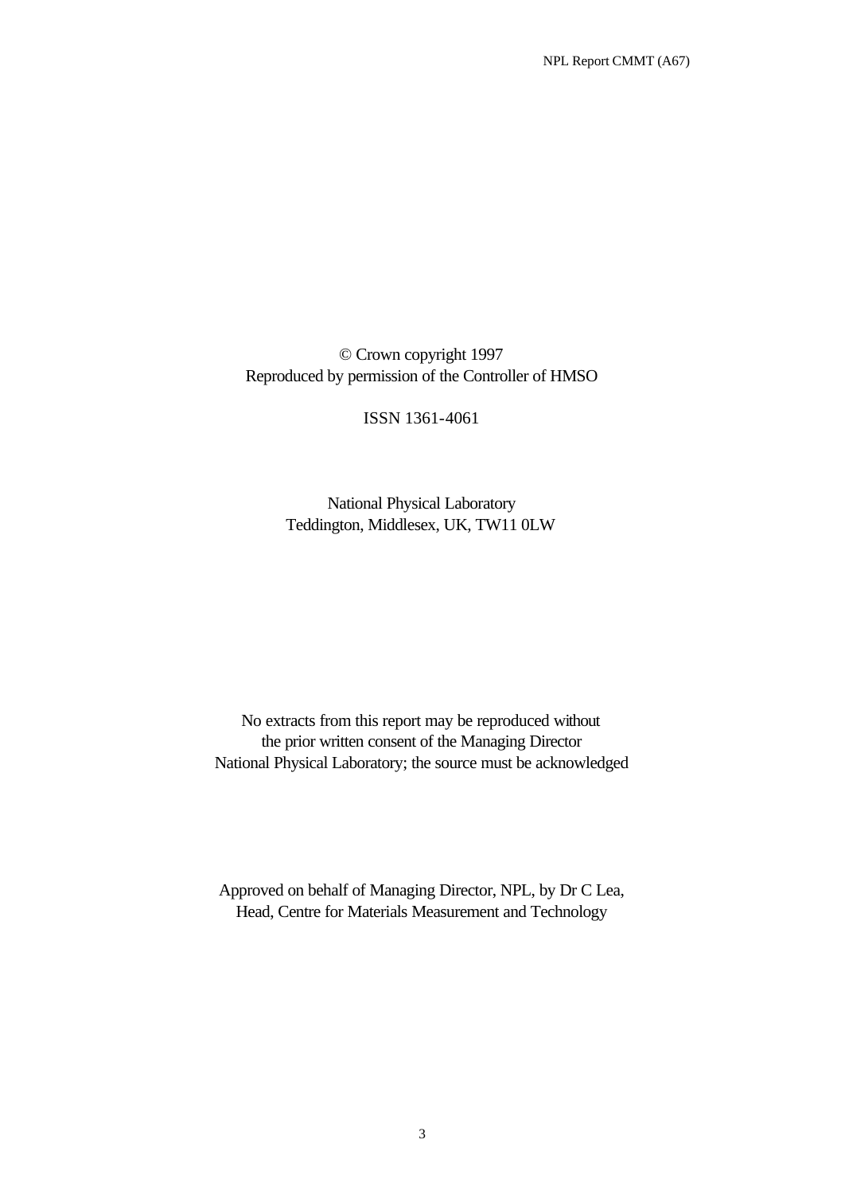© Crown copyright 1997
Reproduced by permission of the Controller of HMSO

ISSN 1361-4061

National Physical Laboratory
Teddington, Middlesex, UK, TW11 0LW

No extracts from this report may be reproduced without
the prior written consent of the Managing Director
National Physical Laboratory; the source must be acknowledged

Approved on behalf of Managing Director, NPL, by Dr C Lea,
Head, Centre for Materials Measurement and Technology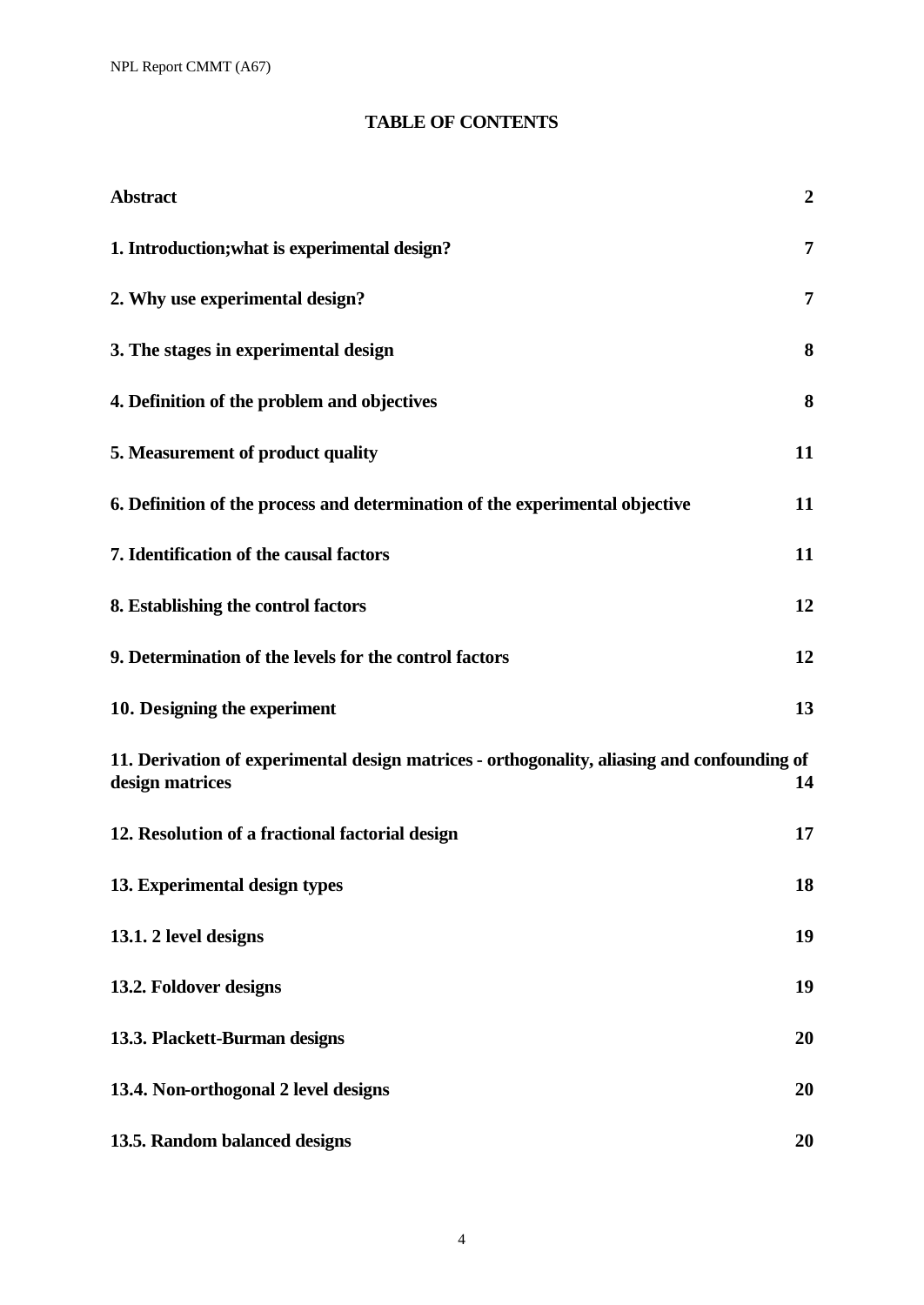## TABLE OF CONTENTS

| | |
|---|---|
| **Abstract** | **2** |
| **1. Introduction;what is experimental design?** | **7** |
| **2. Why use experimental design?** | **7** |
| **3. The stages in experimental design** | **8** |
| **4. Definition of the problem and objectives** | **8** |
| **5. Measurement of product quality** | **11** |
| **6. Definition of the process and determination of the experimental objective** | **11** |
| **7. Identification of the causal factors** | **11** |
| **8. Establishing the control factors** | **12** |
| **9. Determination of the levels for the control factors** | **12** |
| **10. Designing the experiment** | **13** |
| **11. Derivation of experimental design matrices - orthogonality, aliasing and confounding of design matrices** | **14** |
| **12. Resolution of a fractional factorial design** | **17** |
| **13. Experimental design types** | **18** |
| **13.1. 2 level designs** | **19** |
| **13.2. Foldover designs** | **19** |
| **13.3. Plackett-Burman designs** | **20** |
| **13.4. Non-orthogonal 2 level designs** | **20** |
| **13.5. Random balanced designs** | **20** |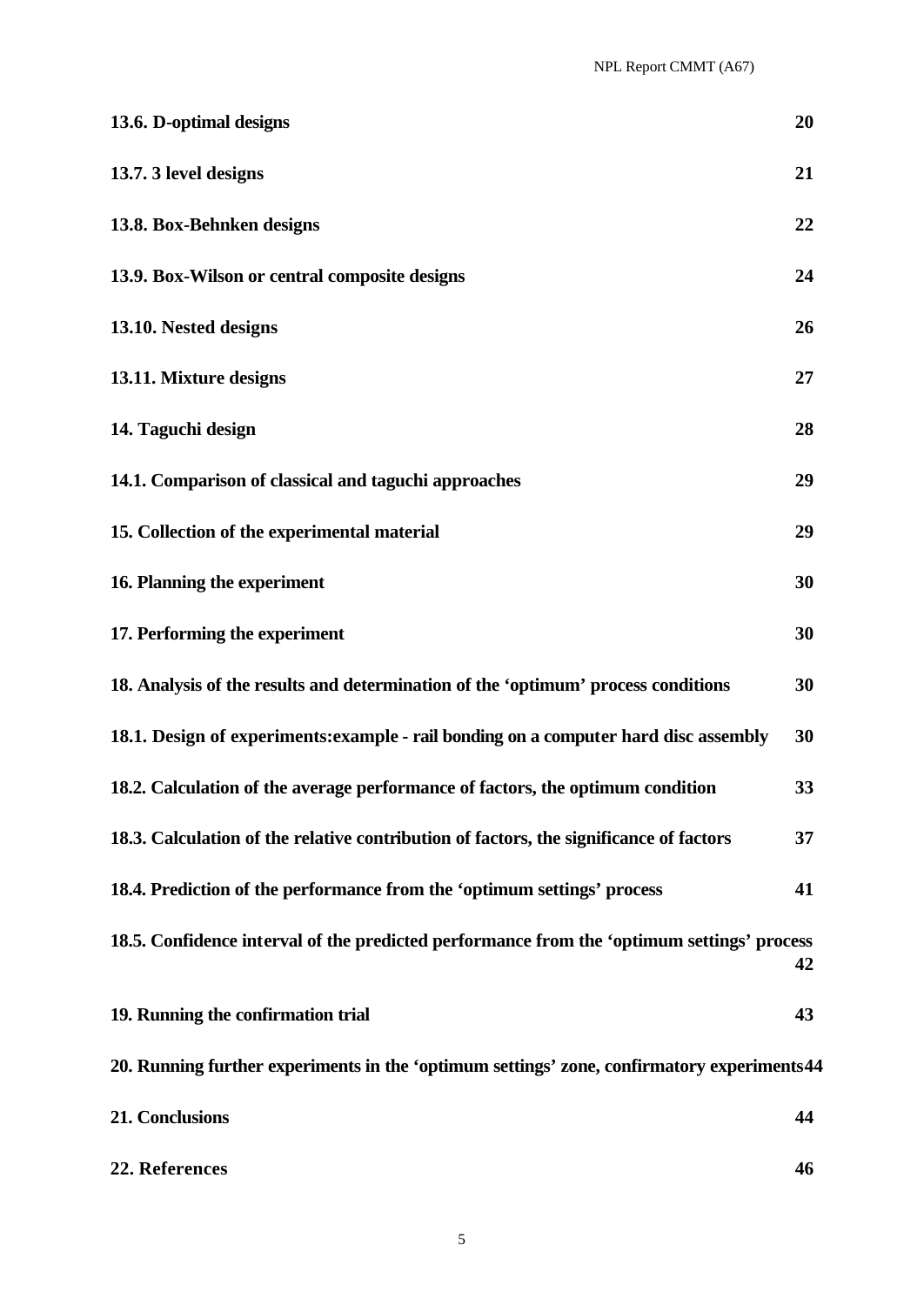**13.6. D-optimal designs** **20**

**13.7. 3 level designs** **21**

**13.8. Box-Behnken designs** **22**

**13.9. Box-Wilson or central composite designs** **24**

**13.10. Nested designs** **26**

**13.11. Mixture designs** **27**

**14. Taguchi design** **28**

**14.1. Comparison of classical and taguchi approaches** **29**

**15. Collection of the experimental material** **29**

**16. Planning the experiment** **30**

**17. Performing the experiment** **30**

**18. Analysis of the results and determination of the 'optimum' process conditions** **30**

**18.1. Design of experiments:example - rail bonding on a computer hard disc assembly** **30**

**18.2. Calculation of the average performance of factors, the optimum condition** **33**

**18.3. Calculation of the relative contribution of factors, the significance of factors** **37**

**18.4. Prediction of the performance from the 'optimum settings' process** **41**

**18.5. Confidence interval of the predicted performance from the 'optimum settings' process** **42**

**19. Running the confirmation trial** **43**

**20. Running further experiments in the 'optimum settings' zone, confirmatory experiments** **44**

**21. Conclusions** **44**

**22. References** **46**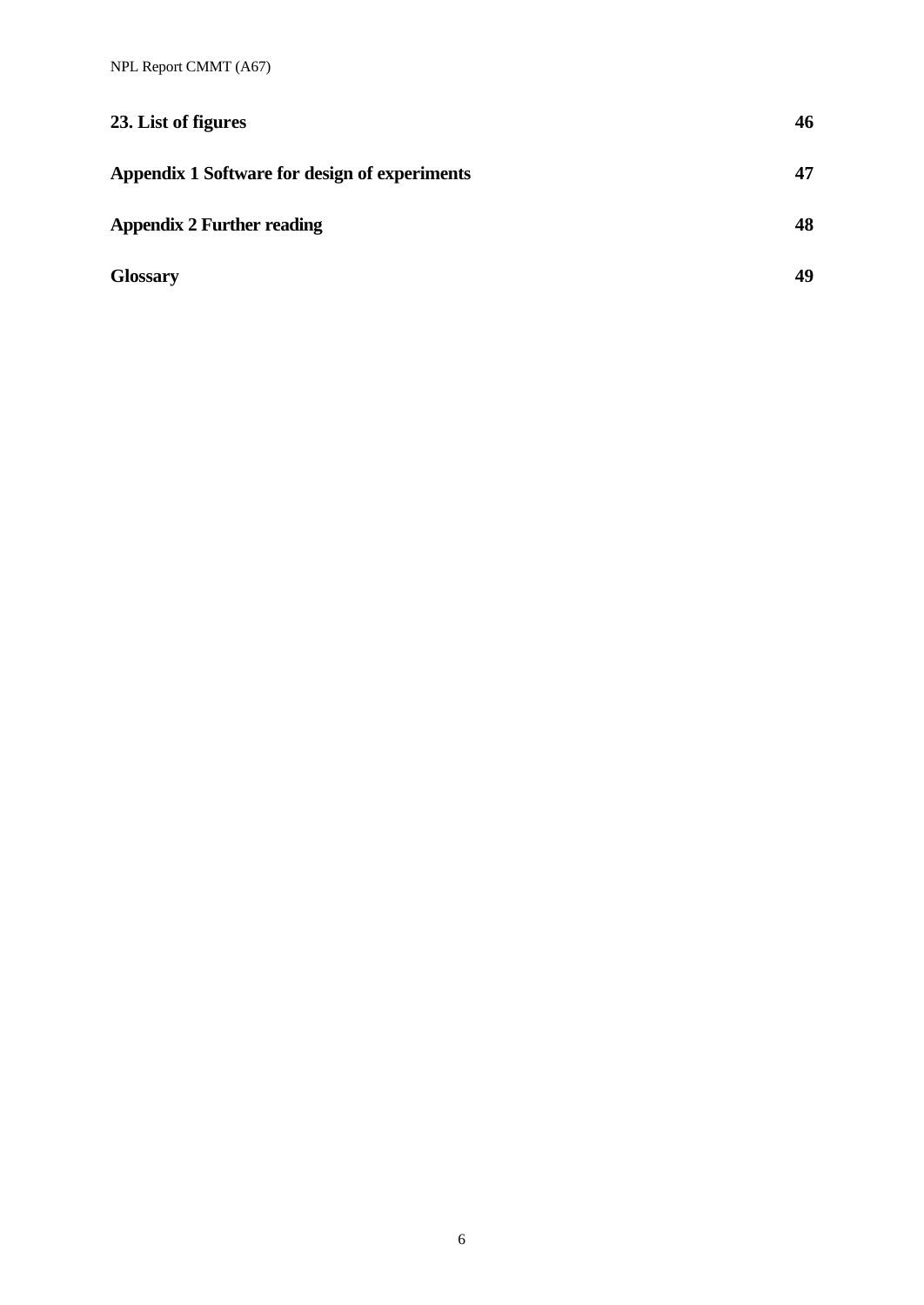| | |
|---|---|
| **23. List of figures** | **46** |
| **Appendix 1 Software for design of experiments** | **47** |
| **Appendix 2 Further reading** | **48** |
| **Glossary** | **49** |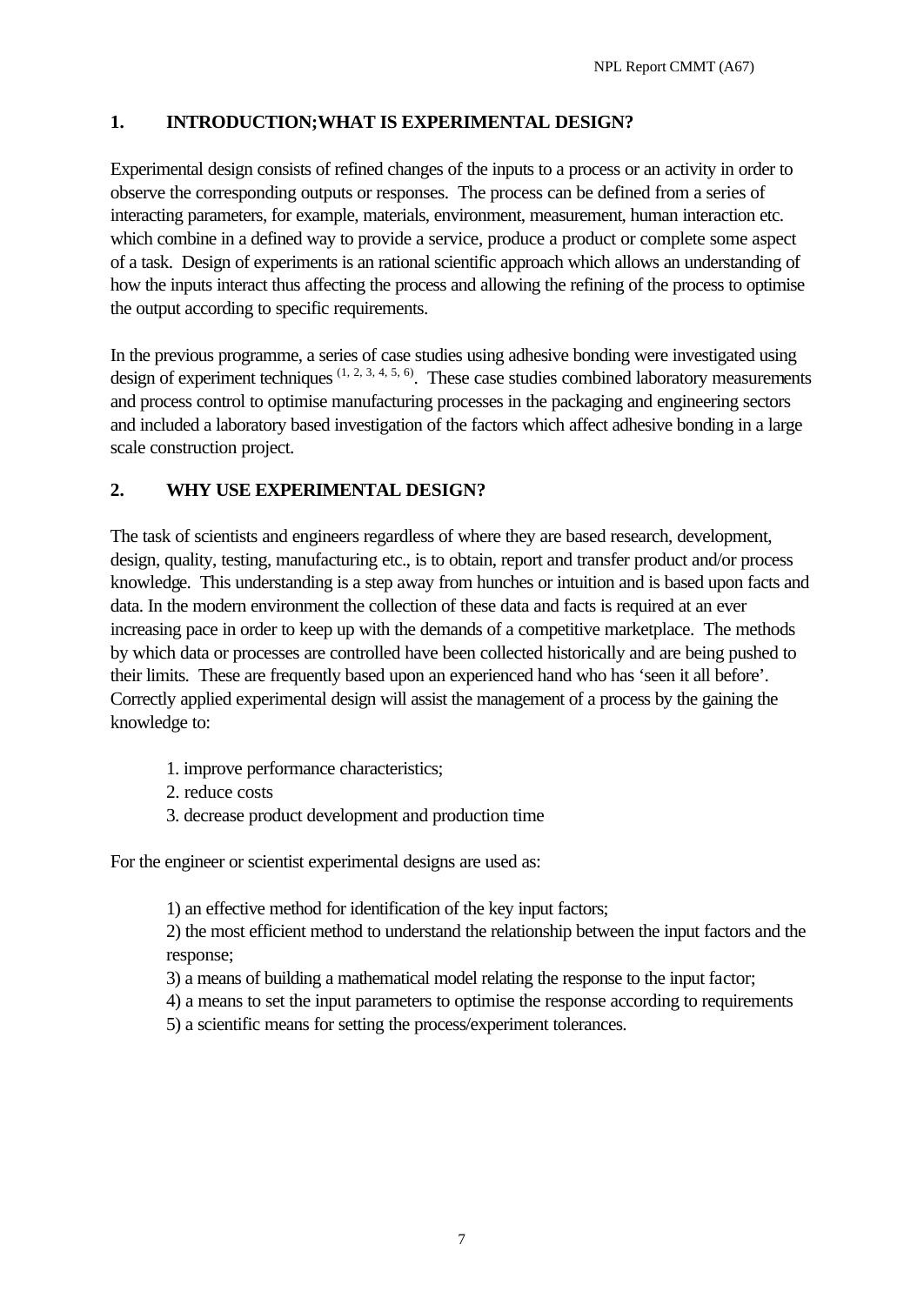## 1. INTRODUCTION;WHAT IS EXPERIMENTAL DESIGN?

Experimental design consists of refined changes of the inputs to a process or an activity in order to observe the corresponding outputs or responses. The process can be defined from a series of interacting parameters, for example, materials, environment, measurement, human interaction etc. which combine in a defined way to provide a service, produce a product or complete some aspect of a task. Design of experiments is an rational scientific approach which allows an understanding of how the inputs interact thus affecting the process and allowing the refining of the process to optimise the output according to specific requirements.

In the previous programme, a series of case studies using adhesive bonding were investigated using design of experiment techniques [1, 2, 3, 4, 5, 6]. These case studies combined laboratory measurements and process control to optimise manufacturing processes in the packaging and engineering sectors and included a laboratory based investigation of the factors which affect adhesive bonding in a large scale construction project.

## 2. WHY USE EXPERIMENTAL DESIGN?

The task of scientists and engineers regardless of where they are based research, development, design, quality, testing, manufacturing etc., is to obtain, report and transfer product and/or process knowledge. This understanding is a step away from hunches or intuition and is based upon facts and data. In the modern environment the collection of these data and facts is required at an ever increasing pace in order to keep up with the demands of a competitive marketplace. The methods by which data or processes are controlled have been collected historically and are being pushed to their limits. These are frequently based upon an experienced hand who has 'seen it all before'. Correctly applied experimental design will assist the management of a process by the gaining the knowledge to:

1. improve performance characteristics;
2. reduce costs
3. decrease product development and production time

For the engineer or scientist experimental designs are used as:

1) an effective method for identification of the key input factors;
2) the most efficient method to understand the relationship between the input factors and the response;
3) a means of building a mathematical model relating the response to the input factor;
4) a means to set the input parameters to optimise the response according to requirements
5) a scientific means for setting the process/experiment tolerances.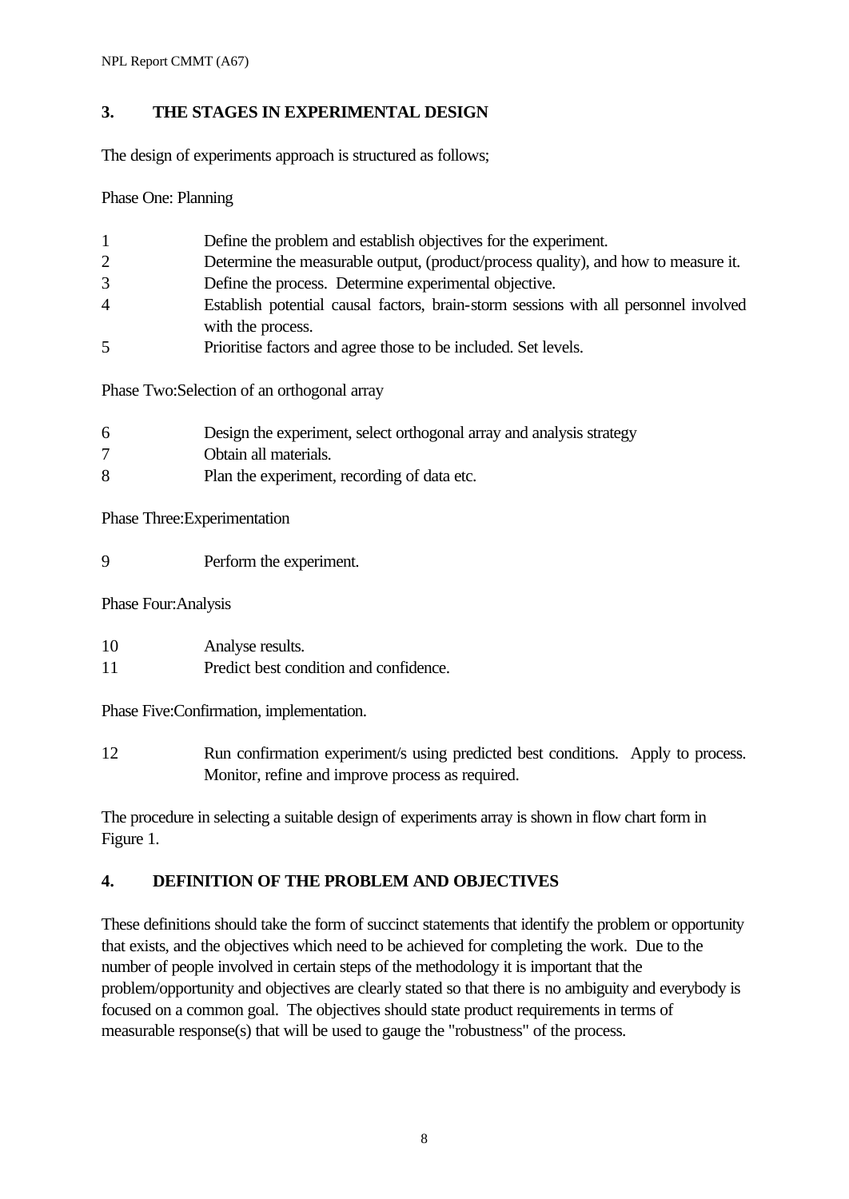## 3. THE STAGES IN EXPERIMENTAL DESIGN

The design of experiments approach is structured as follows;

Phase One: Planning

1. Define the problem and establish objectives for the experiment.
2. Determine the measurable output, (product/process quality), and how to measure it.
3. Define the process. Determine experimental objective.
4. Establish potential causal factors, brain-storm sessions with all personnel involved with the process.
5. Prioritise factors and agree those to be included. Set levels.

Phase Two:Selection of an orthogonal array

6. Design the experiment, select orthogonal array and analysis strategy
7. Obtain all materials.
8. Plan the experiment, recording of data etc.

Phase Three:Experimentation

9. Perform the experiment.

Phase Four:Analysis

10. Analyse results.
11. Predict best condition and confidence.

Phase Five:Confirmation, implementation.

12. Run confirmation experiment/s using predicted best conditions. Apply to process. Monitor, refine and improve process as required.

The procedure in selecting a suitable design of experiments array is shown in flow chart form in Figure 1.

## 4. DEFINITION OF THE PROBLEM AND OBJECTIVES

These definitions should take the form of succinct statements that identify the problem or opportunity that exists, and the objectives which need to be achieved for completing the work. Due to the number of people involved in certain steps of the methodology it is important that the problem/opportunity and objectives are clearly stated so that there is no ambiguity and everybody is focused on a common goal. The objectives should state product requirements in terms of measurable response(s) that will be used to gauge the "robustness" of the process.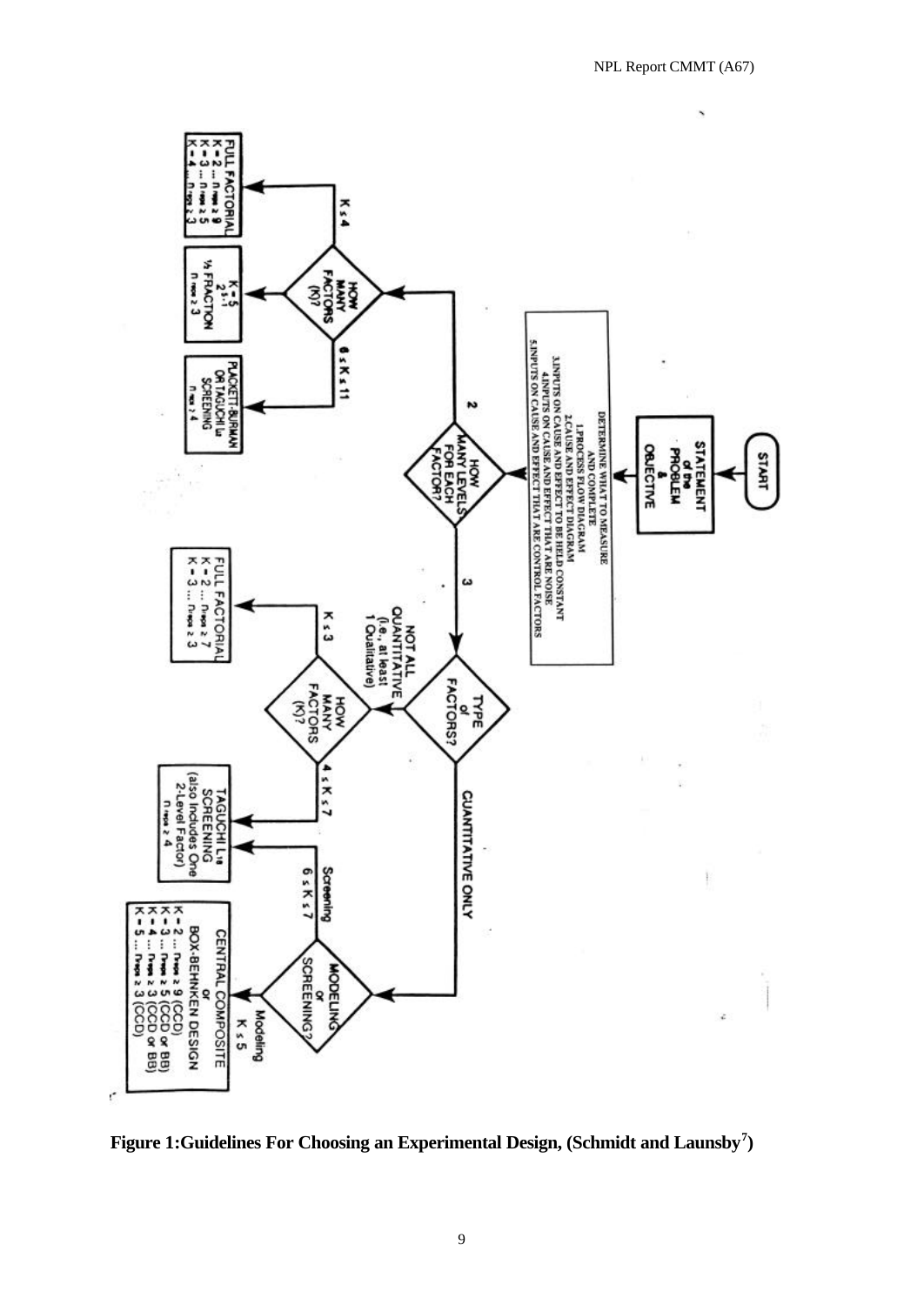```
START
  ↓
STATEMENT of the PROBLEM & OBJECTIVE
  ↓
DETERMINE WHAT TO MEASURE AND COMPLETE
1. PROCESS FLOW DIAGRAM
2. CAUSE AND EFFECT DIAGRAM
3. INPUTS ON CAUSE AND EFFECT TO BE HELD CONSTANT
4. INPUTS ON CAUSE AND EFFECT THAT ARE NOISE
5. INPUTS ON CAUSE AND EFFECT THAT ARE CONTROL FACTORS
  ↓
HOW MANY LEVELS FOR EACH FACTOR?
  ├─ 2 → HOW MANY FACTORS (K)?
  │        ├─ K ≤ 4 → FULL FACTORIAL
  │        │           K = 2 ... n reps ≥ 9
  │        │           K = 3 ... n reps ≥ 5
  │        │           K = 4 ... n reps ≥ 3
  │        ├─ K = 5 → 2^(5-1), ½ FRACTION, n reps ≥ 3
  │        └─ 6 ≤ K ≤ 11 → PLACKETT-BURMAN OR TAGUCHI L12 SCREENING, n reps ≥ 4
  └─ 3 → TYPE of FACTORS?
           ├─ NOT ALL QUANTITATIVE (i.e., at least 1 Qualitative) → HOW MANY FACTORS (K)?
           │        ├─ K ≤ 3 → FULL FACTORIAL
           │        │           K = 2 ... n reps ≥ 7
           │        │           K = 3 ... n reps ≥ 3
           │        └─ 4 ≤ K ≤ 7 → TAGUCHI L18 SCREENING (also Includes One 2-Level Factor), n reps ≥ 4
           └─ QUANTITATIVE ONLY → MODELING or SCREENING?
                    ├─ Screening, 6 ≤ K ≤ 7 → TAGUCHI L18 SCREENING
                    └─ Modeling, K ≤ 5 → CENTRAL COMPOSITE or BOX-BEHNKEN DESIGN
                                K = 2 ... n reps ≥ 9 (CCD)
                                K = 3 ... n reps ≥ 5 (CCD or BB)
                                K = 4 ... n reps ≥ 3 (CCD or BB)
                                K = 5 ... n reps ≥ 3 (CCD)
```

**Figure 1: Guidelines For Choosing an Experimental Design, (Schmidt and Launsby[7])**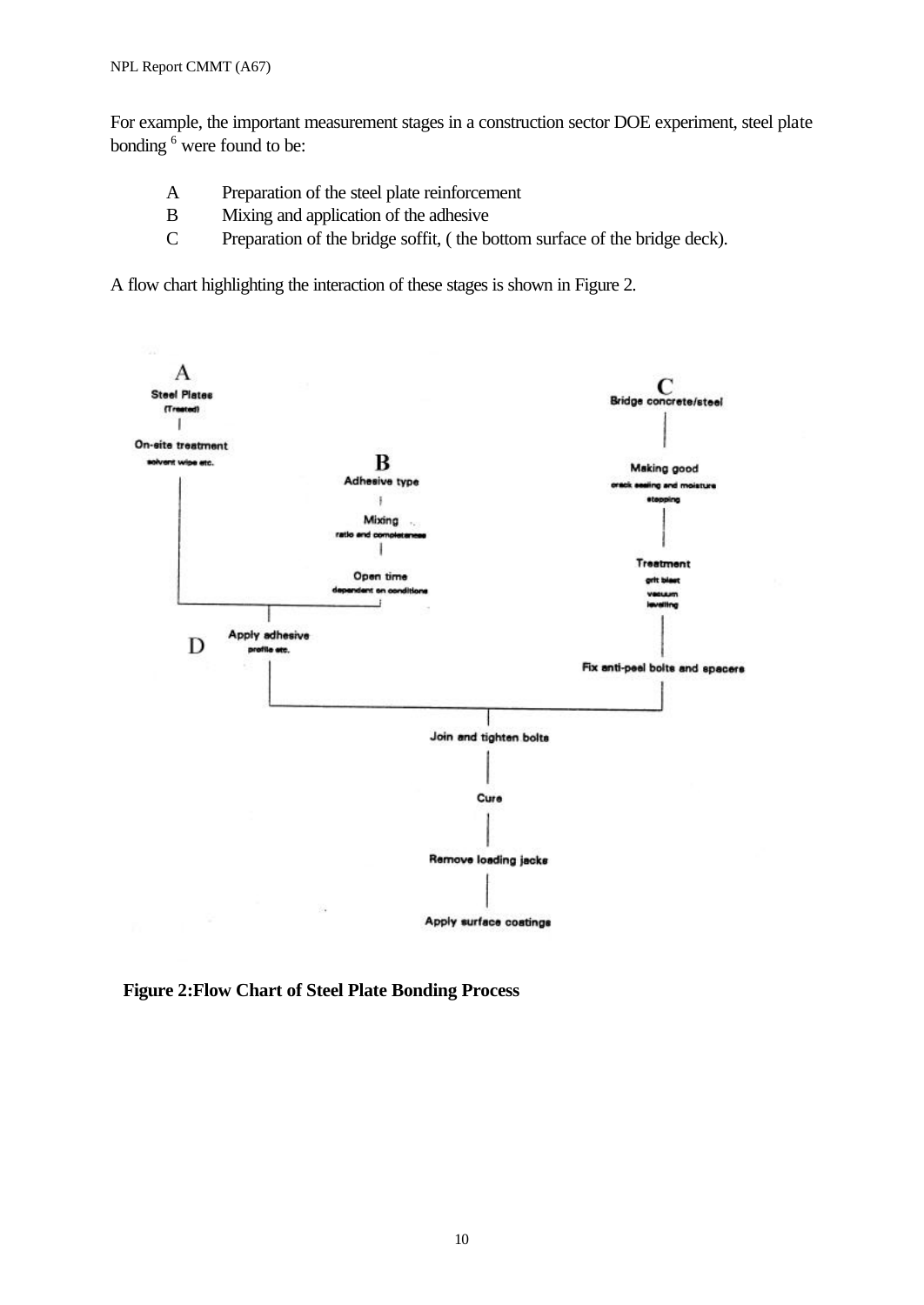For example, the important measurement stages in a construction sector DOE experiment, steel plate bonding [6] were found to be:

- A Preparation of the steel plate reinforcement
- B Mixing and application of the adhesive
- C Preparation of the bridge soffit, ( the bottom surface of the bridge deck).

A flow chart highlighting the interaction of these stages is shown in Figure 2.

A
Steel Plates
(Treated)

On-site treatment
solvent wipe etc.

B
Adhesive type

Mixing
ratio and completeness

Open time
dependent on conditions

C
Bridge concrete/steel

Making good
crack sealing and moisture stopping

Treatment
grit blast
vacuum
levelling

D
Apply adhesive
profile etc.

Fix anti-peel bolts and spacers

Join and tighten bolts

Cure

Remove loading jacks

Apply surface coatings

**Figure 2:Flow Chart of Steel Plate Bonding Process**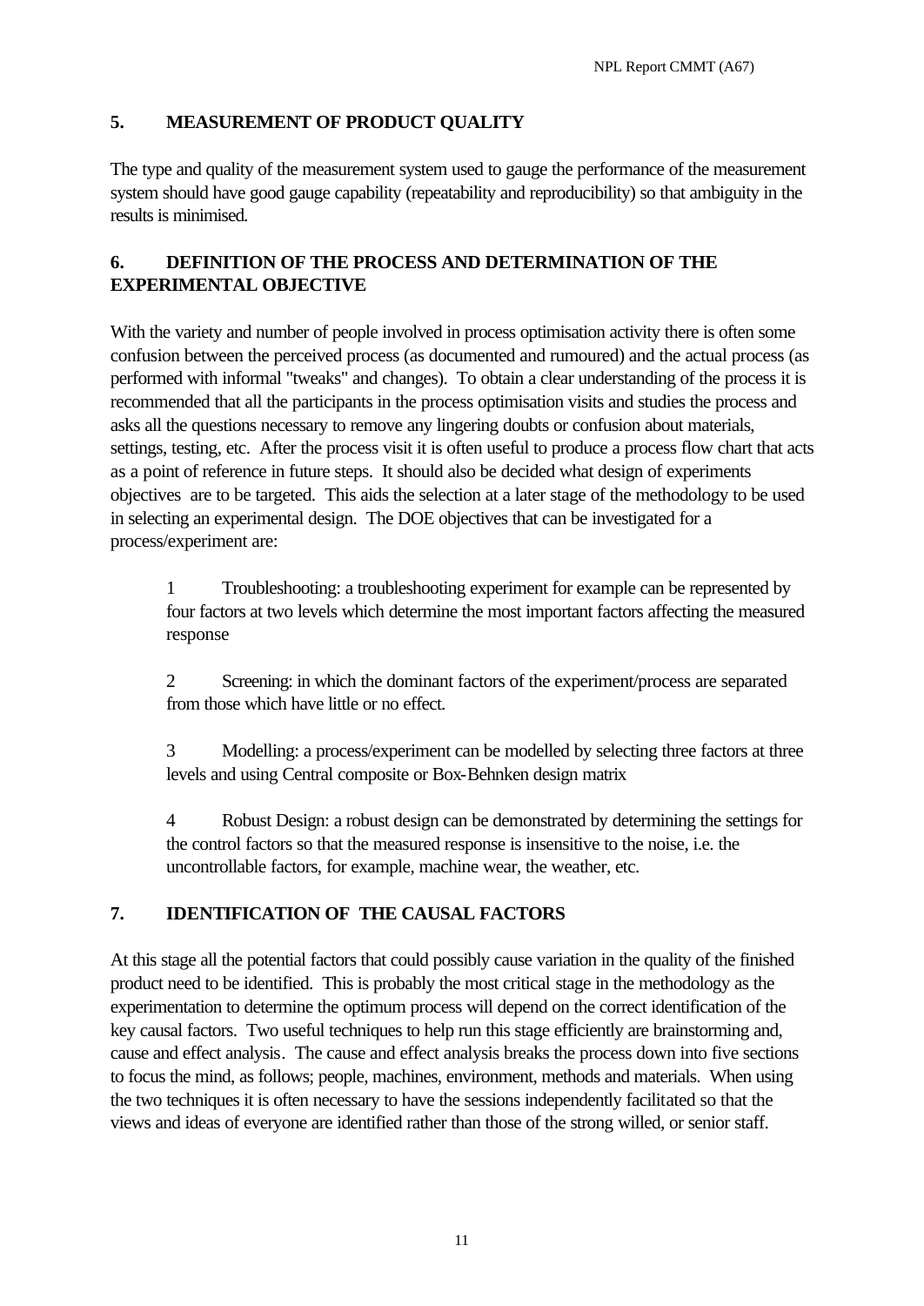## 5. MEASUREMENT OF PRODUCT QUALITY

The type and quality of the measurement system used to gauge the performance of the measurement system should have good gauge capability (repeatability and reproducibility) so that ambiguity in the results is minimised.

## 6. DEFINITION OF THE PROCESS AND DETERMINATION OF THE EXPERIMENTAL OBJECTIVE

With the variety and number of people involved in process optimisation activity there is often some confusion between the perceived process (as documented and rumoured) and the actual process (as performed with informal "tweaks" and changes). To obtain a clear understanding of the process it is recommended that all the participants in the process optimisation visits and studies the process and asks all the questions necessary to remove any lingering doubts or confusion about materials, settings, testing, etc. After the process visit it is often useful to produce a process flow chart that acts as a point of reference in future steps. It should also be decided what design of experiments objectives are to be targeted. This aids the selection at a later stage of the methodology to be used in selecting an experimental design. The DOE objectives that can be investigated for a process/experiment are:

1. Troubleshooting: a troubleshooting experiment for example can be represented by four factors at two levels which determine the most important factors affecting the measured response

2. Screening: in which the dominant factors of the experiment/process are separated from those which have little or no effect.

3. Modelling: a process/experiment can be modelled by selecting three factors at three levels and using Central composite or Box-Behnken design matrix

4. Robust Design: a robust design can be demonstrated by determining the settings for the control factors so that the measured response is insensitive to the noise, i.e. the uncontrollable factors, for example, machine wear, the weather, etc.

## 7. IDENTIFICATION OF THE CAUSAL FACTORS

At this stage all the potential factors that could possibly cause variation in the quality of the finished product need to be identified. This is probably the most critical stage in the methodology as the experimentation to determine the optimum process will depend on the correct identification of the key causal factors. Two useful techniques to help run this stage efficiently are brainstorming and, cause and effect analysis. The cause and effect analysis breaks the process down into five sections to focus the mind, as follows; people, machines, environment, methods and materials. When using the two techniques it is often necessary to have the sessions independently facilitated so that the views and ideas of everyone are identified rather than those of the strong willed, or senior staff.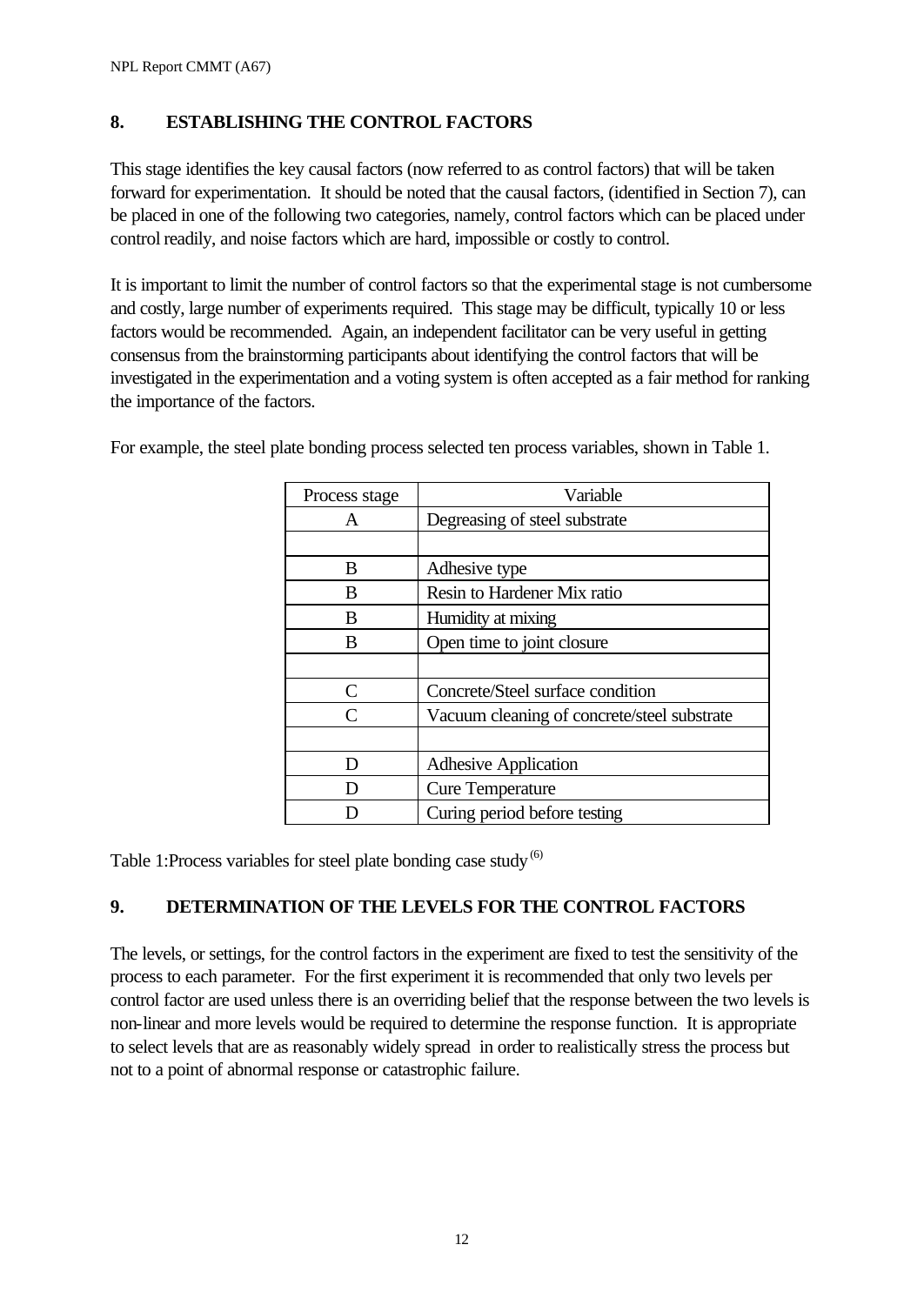## 8. ESTABLISHING THE CONTROL FACTORS

This stage identifies the key causal factors (now referred to as control factors) that will be taken forward for experimentation. It should be noted that the causal factors, (identified in Section 7), can be placed in one of the following two categories, namely, control factors which can be placed under control readily, and noise factors which are hard, impossible or costly to control.

It is important to limit the number of control factors so that the experimental stage is not cumbersome and costly, large number of experiments required. This stage may be difficult, typically 10 or less factors would be recommended. Again, an independent facilitator can be very useful in getting consensus from the brainstorming participants about identifying the control factors that will be investigated in the experimentation and a voting system is often accepted as a fair method for ranking the importance of the factors.

For example, the steel plate bonding process selected ten process variables, shown in Table 1.

| Process stage | Variable |
|---|---|
| A | Degreasing of steel substrate |
| | |
| B | Adhesive type |
| B | Resin to Hardener Mix ratio |
| B | Humidity at mixing |
| B | Open time to joint closure |
| | |
| C | Concrete/Steel surface condition |
| C | Vacuum cleaning of concrete/steel substrate |
| | |
| D | Adhesive Application |
| D | Cure Temperature |
| D | Curing period before testing |

Table 1:Process variables for steel plate bonding case study [6]

## 9. DETERMINATION OF THE LEVELS FOR THE CONTROL FACTORS

The levels, or settings, for the control factors in the experiment are fixed to test the sensitivity of the process to each parameter. For the first experiment it is recommended that only two levels per control factor are used unless there is an overriding belief that the response between the two levels is non-linear and more levels would be required to determine the response function. It is appropriate to select levels that are as reasonably widely spread in order to realistically stress the process but not to a point of abnormal response or catastrophic failure.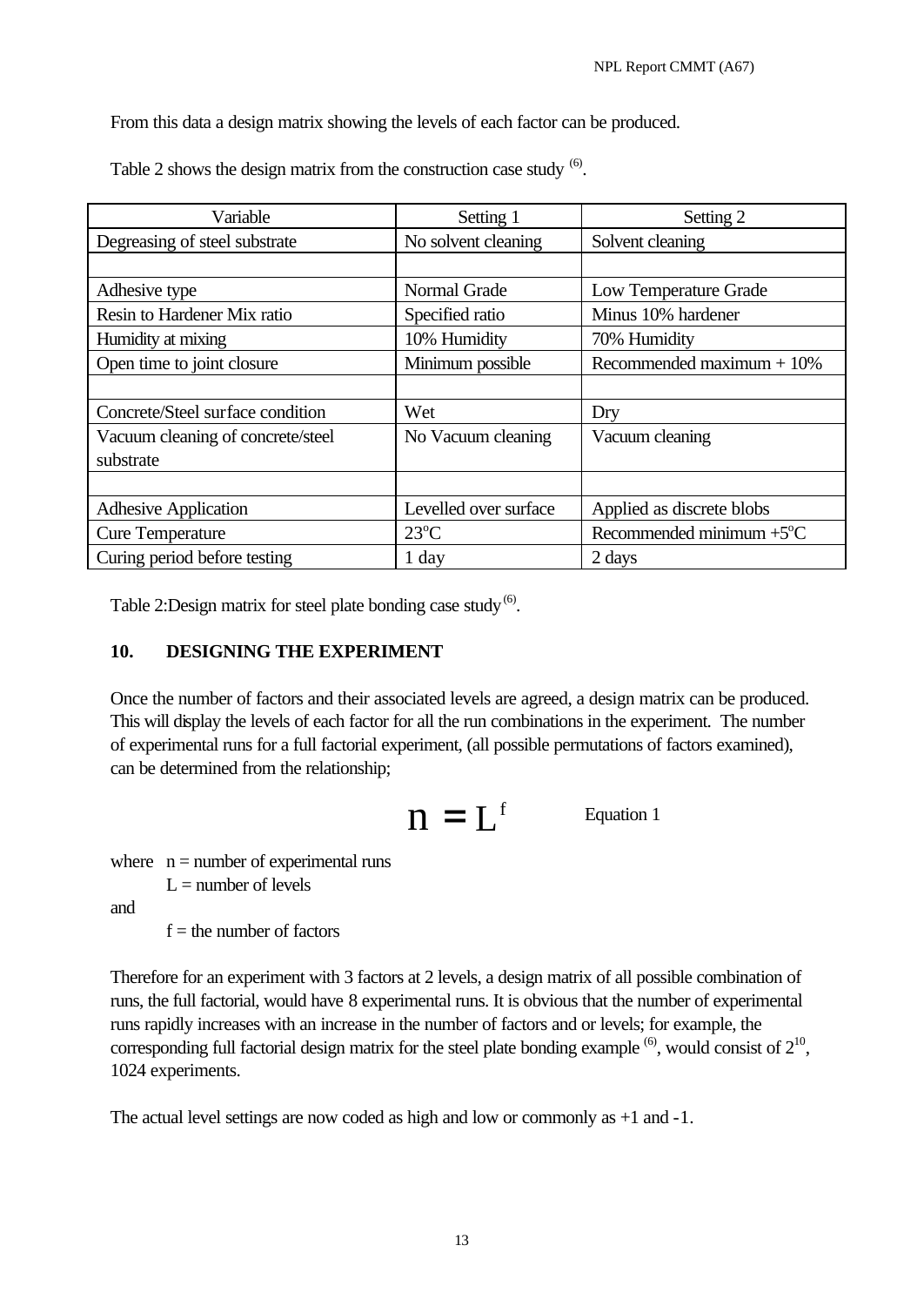From this data a design matrix showing the levels of each factor can be produced.

Table 2 shows the design matrix from the construction case study [(6)].

| Variable | Setting 1 | Setting 2 |
|---|---|---|
| Degreasing of steel substrate | No solvent cleaning | Solvent cleaning |
| | | |
| Adhesive type | Normal Grade | Low Temperature Grade |
| Resin to Hardener Mix ratio | Specified ratio | Minus 10% hardener |
| Humidity at mixing | 10% Humidity | 70% Humidity |
| Open time to joint closure | Minimum possible | Recommended maximum + 10% |
| | | |
| Concrete/Steel surface condition | Wet | Dry |
| Vacuum cleaning of concrete/steel substrate | No Vacuum cleaning | Vacuum cleaning |
| | | |
| Adhesive Application | Levelled over surface | Applied as discrete blobs |
| Cure Temperature | 23°C | Recommended minimum +5°C |
| Curing period before testing | 1 day | 2 days |

Table 2:Design matrix for steel plate bonding case study [(6)].

## 10. DESIGNING THE EXPERIMENT

Once the number of factors and their associated levels are agreed, a design matrix can be produced. This will display the levels of each factor for all the run combinations in the experiment. The number of experimental runs for a full factorial experiment, (all possible permutations of factors examined), can be determined from the relationship;

$$n = L^f \qquad \text{Equation 1}$$

where n = number of experimental runs
L = number of levels
and
f = the number of factors

Therefore for an experiment with 3 factors at 2 levels, a design matrix of all possible combination of runs, the full factorial, would have 8 experimental runs. It is obvious that the number of experimental runs rapidly increases with an increase in the number of factors and or levels; for example, the corresponding full factorial design matrix for the steel plate bonding example [(6)], would consist of $2^{10}$, 1024 experiments.

The actual level settings are now coded as high and low or commonly as +1 and -1.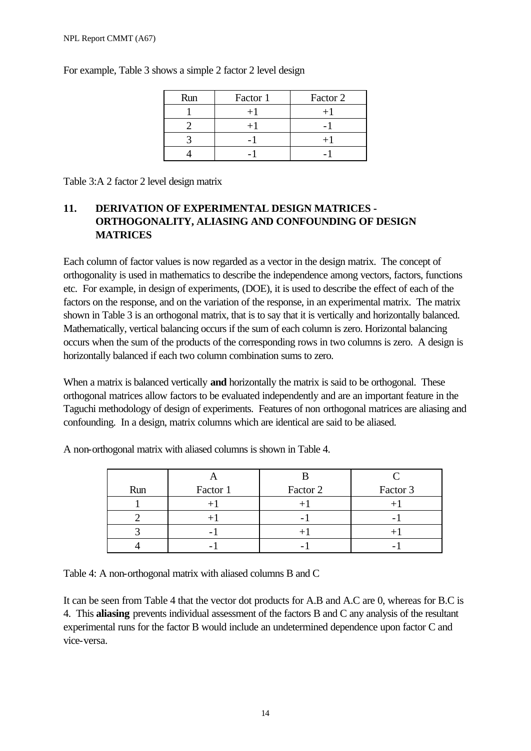For example, Table 3 shows a simple 2 factor 2 level design

| Run | Factor 1 | Factor 2 |
|---|---|---|
| 1 | +1 | +1 |
| 2 | +1 | -1 |
| 3 | -1 | +1 |
| 4 | -1 | -1 |

Table 3:A 2 factor 2 level design matrix

## 11. DERIVATION OF EXPERIMENTAL DESIGN MATRICES - ORTHOGONALITY, ALIASING AND CONFOUNDING OF DESIGN MATRICES

Each column of factor values is now regarded as a vector in the design matrix. The concept of orthogonality is used in mathematics to describe the independence among vectors, factors, functions etc. For example, in design of experiments, (DOE), it is used to describe the effect of each of the factors on the response, and on the variation of the response, in an experimental matrix. The matrix shown in Table 3 is an orthogonal matrix, that is to say that it is vertically and horizontally balanced. Mathematically, vertical balancing occurs if the sum of each column is zero. Horizontal balancing occurs when the sum of the products of the corresponding rows in two columns is zero. A design is horizontally balanced if each two column combination sums to zero.

When a matrix is balanced vertically **and** horizontally the matrix is said to be orthogonal. These orthogonal matrices allow factors to be evaluated independently and are an important feature in the Taguchi methodology of design of experiments. Features of non orthogonal matrices are aliasing and confounding. In a design, matrix columns which are identical are said to be aliased.

A non-orthogonal matrix with aliased columns is shown in Table 4.

| Run | A<br>Factor 1 | B<br>Factor 2 | C<br>Factor 3 |
|---|---|---|---|
| 1 | +1 | +1 | +1 |
| 2 | +1 | -1 | -1 |
| 3 | -1 | +1 | +1 |
| 4 | -1 | -1 | -1 |

Table 4: A non-orthogonal matrix with aliased columns B and C

It can be seen from Table 4 that the vector dot products for A.B and A.C are 0, whereas for B.C is 4. This **aliasing** prevents individual assessment of the factors B and C any analysis of the resultant experimental runs for the factor B would include an undetermined dependence upon factor C and vice-versa.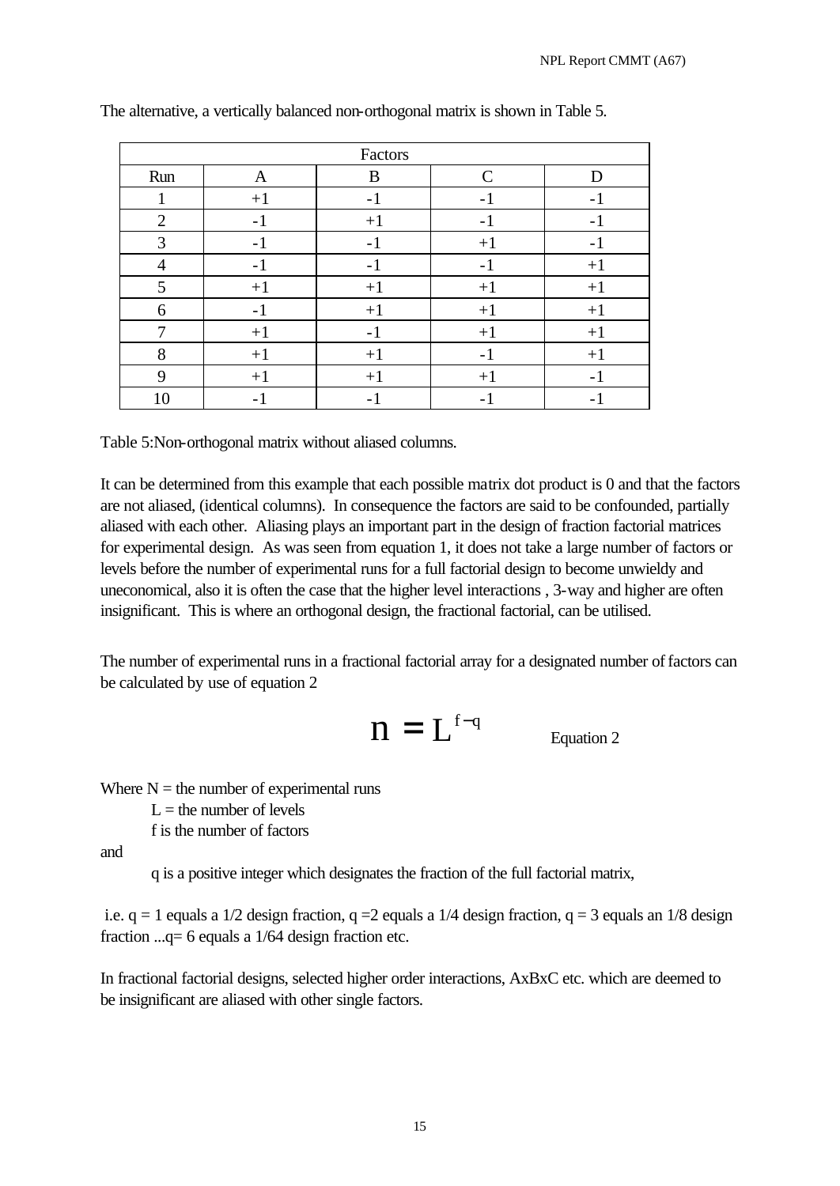The alternative, a vertically balanced non-orthogonal matrix is shown in Table 5.

| Factors | | | | |
|---|---|---|---|---|
| Run | A | B | C | D |
| 1 | +1 | -1 | -1 | -1 |
| 2 | -1 | +1 | -1 | -1 |
| 3 | -1 | -1 | +1 | -1 |
| 4 | -1 | -1 | -1 | +1 |
| 5 | +1 | +1 | +1 | +1 |
| 6 | -1 | +1 | +1 | +1 |
| 7 | +1 | -1 | +1 | +1 |
| 8 | +1 | +1 | -1 | +1 |
| 9 | +1 | +1 | +1 | -1 |
| 10 | -1 | -1 | -1 | -1 |

Table 5:Non-orthogonal matrix without aliased columns.

It can be determined from this example that each possible matrix dot product is 0 and that the factors are not aliased, (identical columns). In consequence the factors are said to be confounded, partially aliased with each other. Aliasing plays an important part in the design of fraction factorial matrices for experimental design. As was seen from equation 1, it does not take a large number of factors or levels before the number of experimental runs for a full factorial design to become unwieldy and uneconomical, also it is often the case that the higher level interactions , 3-way and higher are often insignificant. This is where an orthogonal design, the fractional factorial, can be utilised.

The number of experimental runs in a fractional factorial array for a designated number of factors can be calculated by use of equation 2

$$n = L^{f-q} \qquad \text{Equation 2}$$

Where N = the number of experimental runs

L = the number of levels

f is the number of factors

and

q is a positive integer which designates the fraction of the full factorial matrix,

i.e. q = 1 equals a 1/2 design fraction, q =2 equals a 1/4 design fraction, q = 3 equals an 1/8 design fraction ...q= 6 equals a 1/64 design fraction etc.

In fractional factorial designs, selected higher order interactions, AxBxC etc. which are deemed to be insignificant are aliased with other single factors.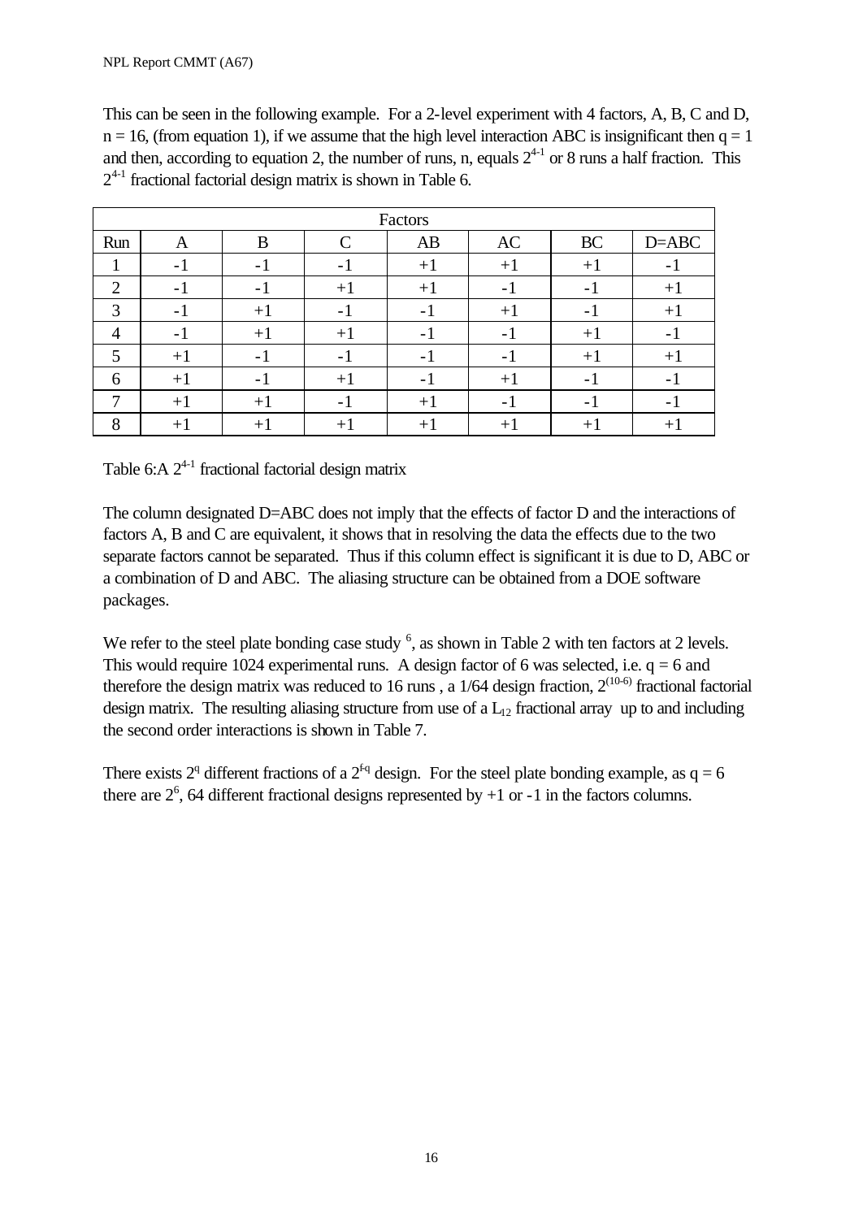This can be seen in the following example. For a 2-level experiment with 4 factors, A, B, C and D, n = 16, (from equation 1), if we assume that the high level interaction ABC is insignificant then q = 1 and then, according to equation 2, the number of runs, n, equals $2^{4-1}$ or 8 runs a half fraction. This $2^{4-1}$ fractional factorial design matrix is shown in Table 6.

| Factors | | | | | | | |
|---|---|---|---|---|---|---|---|
| Run | A | B | C | AB | AC | BC | D=ABC |
| 1 | -1 | -1 | -1 | +1 | +1 | +1 | -1 |
| 2 | -1 | -1 | +1 | +1 | -1 | -1 | +1 |
| 3 | -1 | +1 | -1 | -1 | +1 | -1 | +1 |
| 4 | -1 | +1 | +1 | -1 | -1 | +1 | -1 |
| 5 | +1 | -1 | -1 | -1 | -1 | +1 | +1 |
| 6 | +1 | -1 | +1 | -1 | +1 | -1 | -1 |
| 7 | +1 | +1 | -1 | +1 | -1 | -1 | -1 |
| 8 | +1 | +1 | +1 | +1 | +1 | +1 | +1 |

Table 6:A $2^{4-1}$ fractional factorial design matrix

The column designated D=ABC does not imply that the effects of factor D and the interactions of factors A, B and C are equivalent, it shows that in resolving the data the effects due to the two separate factors cannot be separated. Thus if this column effect is significant it is due to D, ABC or a combination of D and ABC. The aliasing structure can be obtained from a DOE software packages.

We refer to the steel plate bonding case study [6], as shown in Table 2 with ten factors at 2 levels. This would require 1024 experimental runs. A design factor of 6 was selected, i.e. q = 6 and therefore the design matrix was reduced to 16 runs , a 1/64 design fraction, $2^{(10-6)}$ fractional factorial design matrix. The resulting aliasing structure from use of a $L_{12}$ fractional array up to and including the second order interactions is shown in Table 7.

There exists $2^q$ different fractions of a $2^{f-q}$ design. For the steel plate bonding example, as q = 6 there are $2^6$, 64 different fractional designs represented by +1 or -1 in the factors columns.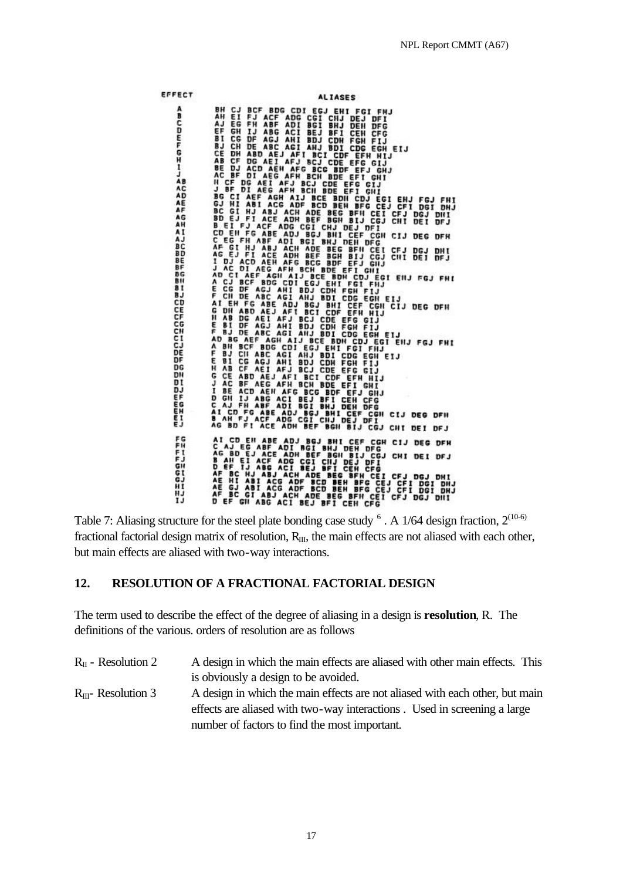| EFFECT | ALIASES |
|---|---|
| A | BH CJ BCF BDG CDI EGJ EHI FGI FHJ |
| B | AH EI FJ ACF ADG CGI CHJ DEJ DFI |
| C | AJ EG FH ABF ADI BGI BHJ DEH DFG |
| D | EF GH IJ ABG ACI BEJ BFI CEH CFG |
| E | BI CG DF AGJ AHI BDJ CDH FGH FIJ |
| F | BJ CH DE ABC AGI AHJ BDI CDG EGH EIJ |
| G | CE DH ABD AEJ AFI BCI CDF EFH HIJ |
| H | AB CF DG AEI AFJ BCJ CDE EFG GIJ |
| I | BE DJ ACD AEH AFG BCG BDF EFJ GHJ |
| J | AC BF DI AEG AFH BCH BDE EFI GHI |
| AB | H CF DG AEI AFJ BCJ CDE EFG GIJ |
| AC | J BF DI AEG AFH BCH BDE EFI GHI |
| AD | BG CI AEF AGH AIJ BCE BDH CDJ EGI EHJ FGJ FHI |
| AE | GJ HI ABI ACG ADF BCD BEH BFG CEJ CFI DGI DHJ |
| AF | BC GI HJ ABJ ACH ADE BEG BFH CEI CFJ DGJ DHI |
| AG | BD EJ FI ACE ADH BEF BGH BIJ CGJ CHI DEI DFJ |
| AH | B EI FJ ACF ADG CGI CHJ DEJ DFI |
| AI | CD EH FG ABE ADJ BGJ BHI CEF CGH CIJ DEG DFH |
| AJ | C EG FH ABF ADI BGI BHJ DEH DFG |
| BC | AF GI HJ ABJ ACH ADE BEG BFH CEI CFJ DGJ DHI |
| BD | AG EJ FI ACE ADH BEF BGH BIJ CGJ CHI DEI DFJ |
| BE | I DJ ACD AEH AFG BCG BDF EFJ GHJ |
| BF | J AC DI AEG AFH BCH BDE EFI GHI |
| BG | AD CI AEF AGH AIJ BCE BDH CDJ EGI EHJ FGJ FHI |
| BH | A CJ BCF BDG CDI EGJ EHI FGI FHJ |
| BI | E CG DF AGJ AHI BDJ CDH FGH FIJ |
| BJ | F CH DE ABC AGI AHJ BDI CDG EGH EIJ |
| CD | AI EH FG ABE ADJ BGJ BHI CEF CGH CIJ DEG DFH |
| CE | G DH ABD AEJ AFI BCI CDF EFH HIJ |
| CF | H AB DG AEI AFJ BCJ CDE EFG GIJ |
| CG | E BI DF AGJ AHI BDJ CDH FGH FIJ |
| CH | F BJ DE ABC AGI AHJ BDI CDG EGH EIJ |
| CI | AD BG AEF AGH AIJ BCE BDH CDJ EGI EHJ FGJ FHI |
| CJ | A BH BCF BDG CDI EGJ EHI FGI FHJ |
| DE | F BJ CH ABC AGI AHJ BDI CDG EGH EIJ |
| DF | E BI CG AGJ AHI BDJ CDH FGH FIJ |
| DG | H AB CF AEI AFJ BCJ CDE EFG GIJ |
| DH | G CE ABD AEJ AFI BCI CDF EFH HIJ |
| DI | J AC BF AEG AFH BCH BDE EFI GHI |
| DJ | I BE ACD AEH AFG BCG BDF EFJ GHJ |
| EF | D GH IJ ABG ACI BEJ BFI CEH CFG |
| EG | C AJ FH ABF ADI BGI BHJ DEH DFG |
| EH | AI CD FG ABE ADJ BGJ BHI CEF CGH CIJ DEG DFH |
| EI | B AH FJ ACF ADG CGI CHJ DEJ DFI |
| EJ | AG BD FI ACE ADH BEF BGH BIJ CGJ CHI DEI DFJ |
| FG | AI CD EH ABE ADJ BGJ BHI CEF CGH CIJ DEG DFH |
| FH | C AJ EG ABF ADI BGI BHJ DEH DFG |
| FI | AG BD EJ ACE ADH BEF BGH BIJ CGJ CHI DEI DFJ |
| FJ | B AH EI ACF ADG CGI CHJ DEJ DFI |
| GH | D EF IJ ABG ACI BEJ BFI CEH CFG |
| GI | AF BC HJ ABJ ACH ADE BEG BFH CEI CFJ DGJ DHI |
| GJ | AE HI ABI ACG ADF BCD BEH BFG CEJ CFI DGI DHJ |
| HI | AE GJ ABI ACG ADF BCD BEH BFG CEJ CFI DGI DHJ |
| HJ | AF BC GI ABJ ACH ADE BEG BFH CEI CFJ DGJ DHI |
| IJ | D EF GH ABG ACI BEJ BFI CEH CFG |

Table 7: Aliasing structure for the steel plate bonding case study [6]. A 1/64 design fraction, $2^{(10-6)}$ fractional factorial design matrix of resolution, $R_{III}$, the main effects are not aliased with each other, but main effects are aliased with two-way interactions.

## 12. RESOLUTION OF A FRACTIONAL FACTORIAL DESIGN

The term used to describe the effect of the degree of aliasing in a design is **resolution**, R. The definitions of the various. orders of resolution are as follows

$R_{II}$ - Resolution 2 — A design in which the main effects are aliased with other main effects. This is obviously a design to be avoided.

$R_{III}$- Resolution 3 — A design in which the main effects are not aliased with each other, but main effects are aliased with two-way interactions . Used in screening a large number of factors to find the most important.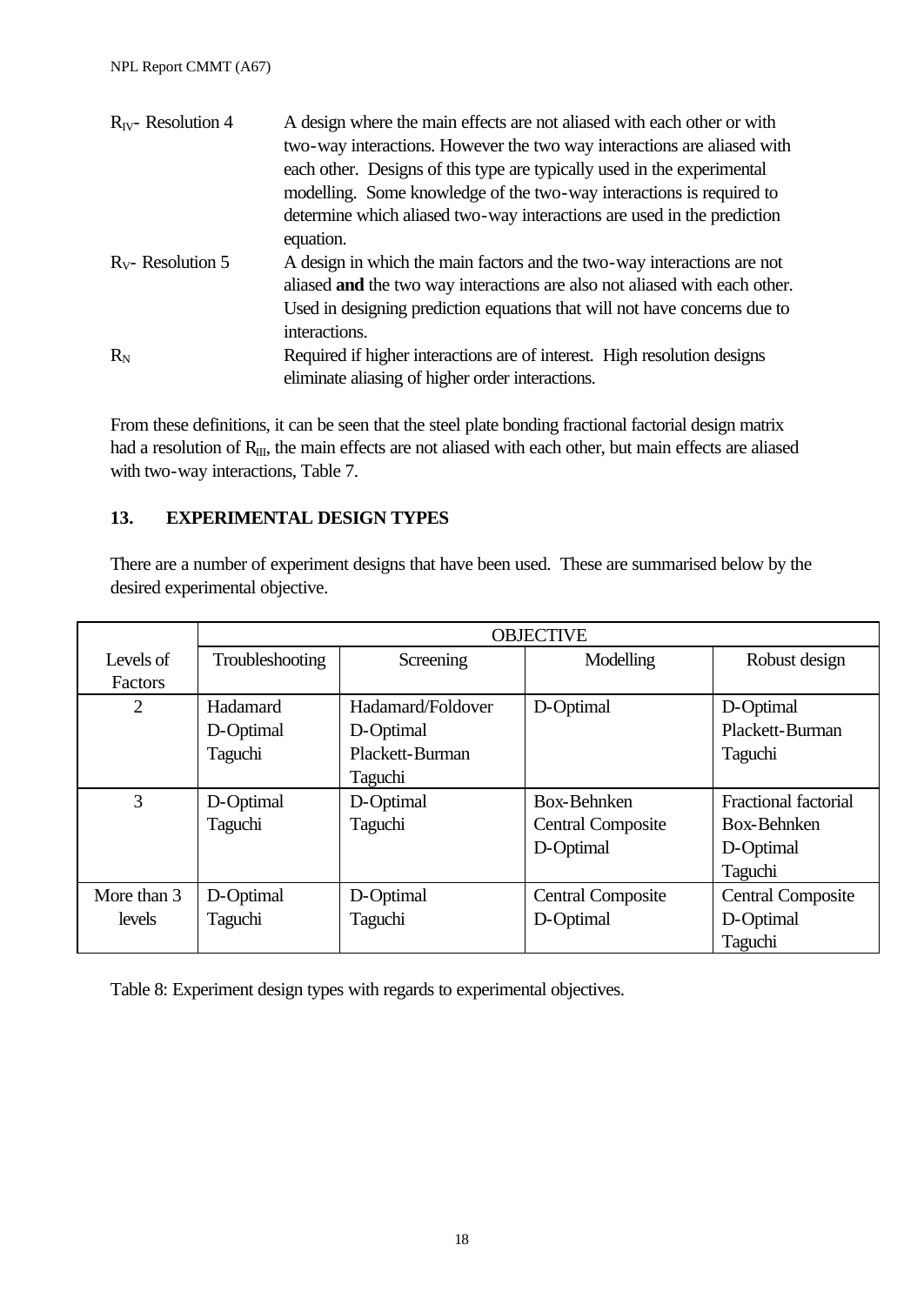$R_{IV}$- Resolution 4 — A design where the main effects are not aliased with each other or with two-way interactions. However the two way interactions are aliased with each other. Designs of this type are typically used in the experimental modelling. Some knowledge of the two-way interactions is required to determine which aliased two-way interactions are used in the prediction equation.

$R_V$- Resolution 5 — A design in which the main factors and the two-way interactions are not aliased **and** the two way interactions are also not aliased with each other. Used in designing prediction equations that will not have concerns due to interactions.

$R_N$ — Required if higher interactions are of interest. High resolution designs eliminate aliasing of higher order interactions.

From these definitions, it can be seen that the steel plate bonding fractional factorial design matrix had a resolution of $R_{III}$, the main effects are not aliased with each other, but main effects are aliased with two-way interactions, Table 7.

## 13. EXPERIMENTAL DESIGN TYPES

There are a number of experiment designs that have been used. These are summarised below by the desired experimental objective.

| | OBJECTIVE | | | |
|---|---|---|---|---|
| Levels of Factors | Troubleshooting | Screening | Modelling | Robust design |
| 2 | Hadamard<br>D-Optimal<br>Taguchi | Hadamard/Foldover<br>D-Optimal<br>Plackett-Burman<br>Taguchi | D-Optimal | D-Optimal<br>Plackett-Burman<br>Taguchi |
| 3 | D-Optimal<br>Taguchi | D-Optimal<br>Taguchi | Box-Behnken<br>Central Composite<br>D-Optimal | Fractional factorial<br>Box-Behnken<br>D-Optimal<br>Taguchi |
| More than 3 levels | D-Optimal<br>Taguchi | D-Optimal<br>Taguchi | Central Composite<br>D-Optimal | Central Composite<br>D-Optimal<br>Taguchi |

Table 8: Experiment design types with regards to experimental objectives.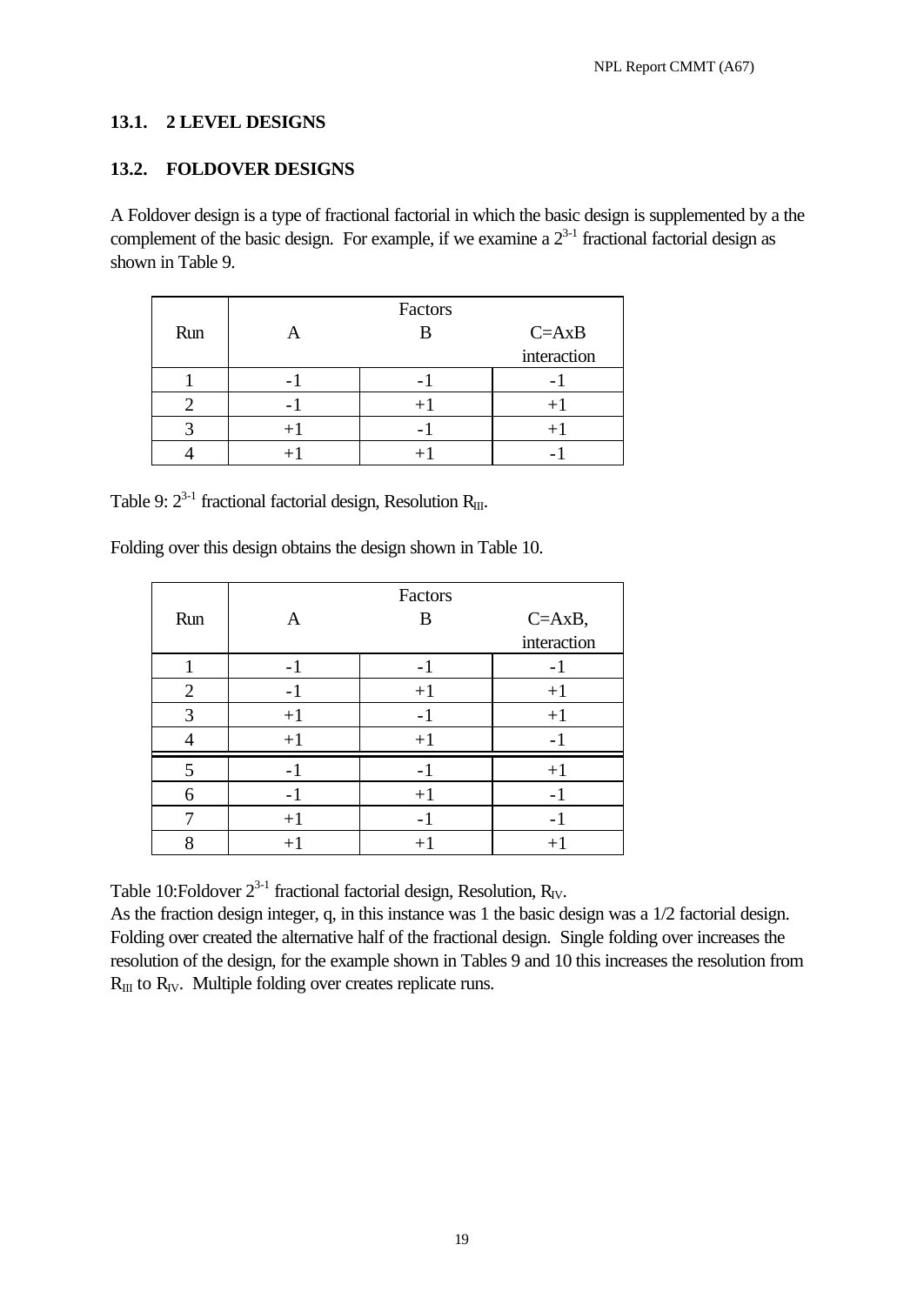### 13.1. 2 LEVEL DESIGNS

### 13.2. FOLDOVER DESIGNS

A Foldover design is a type of fractional factorial in which the basic design is supplemented by a the complement of the basic design. For example, if we examine a $2^{3-1}$ fractional factorial design as shown in Table 9.

| Run | Factors | | |
|---|---|---|---|
| | A | B | C=AxB interaction |
| 1 | -1 | -1 | -1 |
| 2 | -1 | +1 | +1 |
| 3 | +1 | -1 | +1 |
| 4 | +1 | +1 | -1 |

Table 9: $2^{3-1}$ fractional factorial design, Resolution $R_{III}$.

Folding over this design obtains the design shown in Table 10.

| Run | Factors | | |
|---|---|---|---|
| | A | B | C=AxB, interaction |
| 1 | -1 | -1 | -1 |
| 2 | -1 | +1 | +1 |
| 3 | +1 | -1 | +1 |
| 4 | +1 | +1 | -1 |
| 5 | -1 | -1 | +1 |
| 6 | -1 | +1 | -1 |
| 7 | +1 | -1 | -1 |
| 8 | +1 | +1 | +1 |

Table 10:Foldover $2^{3-1}$ fractional factorial design, Resolution, $R_{IV}$.

As the fraction design integer, q, in this instance was 1 the basic design was a 1/2 factorial design. Folding over created the alternative half of the fractional design. Single folding over increases the resolution of the design, for the example shown in Tables 9 and 10 this increases the resolution from $R_{III}$ to $R_{IV}$. Multiple folding over creates replicate runs.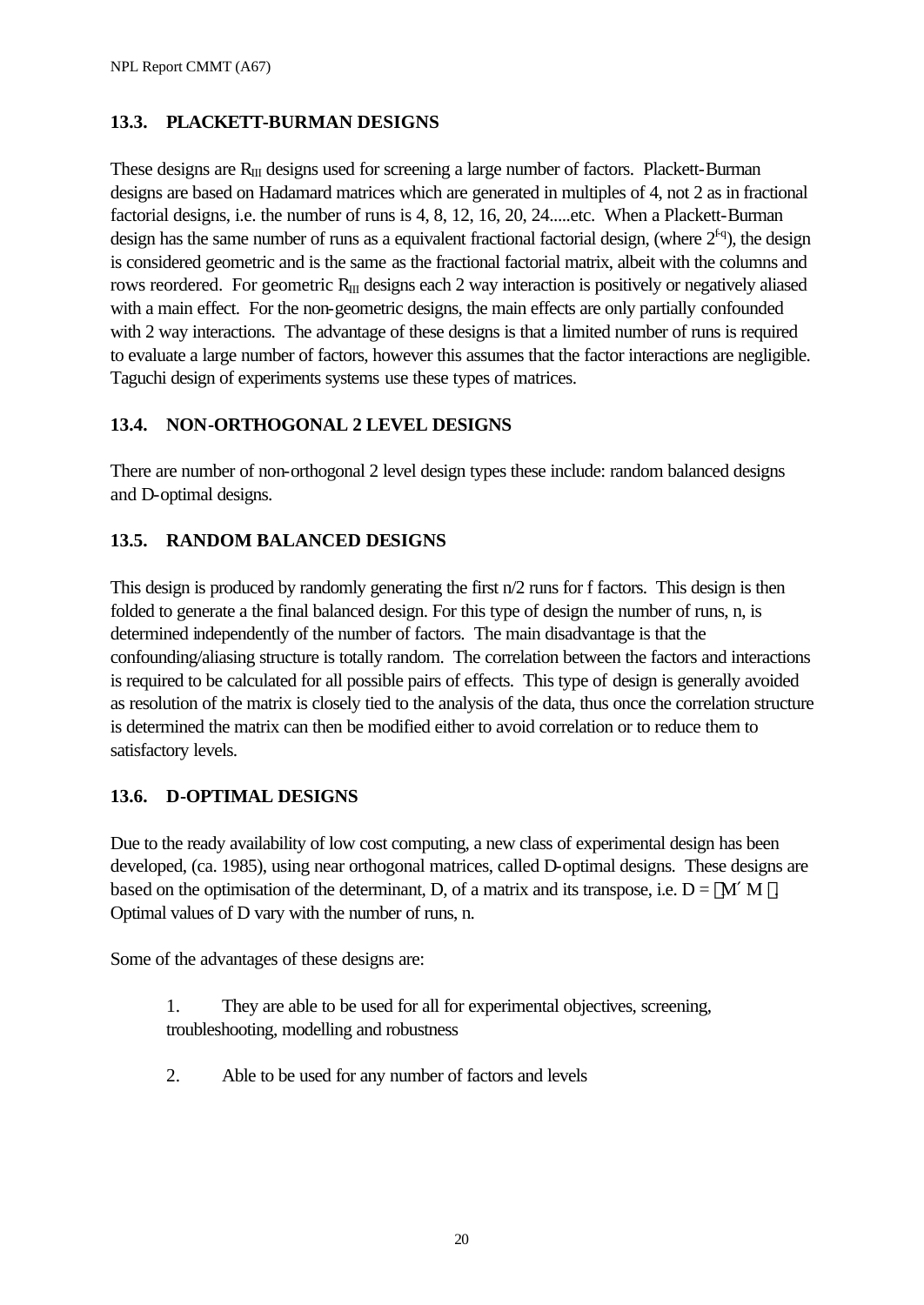### 13.3. PLACKETT-BURMAN DESIGNS

These designs are $R_{III}$ designs used for screening a large number of factors. Plackett-Burman designs are based on Hadamard matrices which are generated in multiples of 4, not 2 as in fractional factorial designs, i.e. the number of runs is 4, 8, 12, 16, 20, 24.....etc. When a Plackett-Burman design has the same number of runs as a equivalent fractional factorial design, (where $2^{f-q}$), the design is considered geometric and is the same as the fractional factorial matrix, albeit with the columns and rows reordered. For geometric $R_{III}$ designs each 2 way interaction is positively or negatively aliased with a main effect. For the non-geometric designs, the main effects are only partially confounded with 2 way interactions. The advantage of these designs is that a limited number of runs is required to evaluate a large number of factors, however this assumes that the factor interactions are negligible. Taguchi design of experiments systems use these types of matrices.

### 13.4. NON-ORTHOGONAL 2 LEVEL DESIGNS

There are number of non-orthogonal 2 level design types these include: random balanced designs and D-optimal designs.

### 13.5. RANDOM BALANCED DESIGNS

This design is produced by randomly generating the first n/2 runs for f factors. This design is then folded to generate a the final balanced design. For this type of design the number of runs, n, is determined independently of the number of factors. The main disadvantage is that the confounding/aliasing structure is totally random. The correlation between the factors and interactions is required to be calculated for all possible pairs of effects. This type of design is generally avoided as resolution of the matrix is closely tied to the analysis of the data, thus once the correlation structure is determined the matrix can then be modified either to avoid correlation or to reduce them to satisfactory levels.

### 13.6. D-OPTIMAL DESIGNS

Due to the ready availability of low cost computing, a new class of experimental design has been developed, (ca. 1985), using near orthogonal matrices, called D-optimal designs. These designs are based on the optimisation of the determinant, D, of a matrix and its transpose, i.e. $D = |M' M|$. Optimal values of D vary with the number of runs, n.

Some of the advantages of these designs are:

1. They are able to be used for all for experimental objectives, screening, troubleshooting, modelling and robustness

2. Able to be used for any number of factors and levels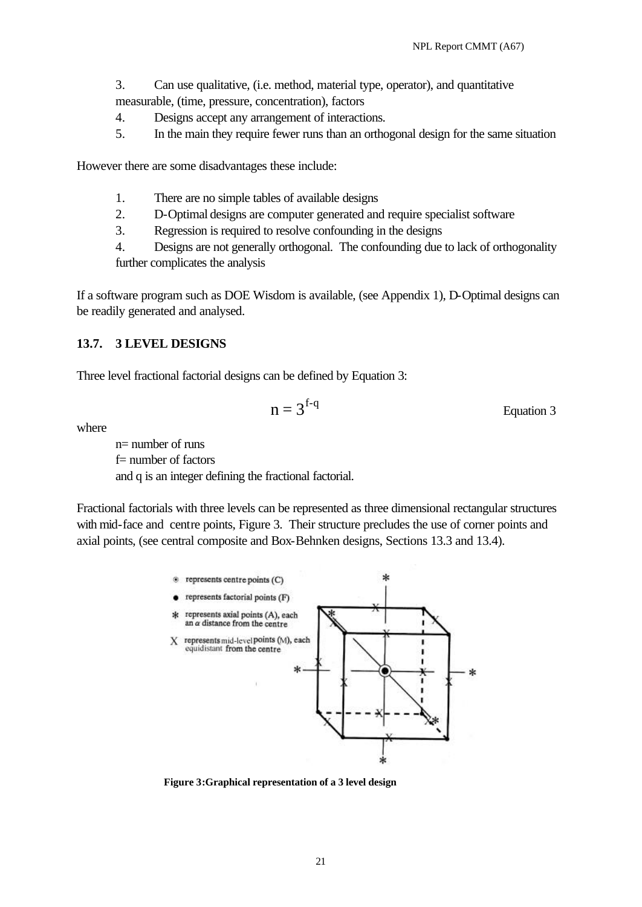3. Can use qualitative, (i.e. method, material type, operator), and quantitative measurable, (time, pressure, concentration), factors
4. Designs accept any arrangement of interactions.
5. In the main they require fewer runs than an orthogonal design for the same situation

However there are some disadvantages these include:

1. There are no simple tables of available designs
2. D-Optimal designs are computer generated and require specialist software
3. Regression is required to resolve confounding in the designs
4. Designs are not generally orthogonal. The confounding due to lack of orthogonality further complicates the analysis

If a software program such as DOE Wisdom is available, (see Appendix 1), D-Optimal designs can be readily generated and analysed.

### 13.7. 3 LEVEL DESIGNS

Three level fractional factorial designs can be defined by Equation 3:

$$n = 3^{f-q} \qquad \text{Equation 3}$$

where

n= number of runs
f= number of factors
and q is an integer defining the fractional factorial.

Fractional factorials with three levels can be represented as three dimensional rectangular structures with mid-face and centre points, Figure 3. Their structure precludes the use of corner points and axial points, (see central composite and Box-Behnken designs, Sections 13.3 and 13.4).

⊙ represents centre points (C)
● represents factorial points (F)
\* represents axial points (A), each an $\alpha$ distance from the centre
X represents mid-level points (M), each equidistant from the centre

**Figure 3:Graphical representation of a 3 level design**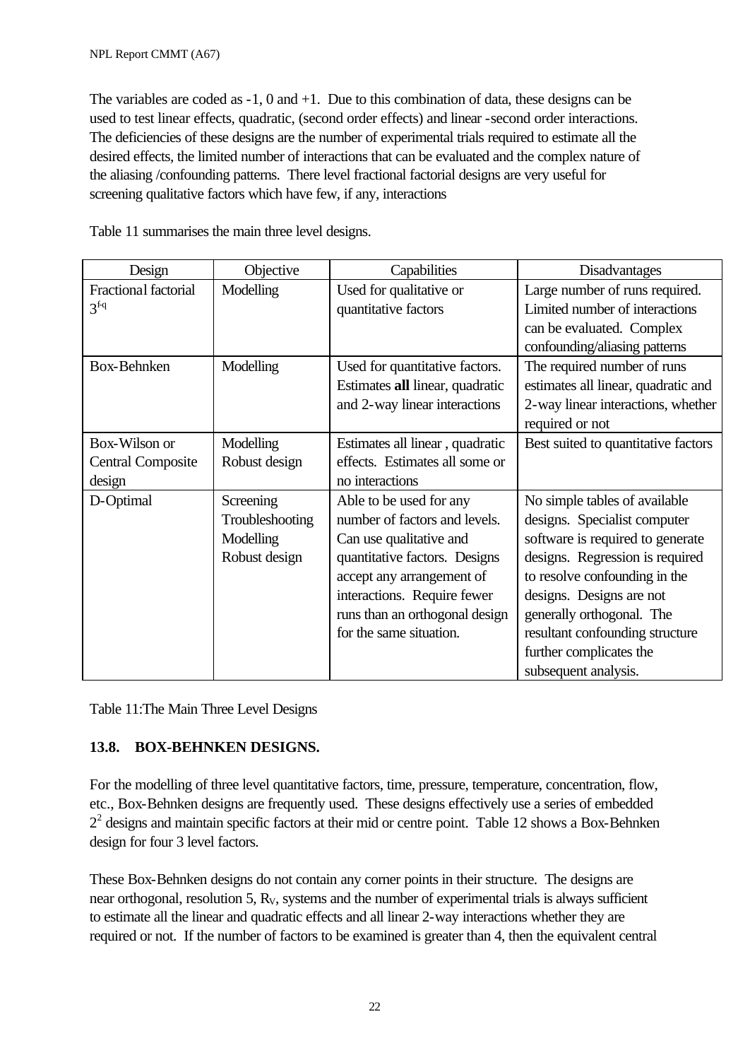The variables are coded as -1, 0 and +1. Due to this combination of data, these designs can be used to test linear effects, quadratic, (second order effects) and linear -second order interactions. The deficiencies of these designs are the number of experimental trials required to estimate all the desired effects, the limited number of interactions that can be evaluated and the complex nature of the aliasing /confounding patterns. There level fractional factorial designs are very useful for screening qualitative factors which have few, if any, interactions

Table 11 summarises the main three level designs.

| Design | Objective | Capabilities | Disadvantages |
|---|---|---|---|
| Fractional factorial $3^{f-q}$ | Modelling | Used for qualitative or quantitative factors | Large number of runs required. Limited number of interactions can be evaluated. Complex confounding/aliasing patterns |
| Box-Behnken | Modelling | Used for quantitative factors. Estimates **all** linear, quadratic and 2-way linear interactions | The required number of runs estimates all linear, quadratic and 2-way linear interactions, whether required or not |
| Box-Wilson or Central Composite design | Modelling Robust design | Estimates all linear , quadratic effects. Estimates all some or no interactions | Best suited to quantitative factors |
| D-Optimal | Screening Troubleshooting Modelling Robust design | Able to be used for any number of factors and levels. Can use qualitative and quantitative factors. Designs accept any arrangement of interactions. Require fewer runs than an orthogonal design for the same situation. | No simple tables of available designs. Specialist computer software is required to generate designs. Regression is required to resolve confounding in the designs. Designs are not generally orthogonal. The resultant confounding structure further complicates the subsequent analysis. |

Table 11:The Main Three Level Designs

## 13.8. BOX-BEHNKEN DESIGNS.

For the modelling of three level quantitative factors, time, pressure, temperature, concentration, flow, etc., Box-Behnken designs are frequently used. These designs effectively use a series of embedded $2^2$ designs and maintain specific factors at their mid or centre point. Table 12 shows a Box-Behnken design for four 3 level factors.

These Box-Behnken designs do not contain any corner points in their structure. The designs are near orthogonal, resolution 5, $R_V$, systems and the number of experimental trials is always sufficient to estimate all the linear and quadratic effects and all linear 2-way interactions whether they are required or not. If the number of factors to be examined is greater than 4, then the equivalent central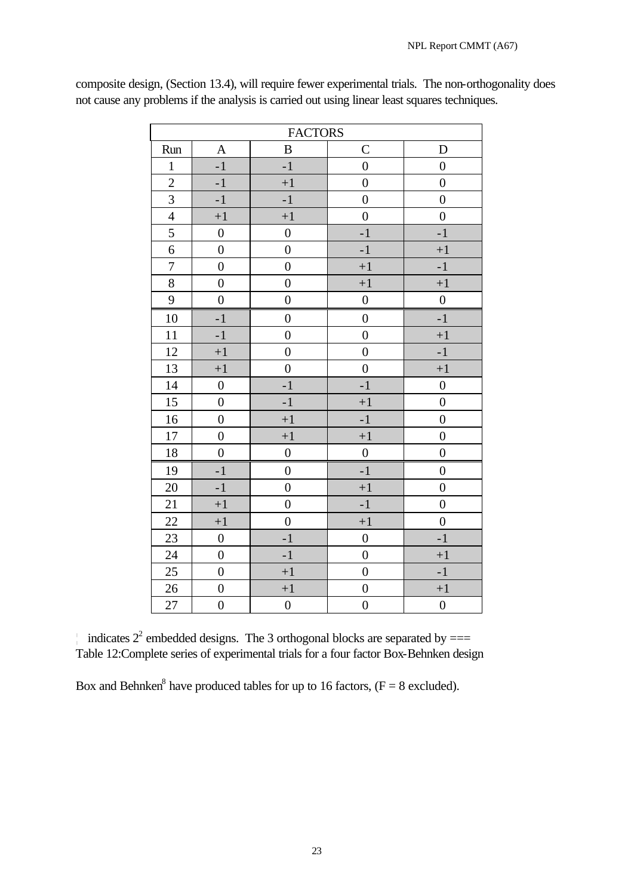composite design, (Section 13.4), will require fewer experimental trials. The non-orthogonality does not cause any problems if the analysis is carried out using linear least squares techniques.

| FACTORS | | | | |
|---|---|---|---|---|
| Run | A | B | C | D |
| 1 | -1 | -1 | 0 | 0 |
| 2 | -1 | +1 | 0 | 0 |
| 3 | -1 | -1 | 0 | 0 |
| 4 | +1 | +1 | 0 | 0 |
| 5 | 0 | 0 | -1 | -1 |
| 6 | 0 | 0 | -1 | +1 |
| 7 | 0 | 0 | +1 | -1 |
| 8 | 0 | 0 | +1 | +1 |
| 9 | 0 | 0 | 0 | 0 |
| 10 | -1 | 0 | 0 | -1 |
| 11 | -1 | 0 | 0 | +1 |
| 12 | +1 | 0 | 0 | -1 |
| 13 | +1 | 0 | 0 | +1 |
| 14 | 0 | -1 | -1 | 0 |
| 15 | 0 | -1 | +1 | 0 |
| 16 | 0 | +1 | -1 | 0 |
| 17 | 0 | +1 | +1 | 0 |
| 18 | 0 | 0 | 0 | 0 |
| 19 | -1 | 0 | -1 | 0 |
| 20 | -1 | 0 | +1 | 0 |
| 21 | +1 | 0 | -1 | 0 |
| 22 | +1 | 0 | +1 | 0 |
| 23 | 0 | -1 | 0 | -1 |
| 24 | 0 | -1 | 0 | +1 |
| 25 | 0 | +1 | 0 | -1 |
| 26 | 0 | +1 | 0 | +1 |
| 27 | 0 | 0 | 0 | 0 |

¦ indicates $2^2$ embedded designs. The 3 orthogonal blocks are separated by ===

Table 12:Complete series of experimental trials for a four factor Box-Behnken design

Box and Behnken[8] have produced tables for up to 16 factors, (F = 8 excluded).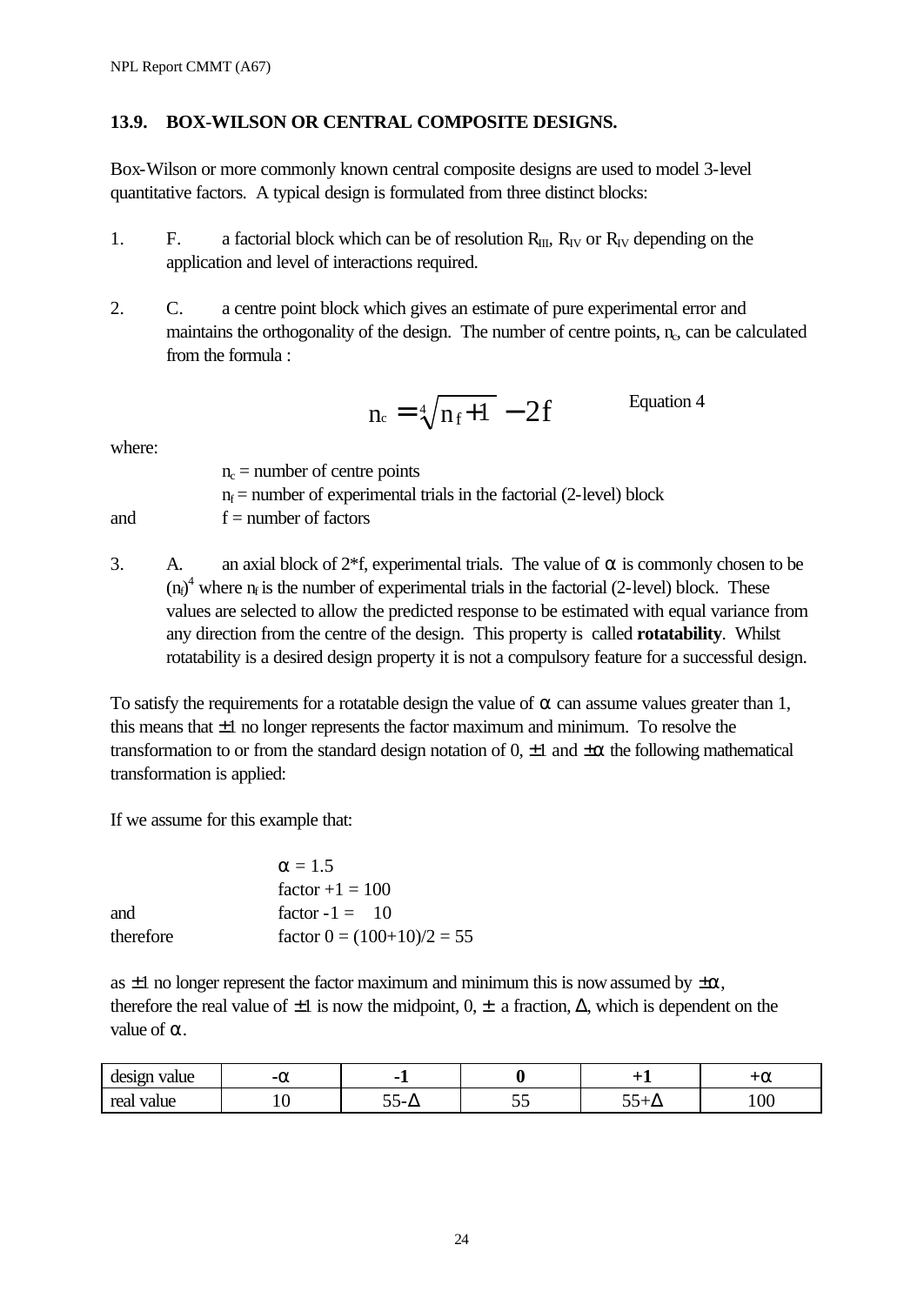## 13.9. BOX-WILSON OR CENTRAL COMPOSITE DESIGNS.

Box-Wilson or more commonly known central composite designs are used to model 3-level quantitative factors. A typical design is formulated from three distinct blocks:

1. F. a factorial block which can be of resolution $R_{III}$, $R_{IV}$ or $R_{IV}$ depending on the application and level of interactions required.

2. C. a centre point block which gives an estimate of pure experimental error and maintains the orthogonality of the design. The number of centre points, $n_c$, can be calculated from the formula :

$$n_c = \sqrt[4]{n_f + 1} - 2f \qquad \text{Equation 4}$$

where:

$n_c$ = number of centre points
$n_f$ = number of experimental trials in the factorial (2-level) block
and $f$ = number of factors

3. A. an axial block of 2*f, experimental trials. The value of $\alpha$ is commonly chosen to be $(n_f)^4$ where $n_f$ is the number of experimental trials in the factorial (2-level) block. These values are selected to allow the predicted response to be estimated with equal variance from any direction from the centre of the design. This property is called **rotatability**. Whilst rotatability is a desired design property it is not a compulsory feature for a successful design.

To satisfy the requirements for a rotatable design the value of $\alpha$ can assume values greater than 1, this means that $\pm1$ no longer represents the factor maximum and minimum. To resolve the transformation to or from the standard design notation of 0, $\pm1$ and $\pm\alpha$ the following mathematical transformation is applied:

If we assume for this example that:

$\alpha = 1.5$
factor +1 = 100
and factor -1 = 10
therefore factor 0 = (100+10)/2 = 55

as $\pm1$ no longer represent the factor maximum and minimum this is now assumed by $\pm\alpha$, therefore the real value of $\pm1$ is now the midpoint, 0, $\pm$ a fraction, $\Delta$, which is dependent on the value of $\alpha$.

| design value | **-$\alpha$** | **-1** | **0** | **+1** | **+$\alpha$** |
|---|---|---|---|---|---|
| real value | 10 | 55-$\Delta$ | 55 | 55+$\Delta$ | 100 |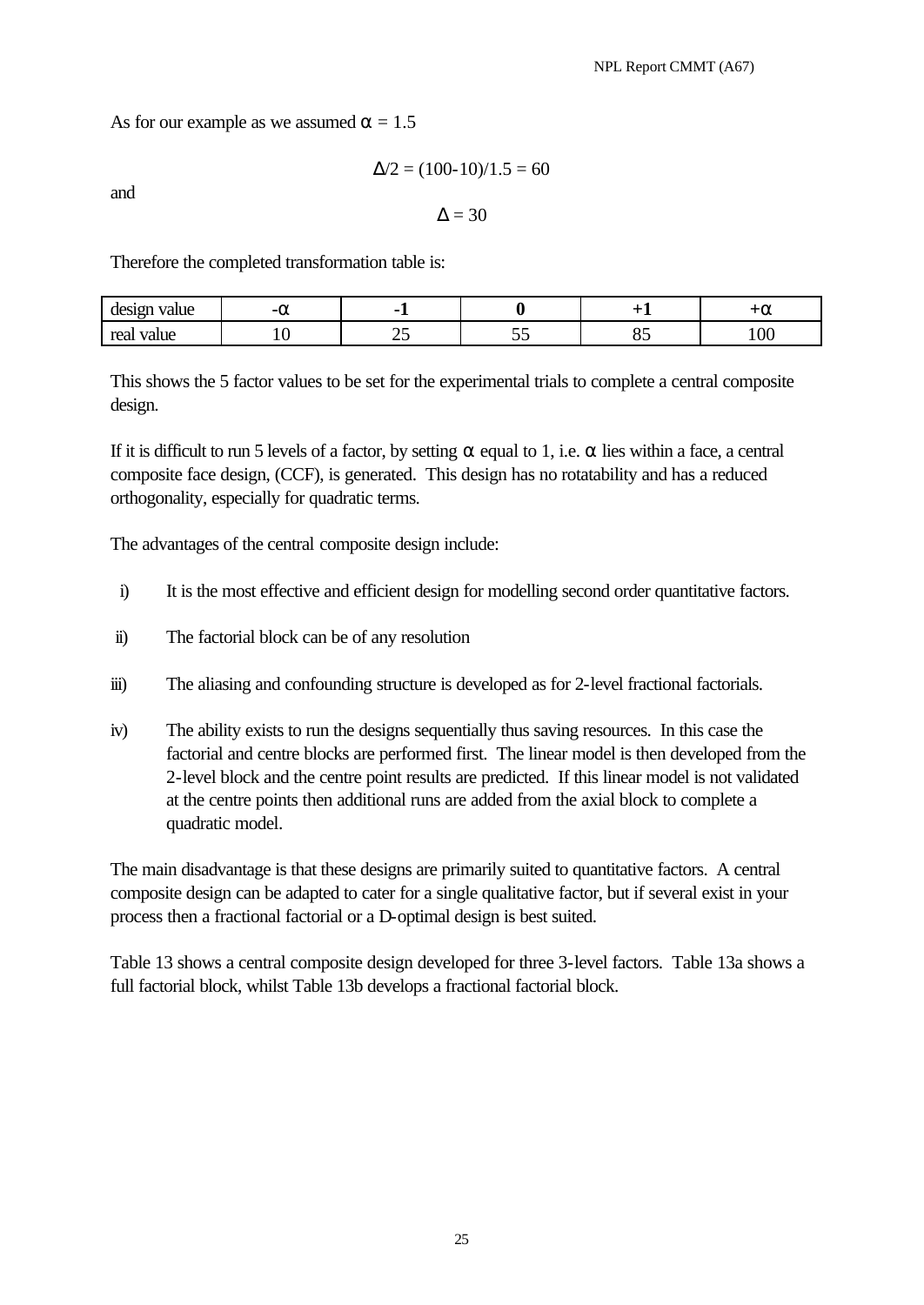As for our example as we assumed $\alpha = 1.5$

$$\Delta/2 = (100\text{-}10)/1.5 = 60$$

and

$$\Delta = 30$$

Therefore the completed transformation table is:

| design value | **-α** | **-1** | **0** | **+1** | **+α** |
|---|---|---|---|---|---|
| real value | 10 | 25 | 55 | 85 | 100 |

This shows the 5 factor values to be set for the experimental trials to complete a central composite design.

If it is difficult to run 5 levels of a factor, by setting $\alpha$ equal to 1, i.e. $\alpha$ lies within a face, a central composite face design, (CCF), is generated. This design has no rotatability and has a reduced orthogonality, especially for quadratic terms.

The advantages of the central composite design include:

i) It is the most effective and efficient design for modelling second order quantitative factors.

ii) The factorial block can be of any resolution

iii) The aliasing and confounding structure is developed as for 2-level fractional factorials.

iv) The ability exists to run the designs sequentially thus saving resources. In this case the factorial and centre blocks are performed first. The linear model is then developed from the 2-level block and the centre point results are predicted. If this linear model is not validated at the centre points then additional runs are added from the axial block to complete a quadratic model.

The main disadvantage is that these designs are primarily suited to quantitative factors. A central composite design can be adapted to cater for a single qualitative factor, but if several exist in your process then a fractional factorial or a D-optimal design is best suited.

Table 13 shows a central composite design developed for three 3-level factors. Table 13a shows a full factorial block, whilst Table 13b develops a fractional factorial block.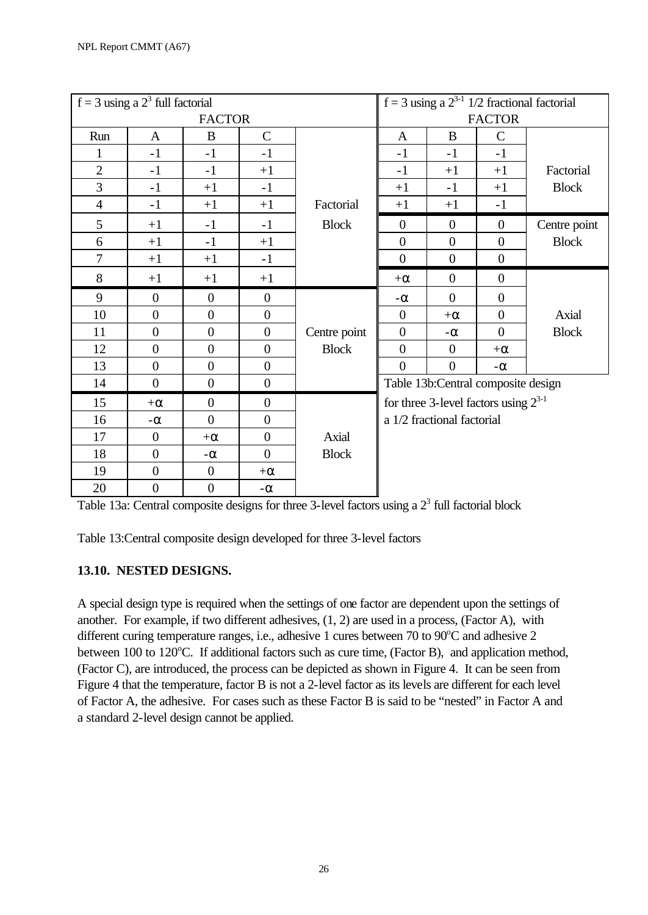| f = 3 using a $2^3$ full factorial | | | | |
|---|---|---|---|---|
| | FACTOR | | | |
| Run | A | B | C | |
| 1 | -1 | -1 | -1 | Factorial Block |
| 2 | -1 | -1 | +1 | |
| 3 | -1 | +1 | -1 | |
| 4 | -1 | +1 | +1 | |
| 5 | +1 | -1 | -1 | |
| 6 | +1 | -1 | +1 | |
| 7 | +1 | +1 | -1 | |
| 8 | +1 | +1 | +1 | |
| 9 | 0 | 0 | 0 | Centre point Block |
| 10 | 0 | 0 | 0 | |
| 11 | 0 | 0 | 0 | |
| 12 | 0 | 0 | 0 | |
| 13 | 0 | 0 | 0 | |
| 14 | 0 | 0 | 0 | |
| 15 | $+\alpha$ | 0 | 0 | Axial Block |
| 16 | $-\alpha$ | 0 | 0 | |
| 17 | 0 | $+\alpha$ | 0 | |
| 18 | 0 | $-\alpha$ | 0 | |
| 19 | 0 | 0 | $+\alpha$ | |
| 20 | 0 | 0 | $-\alpha$ | |

Table 13a: Central composite designs for three 3-level factors using a $2^3$ full factorial block

| f = 3 using a $2^{3-1}$ 1/2 fractional factorial | | | |
|---|---|---|---|
| FACTOR | | | |
| A | B | C | |
| -1 | -1 | -1 | Factorial Block |
| -1 | +1 | +1 | |
| +1 | -1 | +1 | |
| +1 | +1 | -1 | |
| 0 | 0 | 0 | Centre point Block |
| 0 | 0 | 0 | |
| 0 | 0 | 0 | |
| $+\alpha$ | 0 | 0 | Axial Block |
| $-\alpha$ | 0 | 0 | |
| 0 | $+\alpha$ | 0 | |
| 0 | $-\alpha$ | 0 | |
| 0 | 0 | $+\alpha$ | |
| 0 | 0 | $-\alpha$ | |

Table 13b:Central composite design for three 3-level factors using $2^{3-1}$ a 1/2 fractional factorial

Table 13:Central composite design developed for three 3-level factors

## 13.10. NESTED DESIGNS.

A special design type is required when the settings of one factor are dependent upon the settings of another. For example, if two different adhesives, (1, 2) are used in a process, (Factor A), with different curing temperature ranges, i.e., adhesive 1 cures between 70 to 90°C and adhesive 2 between 100 to 120°C. If additional factors such as cure time, (Factor B), and application method, (Factor C), are introduced, the process can be depicted as shown in Figure 4. It can be seen from Figure 4 that the temperature, factor B is not a 2-level factor as its levels are different for each level of Factor A, the adhesive. For cases such as these Factor B is said to be "nested" in Factor A and a standard 2-level design cannot be applied.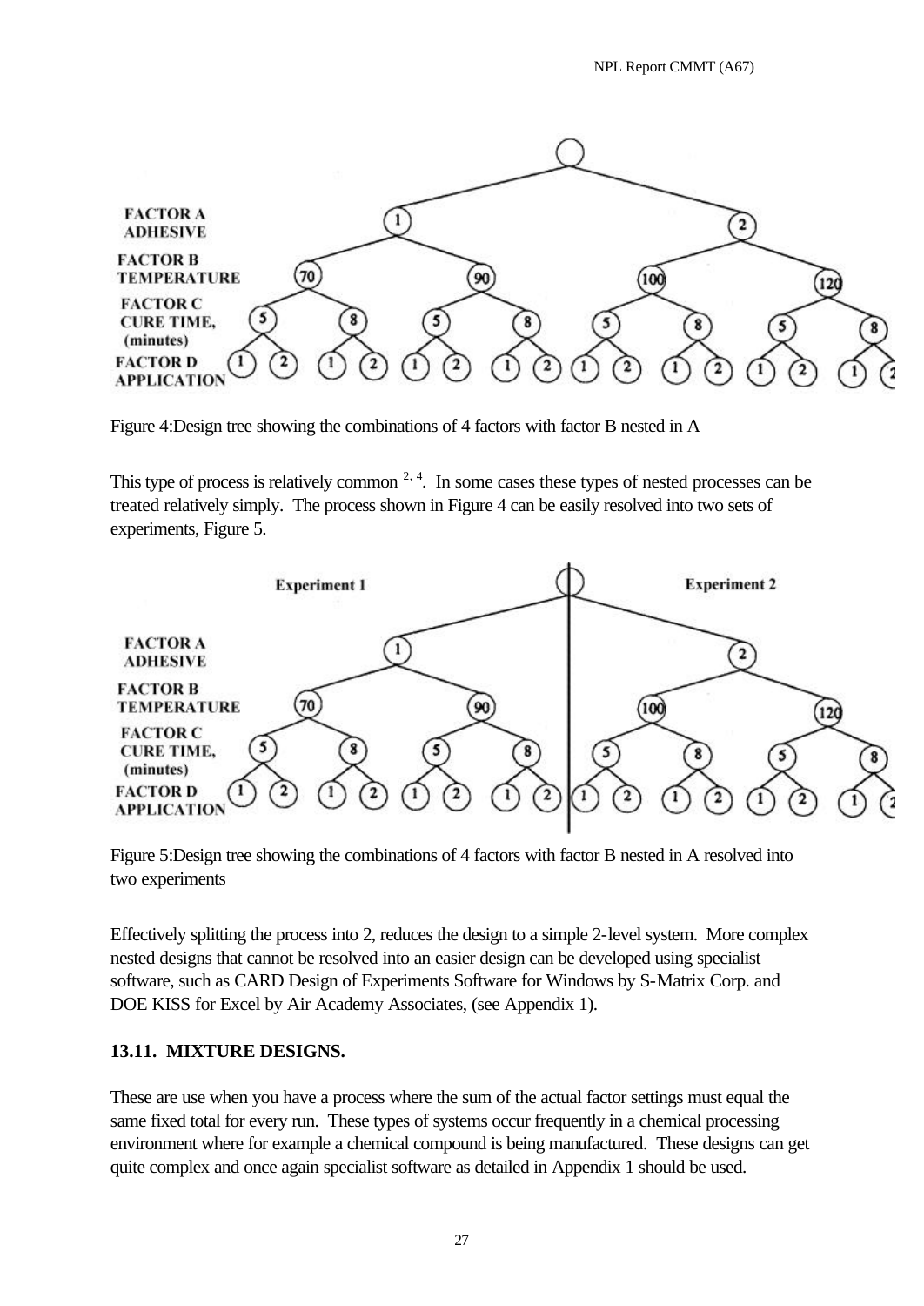Figure 4:Design tree showing the combinations of 4 factors with factor B nested in A

This type of process is relatively common [2, 4]. In some cases these types of nested processes can be treated relatively simply. The process shown in Figure 4 can be easily resolved into two sets of experiments, Figure 5.

Figure 5:Design tree showing the combinations of 4 factors with factor B nested in A resolved into two experiments

Effectively splitting the process into 2, reduces the design to a simple 2-level system. More complex nested designs that cannot be resolved into an easier design can be developed using specialist software, such as CARD Design of Experiments Software for Windows by S-Matrix Corp. and DOE KISS for Excel by Air Academy Associates, (see Appendix 1).

### 13.11. MIXTURE DESIGNS.

These are use when you have a process where the sum of the actual factor settings must equal the same fixed total for every run. These types of systems occur frequently in a chemical processing environment where for example a chemical compound is being manufactured. These designs can get quite complex and once again specialist software as detailed in Appendix 1 should be used.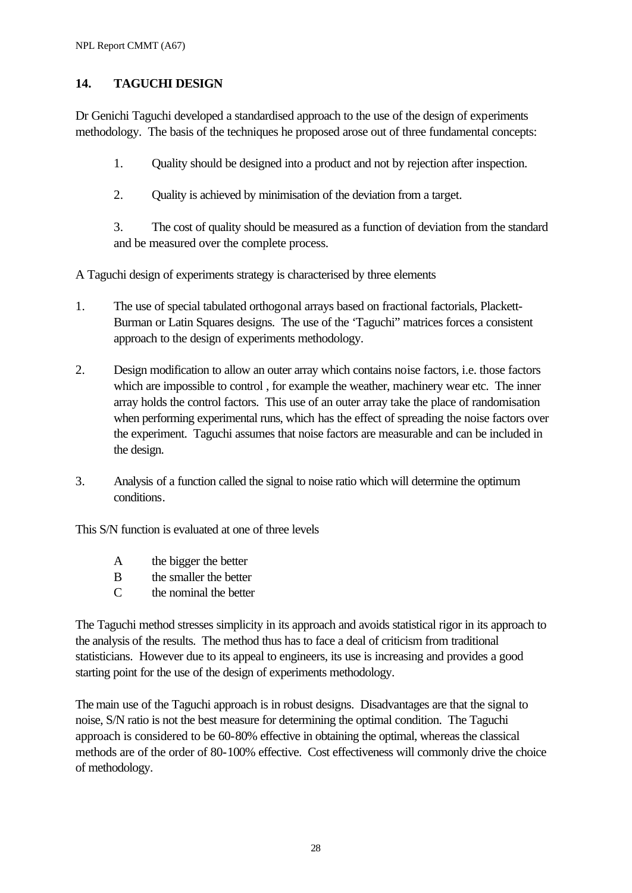## 14. TAGUCHI DESIGN

Dr Genichi Taguchi developed a standardised approach to the use of the design of experiments methodology. The basis of the techniques he proposed arose out of three fundamental concepts:

1. Quality should be designed into a product and not by rejection after inspection.
2. Quality is achieved by minimisation of the deviation from a target.
3. The cost of quality should be measured as a function of deviation from the standard and be measured over the complete process.

A Taguchi design of experiments strategy is characterised by three elements

1. The use of special tabulated orthogonal arrays based on fractional factorials, Plackett-Burman or Latin Squares designs. The use of the 'Taguchi" matrices forces a consistent approach to the design of experiments methodology.
2. Design modification to allow an outer array which contains noise factors, i.e. those factors which are impossible to control , for example the weather, machinery wear etc. The inner array holds the control factors. This use of an outer array take the place of randomisation when performing experimental runs, which has the effect of spreading the noise factors over the experiment. Taguchi assumes that noise factors are measurable and can be included in the design.
3. Analysis of a function called the signal to noise ratio which will determine the optimum conditions.

This S/N function is evaluated at one of three levels

- A the bigger the better
- B the smaller the better
- C the nominal the better

The Taguchi method stresses simplicity in its approach and avoids statistical rigor in its approach to the analysis of the results. The method thus has to face a deal of criticism from traditional statisticians. However due to its appeal to engineers, its use is increasing and provides a good starting point for the use of the design of experiments methodology.

The main use of the Taguchi approach is in robust designs. Disadvantages are that the signal to noise, S/N ratio is not the best measure for determining the optimal condition. The Taguchi approach is considered to be 60-80% effective in obtaining the optimal, whereas the classical methods are of the order of 80-100% effective. Cost effectiveness will commonly drive the choice of methodology.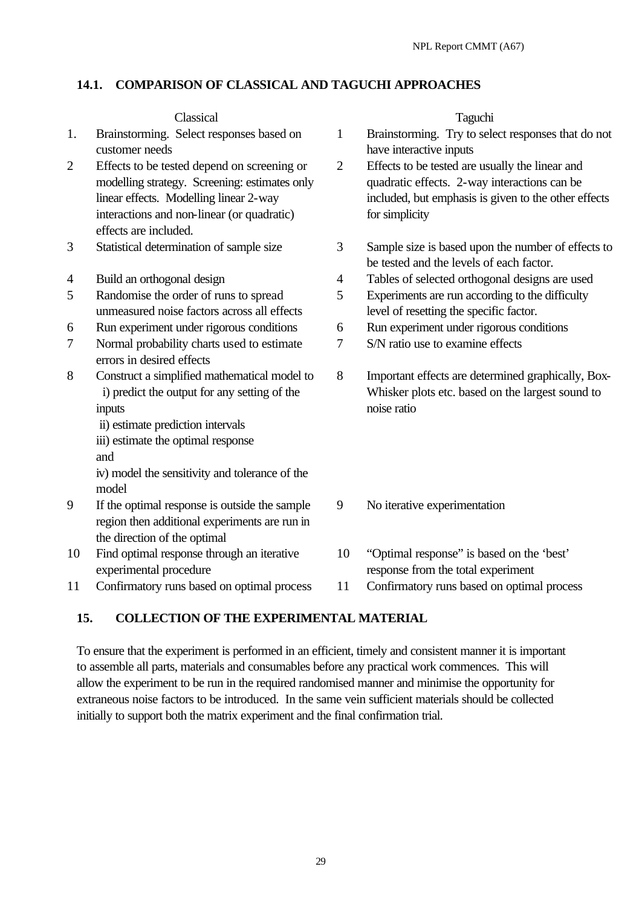### 14.1. COMPARISON OF CLASSICAL AND TAGUCHI APPROACHES

| | Classical | | Taguchi |
|---|---|---|---|
| 1. | Brainstorming. Select responses based on customer needs | 1 | Brainstorming. Try to select responses that do not have interactive inputs |
| 2 | Effects to be tested depend on screening or modelling strategy. Screening: estimates only linear effects. Modelling linear 2-way interactions and non-linear (or quadratic) effects are included. | 2 | Effects to be tested are usually the linear and quadratic effects. 2-way interactions can be included, but emphasis is given to the other effects for simplicity |
| 3 | Statistical determination of sample size | 3 | Sample size is based upon the number of effects to be tested and the levels of each factor. |
| 4 | Build an orthogonal design | 4 | Tables of selected orthogonal designs are used |
| 5 | Randomise the order of runs to spread unmeasured noise factors across all effects | 5 | Experiments are run according to the difficulty level of resetting the specific factor. |
| 6 | Run experiment under rigorous conditions | 6 | Run experiment under rigorous conditions |
| 7 | Normal probability charts used to estimate errors in desired effects | 7 | S/N ratio use to examine effects |
| 8 | Construct a simplified mathematical model to i) predict the output for any setting of the inputs ii) estimate prediction intervals iii) estimate the optimal response and iv) model the sensitivity and tolerance of the model | 8 | Important effects are determined graphically, Box-Whisker plots etc. based on the largest sound to noise ratio |
| 9 | If the optimal response is outside the sample region then additional experiments are run in the direction of the optimal | 9 | No iterative experimentation |
| 10 | Find optimal response through an iterative experimental procedure | 10 | "Optimal response" is based on the 'best' response from the total experiment |
| 11 | Confirmatory runs based on optimal process | 11 | Confirmatory runs based on optimal process |

## 15. COLLECTION OF THE EXPERIMENTAL MATERIAL

To ensure that the experiment is performed in an efficient, timely and consistent manner it is important to assemble all parts, materials and consumables before any practical work commences. This will allow the experiment to be run in the required randomised manner and minimise the opportunity for extraneous noise factors to be introduced. In the same vein sufficient materials should be collected initially to support both the matrix experiment and the final confirmation trial.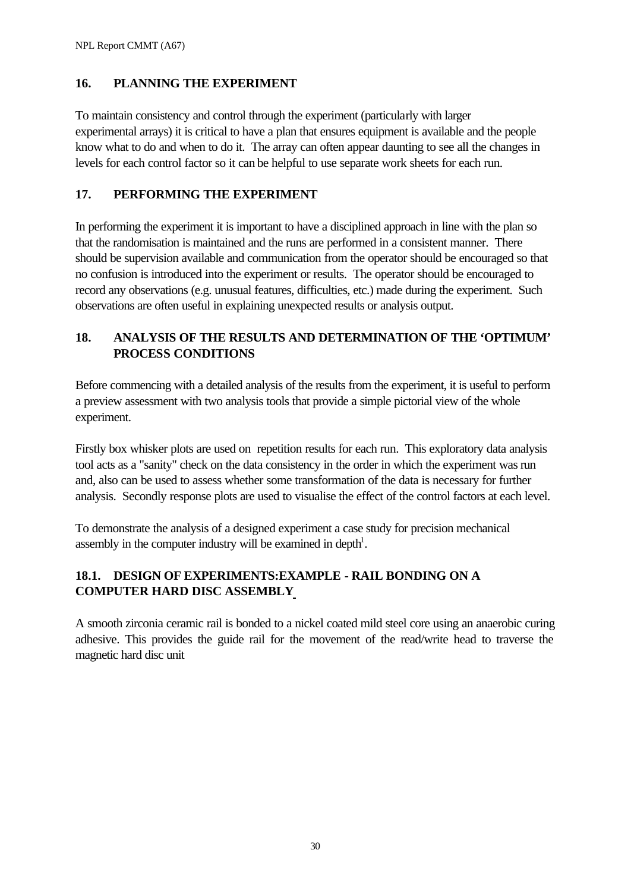## 16. PLANNING THE EXPERIMENT

To maintain consistency and control through the experiment (particularly with larger experimental arrays) it is critical to have a plan that ensures equipment is available and the people know what to do and when to do it. The array can often appear daunting to see all the changes in levels for each control factor so it can be helpful to use separate work sheets for each run.

## 17. PERFORMING THE EXPERIMENT

In performing the experiment it is important to have a disciplined approach in line with the plan so that the randomisation is maintained and the runs are performed in a consistent manner. There should be supervision available and communication from the operator should be encouraged so that no confusion is introduced into the experiment or results. The operator should be encouraged to record any observations (e.g. unusual features, difficulties, etc.) made during the experiment. Such observations are often useful in explaining unexpected results or analysis output.

## 18. ANALYSIS OF THE RESULTS AND DETERMINATION OF THE 'OPTIMUM' PROCESS CONDITIONS

Before commencing with a detailed analysis of the results from the experiment, it is useful to perform a preview assessment with two analysis tools that provide a simple pictorial view of the whole experiment.

Firstly box whisker plots are used on repetition results for each run. This exploratory data analysis tool acts as a "sanity" check on the data consistency in the order in which the experiment was run and, also can be used to assess whether some transformation of the data is necessary for further analysis. Secondly response plots are used to visualise the effect of the control factors at each level.

To demonstrate the analysis of a designed experiment a case study for precision mechanical assembly in the computer industry will be examined in depth[1].

### 18.1. DESIGN OF EXPERIMENTS:EXAMPLE - RAIL BONDING ON A COMPUTER HARD DISC ASSEMBLY

A smooth zirconia ceramic rail is bonded to a nickel coated mild steel core using an anaerobic curing adhesive. This provides the guide rail for the movement of the read/write head to traverse the magnetic hard disc unit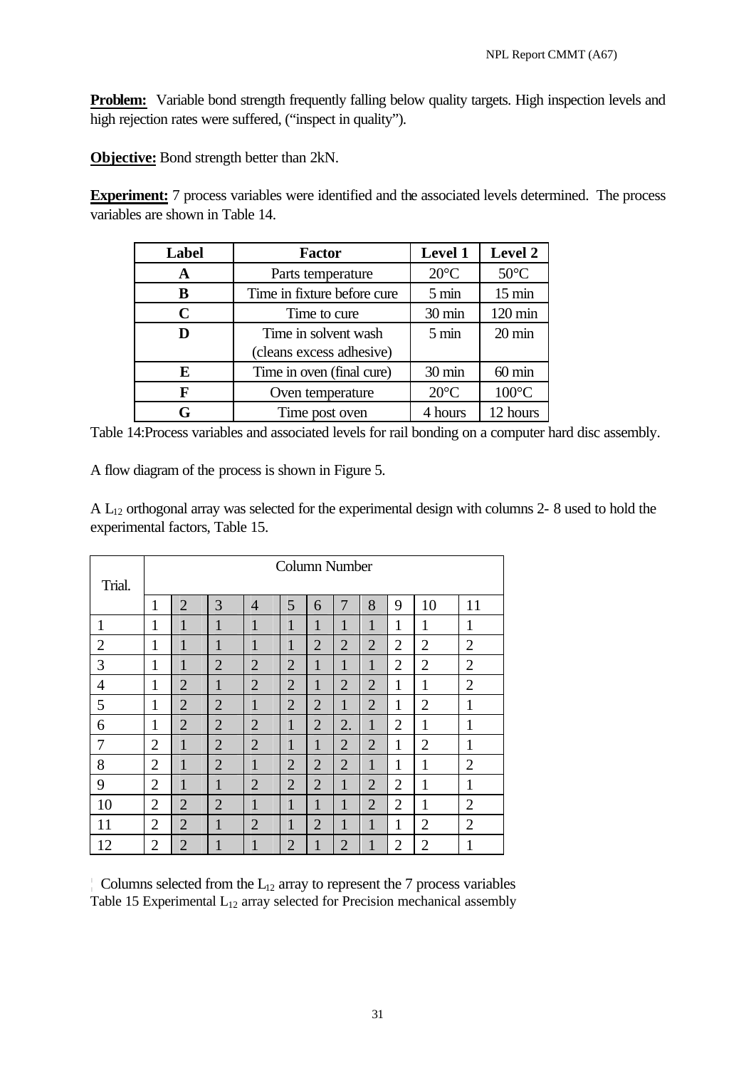**Problem:** Variable bond strength frequently falling below quality targets. High inspection levels and high rejection rates were suffered, ("inspect in quality").

**Objective:** Bond strength better than 2kN.

**Experiment:** 7 process variables were identified and the associated levels determined. The process variables are shown in Table 14.

| Label | Factor | Level 1 | Level 2 |
|---|---|---|---|
| **A** | Parts temperature | 20°C | 50°C |
| **B** | Time in fixture before cure | 5 min | 15 min |
| **C** | Time to cure | 30 min | 120 min |
| **D** | Time in solvent wash (cleans excess adhesive) | 5 min | 20 min |
| **E** | Time in oven (final cure) | 30 min | 60 min |
| **F** | Oven temperature | 20°C | 100°C |
| **G** | Time post oven | 4 hours | 12 hours |

Table 14:Process variables and associated levels for rail bonding on a computer hard disc assembly.

A flow diagram of the process is shown in Figure 5.

A $L_{12}$ orthogonal array was selected for the experimental design with columns 2- 8 used to hold the experimental factors, Table 15.

| Trial. | Column Number | | | | | | | | | | |
|---|---|---|---|---|---|---|---|---|---|---|---|
| | 1 | 2 | 3 | 4 | 5 | 6 | 7 | 8 | 9 | 10 | 11 |
| 1 | 1 | 1 | 1 | 1 | 1 | 1 | 1 | 1 | 1 | 1 | 1 |
| 2 | 1 | 1 | 1 | 1 | 1 | 2 | 2 | 2 | 2 | 2 | 2 |
| 3 | 1 | 1 | 2 | 2 | 2 | 1 | 1 | 1 | 2 | 2 | 2 |
| 4 | 1 | 2 | 1 | 2 | 2 | 1 | 2 | 2 | 1 | 1 | 2 |
| 5 | 1 | 2 | 2 | 1 | 2 | 2 | 1 | 2 | 1 | 2 | 1 |
| 6 | 1 | 2 | 2 | 2 | 1 | 2 | 2. | 1 | 2 | 1 | 1 |
| 7 | 2 | 1 | 2 | 2 | 1 | 1 | 2 | 2 | 1 | 2 | 1 |
| 8 | 2 | 1 | 2 | 1 | 2 | 2 | 2 | 1 | 1 | 1 | 2 |
| 9 | 2 | 1 | 1 | 2 | 2 | 2 | 1 | 2 | 2 | 1 | 1 |
| 10 | 2 | 2 | 2 | 1 | 1 | 1 | 1 | 2 | 2 | 1 | 2 |
| 11 | 2 | 2 | 1 | 2 | 1 | 2 | 1 | 1 | 1 | 2 | 2 |
| 12 | 2 | 2 | 1 | 1 | 2 | 1 | 2 | 1 | 2 | 2 | 1 |

Columns selected from the $L_{12}$ array to represent the 7 process variables

Table 15 Experimental $L_{12}$ array selected for Precision mechanical assembly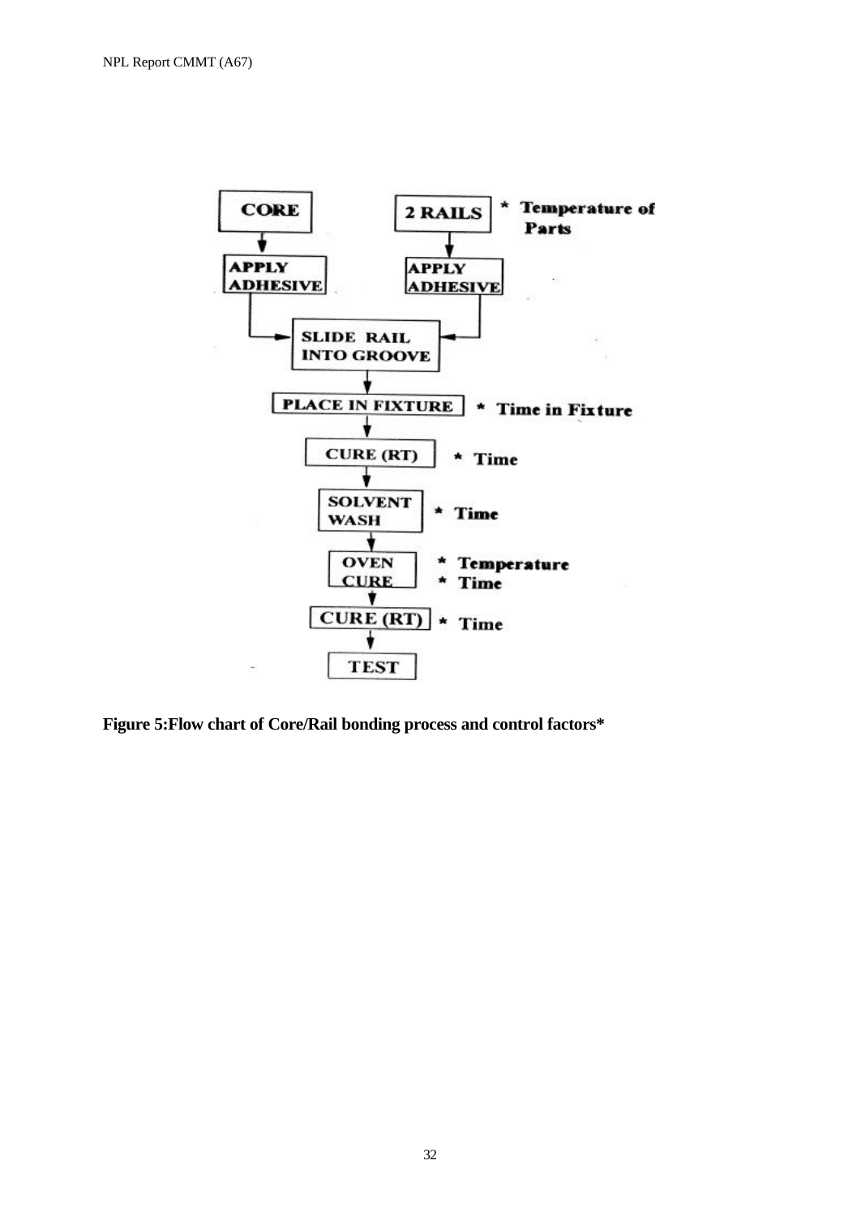CORE

2 RAILS

* Temperature of Parts

APPLY ADHESIVE

APPLY ADHESIVE

SLIDE RAIL INTO GROOVE

PLACE IN FIXTURE * Time in Fixture

CURE (RT) * Time

SOLVENT WASH * Time

OVEN CURE * Temperature * Time

CURE (RT) * Time

TEST

**Figure 5:Flow chart of Core/Rail bonding process and control factors***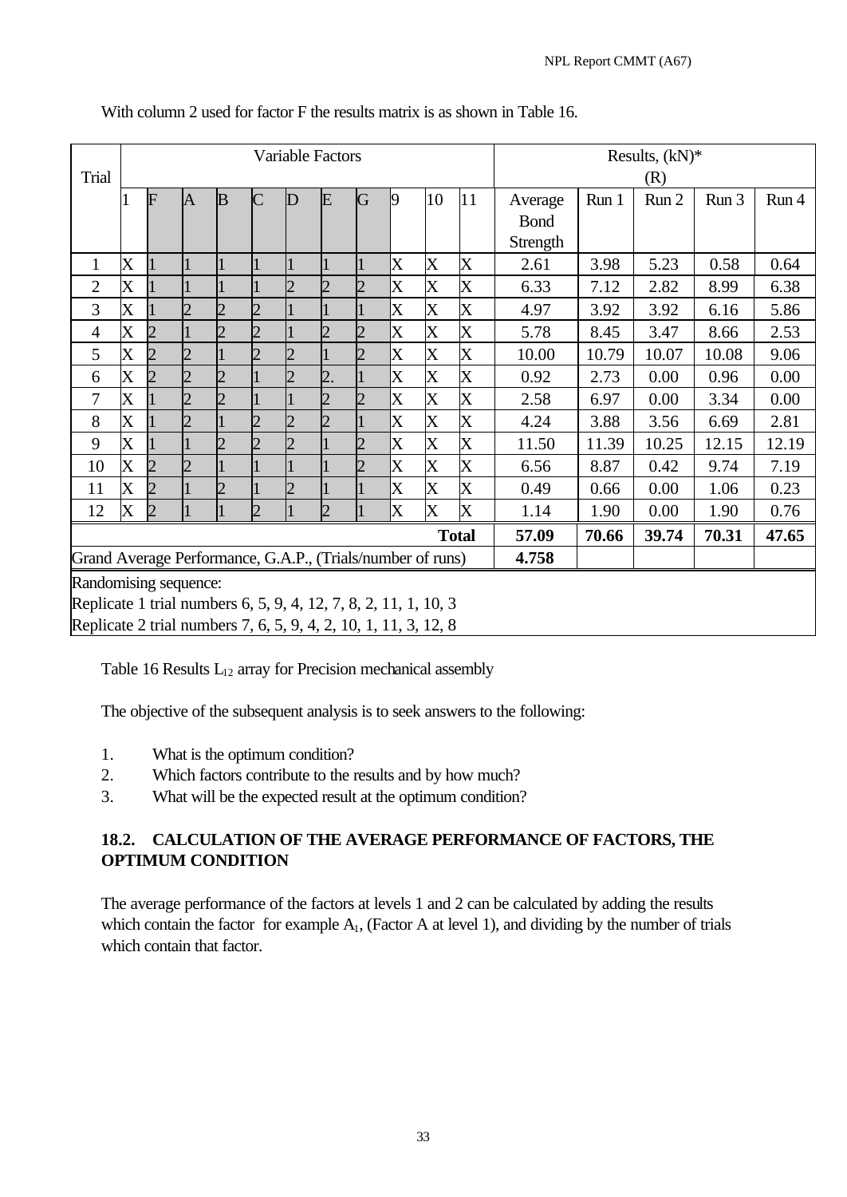With column 2 used for factor F the results matrix is as shown in Table 16.

| Trial | Variable Factors | | | | | | | | | | | Results, (kN)* (R) | | | | |
|---|---|---|---|---|---|---|---|---|---|---|---|---|---|---|---|---|
| | 1 | F | A | B | C | D | E | G | 9 | 10 | 11 | Average Bond Strength | Run 1 | Run 2 | Run 3 | Run 4 |
| 1 | X | 1 | 1 | 1 | 1 | 1 | 1 | 1 | X | X | X | 2.61 | 3.98 | 5.23 | 0.58 | 0.64 |
| 2 | X | 1 | 1 | 1 | 1 | 2 | 2 | 2 | X | X | X | 6.33 | 7.12 | 2.82 | 8.99 | 6.38 |
| 3 | X | 1 | 2 | 2 | 2 | 1 | 1 | 1 | X | X | X | 4.97 | 3.92 | 3.92 | 6.16 | 5.86 |
| 4 | X | 2 | 1 | 2 | 2 | 1 | 2 | 2 | X | X | X | 5.78 | 8.45 | 3.47 | 8.66 | 2.53 |
| 5 | X | 2 | 2 | 1 | 2 | 2 | 1 | 2 | X | X | X | 10.00 | 10.79 | 10.07 | 10.08 | 9.06 |
| 6 | X | 2 | 2 | 2 | 1 | 2 | 2. | 1 | X | X | X | 0.92 | 2.73 | 0.00 | 0.96 | 0.00 |
| 7 | X | 1 | 2 | 2 | 1 | 1 | 2 | 2 | X | X | X | 2.58 | 6.97 | 0.00 | 3.34 | 0.00 |
| 8 | X | 1 | 2 | 1 | 2 | 2 | 2 | 1 | X | X | X | 4.24 | 3.88 | 3.56 | 6.69 | 2.81 |
| 9 | X | 1 | 1 | 2 | 2 | 2 | 1 | 2 | X | X | X | 11.50 | 11.39 | 10.25 | 12.15 | 12.19 |
| 10 | X | 2 | 2 | 1 | 1 | 1 | 1 | 2 | X | X | X | 6.56 | 8.87 | 0.42 | 9.74 | 7.19 |
| 11 | X | 2 | 1 | 2 | 1 | 2 | 1 | 1 | X | X | X | 0.49 | 0.66 | 0.00 | 1.06 | 0.23 |
| 12 | X | 2 | 1 | 1 | 2 | 1 | 2 | 1 | X | X | X | 1.14 | 1.90 | 0.00 | 1.90 | 0.76 |
| | | | | | | | | | | | **Total** | **57.09** | **70.66** | **39.74** | **70.31** | **47.65** |
| Grand Average Performance, G.A.P., (Trials/number of runs) | | | | | | | | | | | | **4.758** | | | | |
| Randomising sequence: Replicate 1 trial numbers 6, 5, 9, 4, 12, 7, 8, 2, 11, 1, 10, 3; Replicate 2 trial numbers 7, 6, 5, 9, 4, 2, 10, 1, 11, 3, 12, 8 | | | | | | | | | | | | | | | | |

Table 16 Results $L_{12}$ array for Precision mechanical assembly

The objective of the subsequent analysis is to seek answers to the following:

1. What is the optimum condition?
2. Which factors contribute to the results and by how much?
3. What will be the expected result at the optimum condition?

## 18.2. CALCULATION OF THE AVERAGE PERFORMANCE OF FACTORS, THE OPTIMUM CONDITION

The average performance of the factors at levels 1 and 2 can be calculated by adding the results which contain the factor for example $A_1$, (Factor A at level 1), and dividing by the number of trials which contain that factor.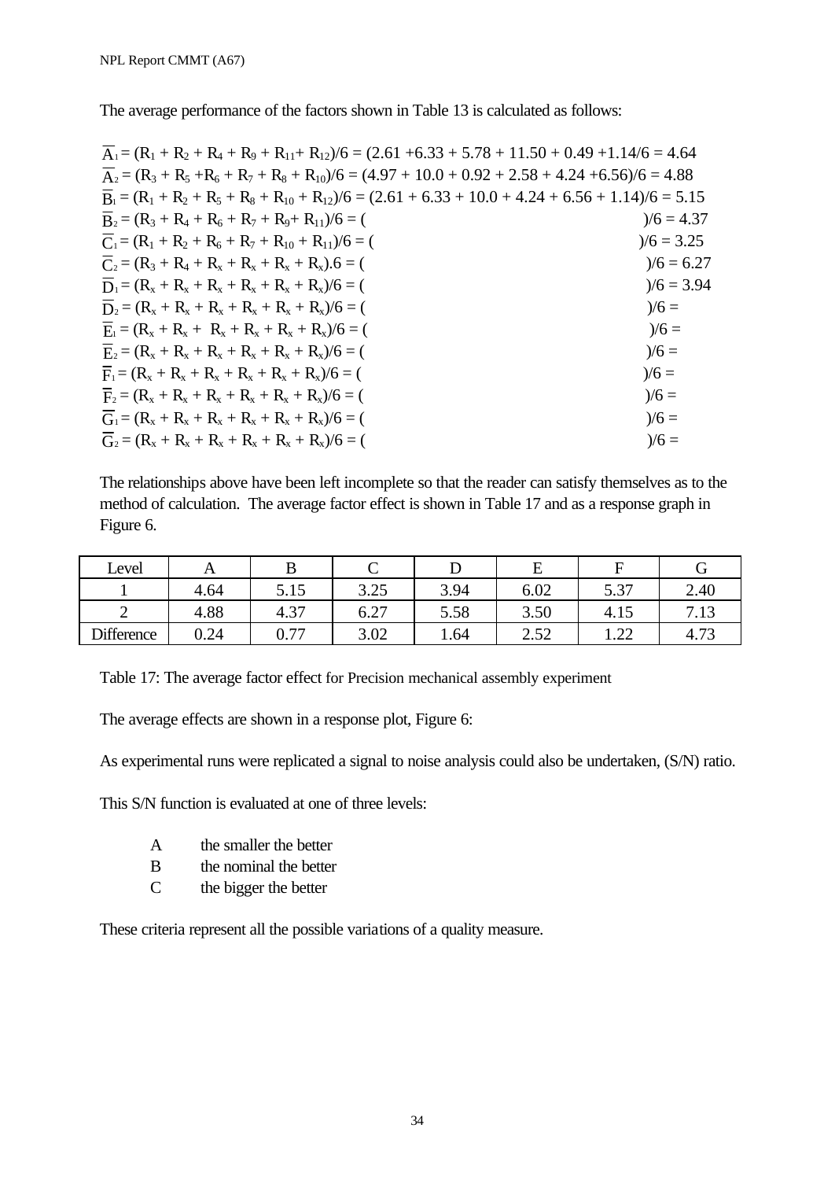The average performance of the factors shown in Table 13 is calculated as follows:

$\overline{A}_1 = (R_1 + R_2 + R_4 + R_9 + R_{11} + R_{12})/6 = (2.61 + 6.33 + 5.78 + 11.50 + 0.49 + 1.14/6 = 4.64$

$\overline{A}_2 = (R_3 + R_5 + R_6 + R_7 + R_8 + R_{10})/6 = (4.97 + 10.0 + 0.92 + 2.58 + 4.24 + 6.56)/6 = 4.88$

$\overline{B}_1 = (R_1 + R_2 + R_5 + R_8 + R_{10} + R_{12})/6 = (2.61 + 6.33 + 10.0 + 4.24 + 6.56 + 1.14)/6 = 5.15$

$\overline{B}_2 = (R_3 + R_4 + R_6 + R_7 + R_9 + R_{11})/6 = ( \qquad )/6 = 4.37$

$\overline{C}_1 = (R_1 + R_2 + R_6 + R_7 + R_{10} + R_{11})/6 = ( \qquad )/6 = 3.25$

$\overline{C}_2 = (R_3 + R_4 + R_x + R_x + R_x + R_x).6 = ( \qquad )/6 = 6.27$

$\overline{D}_1 = (R_x + R_x + R_x + R_x + R_x + R_x)/6 = ( \qquad )/6 = 3.94$

$\overline{D}_2 = (R_x + R_x + R_x + R_x + R_x + R_x)/6 = ( \qquad )/6 =$

$\overline{E}_1 = (R_x + R_x + R_x + R_x + R_x + R_x)/6 = ( \qquad )/6 =$

$\overline{E}_2 = (R_x + R_x + R_x + R_x + R_x + R_x)/6 = ( \qquad )/6 =$

$\overline{F}_1 = (R_x + R_x + R_x + R_x + R_x + R_x)/6 = ( \qquad )/6 =$

$\overline{F}_2 = (R_x + R_x + R_x + R_x + R_x + R_x)/6 = ( \qquad )/6 =$

$\overline{G}_1 = (R_x + R_x + R_x + R_x + R_x + R_x)/6 = ( \qquad )/6 =$

$\overline{G}_2 = (R_x + R_x + R_x + R_x + R_x + R_x)/6 = ( \qquad )/6 =$

The relationships above have been left incomplete so that the reader can satisfy themselves as to the method of calculation. The average factor effect is shown in Table 17 and as a response graph in Figure 6.

| Level | A | B | C | D | E | F | G |
|---|---|---|---|---|---|---|---|
| 1 | 4.64 | 5.15 | 3.25 | 3.94 | 6.02 | 5.37 | 2.40 |
| 2 | 4.88 | 4.37 | 6.27 | 5.58 | 3.50 | 4.15 | 7.13 |
| Difference | 0.24 | 0.77 | 3.02 | 1.64 | 2.52 | 1.22 | 4.73 |

Table 17: The average factor effect for Precision mechanical assembly experiment

The average effects are shown in a response plot, Figure 6:

As experimental runs were replicated a signal to noise analysis could also be undertaken, (S/N) ratio.

This S/N function is evaluated at one of three levels:

- A the smaller the better
- B the nominal the better
- C the bigger the better

These criteria represent all the possible variations of a quality measure.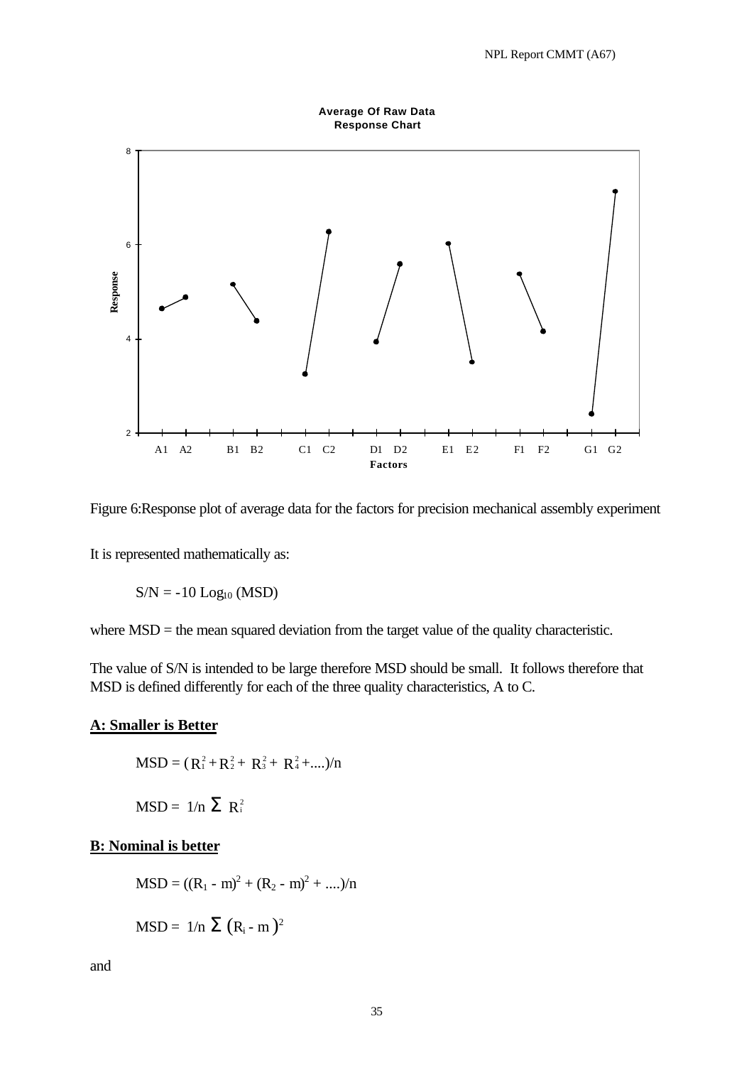Figure 6:Response plot of average data for the factors for precision mechanical assembly experiment

It is represented mathematically as:

$$S/N = -10 \text{ Log}_{10} (\text{MSD})$$

where MSD = the mean squared deviation from the target value of the quality characteristic.

The value of S/N is intended to be large therefore MSD should be small. It follows therefore that MSD is defined differently for each of the three quality characteristics, A to C.

**A: Smaller is Better**

$$\text{MSD} = (R_1^2 + R_2^2 + R_3^2 + R_4^2 + ....)/n$$

$$\text{MSD} = 1/n \, \Sigma \, R_i^2$$

**B: Nominal is better**

$$\text{MSD} = ((R_1 - m)^2 + (R_2 - m)^2 + ....)/n$$

$$\text{MSD} = 1/n \, \Sigma \, (R_i - m)^2$$

and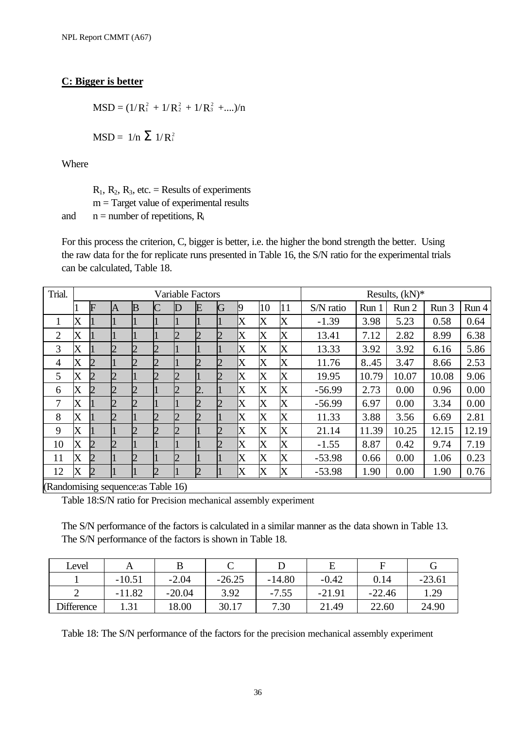## C: Bigger is better

$$MSD = (1/R_1^2 + 1/R_2^2 + 1/R_3^2 + ....)/n$$

$$MSD = 1/n \; \Sigma \; 1/R_i^2$$

Where

$R_1$, $R_2$, $R_3$, etc. = Results of experiments
m = Target value of experimental results
and n = number of repetitions, $R_i$

For this process the criterion, C, bigger is better, i.e. the higher the bond strength the better. Using the raw data for the for replicate runs presented in Table 16, the S/N ratio for the experimental trials can be calculated, Table 18.

| Trial. | Variable Factors | | | | | | | | | | | Results, (kN)* | | | | |
|---|---|---|---|---|---|---|---|---|---|---|---|---|---|---|---|---|
| | 1 | F | A | B | C | D | E | G | 9 | 10 | 11 | S/N ratio | Run 1 | Run 2 | Run 3 | Run 4 |
| 1 | X | 1 | 1 | 1 | 1 | 1 | 1 | 1 | X | X | X | -1.39 | 3.98 | 5.23 | 0.58 | 0.64 |
| 2 | X | 1 | 1 | 1 | 1 | 2 | 2 | 2 | X | X | X | 13.41 | 7.12 | 2.82 | 8.99 | 6.38 |
| 3 | X | 1 | 2 | 2 | 2 | 1 | 1 | 1 | X | X | X | 13.33 | 3.92 | 3.92 | 6.16 | 5.86 |
| 4 | X | 2 | 1 | 2 | 2 | 1 | 2 | 2 | X | X | X | 11.76 | 8..45 | 3.47 | 8.66 | 2.53 |
| 5 | X | 2 | 2 | 1 | 2 | 2 | 1 | 2 | X | X | X | 19.95 | 10.79 | 10.07 | 10.08 | 9.06 |
| 6 | X | 2 | 2 | 2 | 1 | 2 | 2. | 1 | X | X | X | -56.99 | 2.73 | 0.00 | 0.96 | 0.00 |
| 7 | X | 1 | 2 | 2 | 1 | 1 | 2 | 2 | X | X | X | -56.99 | 6.97 | 0.00 | 3.34 | 0.00 |
| 8 | X | 1 | 2 | 1 | 2 | 2 | 2 | 1 | X | X | X | 11.33 | 3.88 | 3.56 | 6.69 | 2.81 |
| 9 | X | 1 | 1 | 2 | 2 | 2 | 1 | 2 | X | X | X | 21.14 | 11.39 | 10.25 | 12.15 | 12.19 |
| 10 | X | 2 | 2 | 1 | 1 | 1 | 1 | 2 | X | X | X | -1.55 | 8.87 | 0.42 | 9.74 | 7.19 |
| 11 | X | 2 | 1 | 2 | 1 | 2 | 1 | 1 | X | X | X | -53.98 | 0.66 | 0.00 | 1.06 | 0.23 |
| 12 | X | 2 | 1 | 1 | 2 | 1 | 2 | 1 | X | X | X | -53.98 | 1.90 | 0.00 | 1.90 | 0.76 |

(Randomising sequence:as Table 16)

Table 18:S/N ratio for Precision mechanical assembly experiment

The S/N performance of the factors is calculated in a similar manner as the data shown in Table 13. The S/N performance of the factors is shown in Table 18.

| Level | A | B | C | D | E | F | G |
|---|---|---|---|---|---|---|---|
| 1 | -10.51 | -2.04 | -26.25 | -14.80 | -0.42 | 0.14 | -23.61 |
| 2 | -11.82 | -20.04 | 3.92 | -7.55 | -21.91 | -22.46 | 1.29 |
| Difference | 1.31 | 18.00 | 30.17 | 7.30 | 21.49 | 22.60 | 24.90 |

Table 18: The S/N performance of the factors for the precision mechanical assembly experiment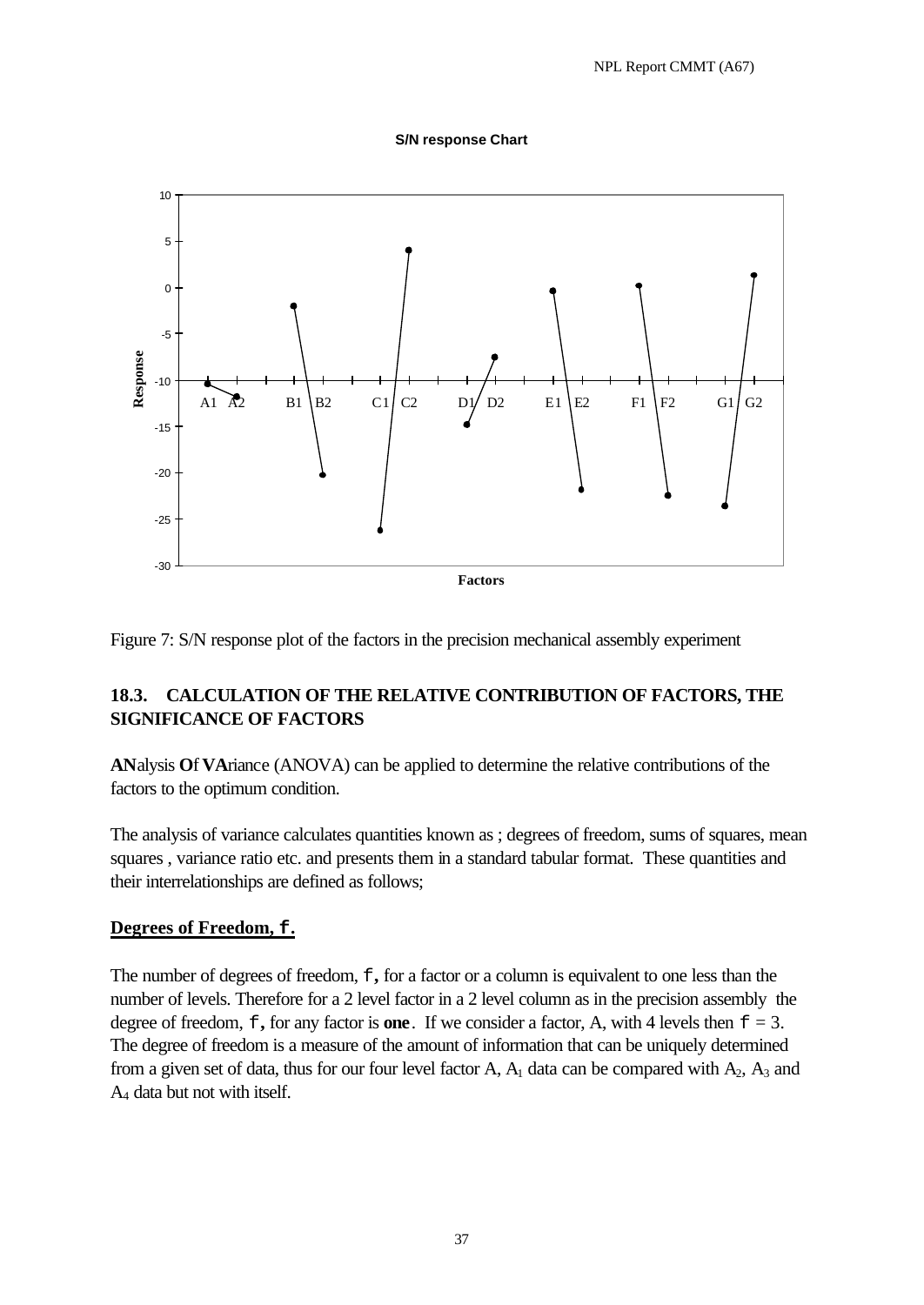Figure 7: S/N response plot of the factors in the precision mechanical assembly experiment

## 18.3. CALCULATION OF THE RELATIVE CONTRIBUTION OF FACTORS, THE SIGNIFICANCE OF FACTORS

**AN**alysis **O**f **VA**riance (ANOVA) can be applied to determine the relative contributions of the factors to the optimum condition.

The analysis of variance calculates quantities known as ; degrees of freedom, sums of squares, mean squares , variance ratio etc. and presents them in a standard tabular format. These quantities and their interrelationships are defined as follows;

**Degrees of Freedom, $f$.**

The number of degrees of freedom, $f$, for a factor or a column is equivalent to one less than the number of levels. Therefore for a 2 level factor in a 2 level column as in the precision assembly the degree of freedom, $f$, for any factor is **one**. If we consider a factor, A, with 4 levels then $f = 3$. The degree of freedom is a measure of the amount of information that can be uniquely determined from a given set of data, thus for our four level factor A, $A_1$ data can be compared with $A_2$, $A_3$ and $A_4$ data but not with itself.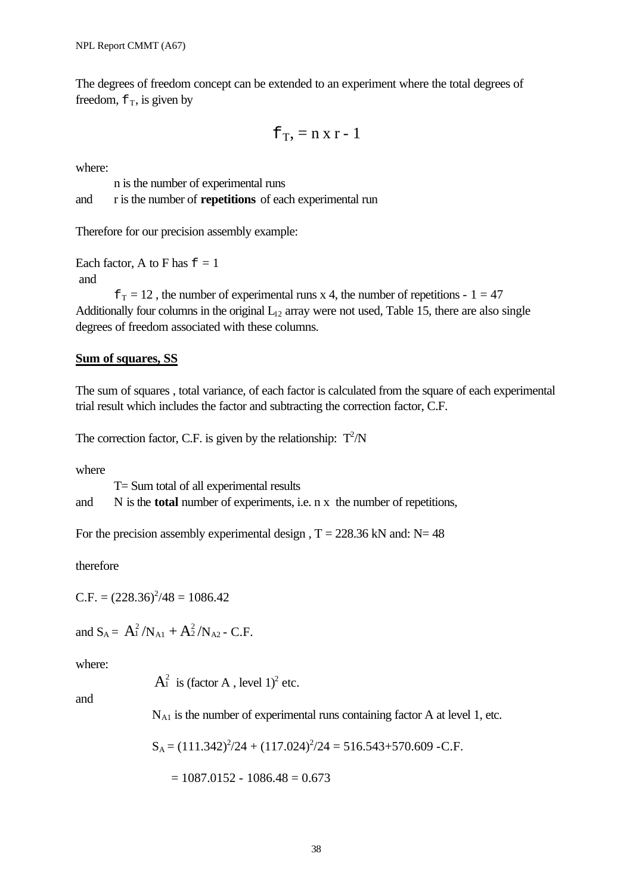The degrees of freedom concept can be extended to an experiment where the total degrees of freedom, $f_T$, is given by

$$f_T, = n \times r - 1$$

where:

n is the number of experimental runs

and r is the number of **repetitions** of each experimental run

Therefore for our precision assembly example:

Each factor, A to F has $f = 1$

and

$f_T = 12$ , the number of experimental runs x 4, the number of repetitions - 1 = 47

Additionally four columns in the original $L_{12}$ array were not used, Table 15, there are also single degrees of freedom associated with these columns.

**Sum of squares, SS**

The sum of squares , total variance, of each factor is calculated from the square of each experimental trial result which includes the factor and subtracting the correction factor, C.F.

The correction factor, C.F. is given by the relationship: $T^2/N$

where

T= Sum total of all experimental results

and N is the **total** number of experiments, i.e. n x the number of repetitions,

For the precision assembly experimental design , T = 228.36 kN and: N= 48

therefore

C.F. = $(228.36)^2/48 = 1086.42$

and $S_A = A_1^2/N_{A1} + A_2^2/N_{A2}$ - C.F.

where:

$A_1^2$ is (factor A , level $1)^2$ etc.

and

$N_{A1}$ is the number of experimental runs containing factor A at level 1, etc.

$S_A = (111.342)^2/24 + (117.024)^2/24 = 516.543+570.609$ -C.F.

$= 1087.0152 - 1086.48 = 0.673$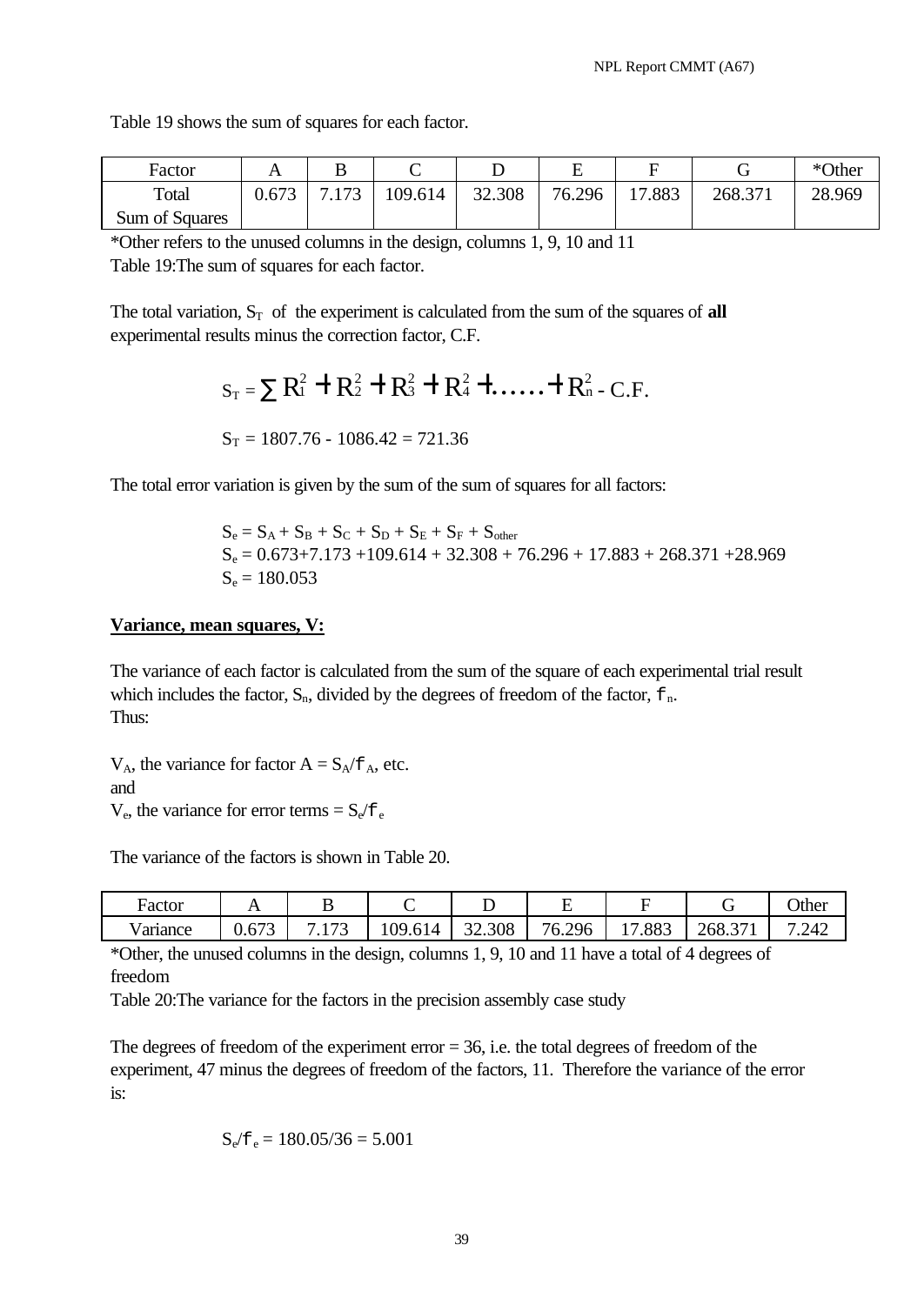Table 19 shows the sum of squares for each factor.

| Factor | A | B | C | D | E | F | G | *Other |
|---|---|---|---|---|---|---|---|---|
| Total Sum of Squares | 0.673 | 7.173 | 109.614 | 32.308 | 76.296 | 17.883 | 268.371 | 28.969 |

*Other refers to the unused columns in the design, columns 1, 9, 10 and 11

Table 19:The sum of squares for each factor.

The total variation, $S_T$ of the experiment is calculated from the sum of the squares of **all** experimental results minus the correction factor, C.F.

$$S_T = \sum R_1^2 + R_2^2 + R_3^2 + R_4^2 + \ldots\ldots + R_n^2 - \text{C.F.}$$

$$S_T = 1807.76 - 1086.42 = 721.36$$

The total error variation is given by the sum of the sum of squares for all factors:

$$S_e = S_A + S_B + S_C + S_D + S_E + S_F + S_{other}$$

$$S_e = 0.673+7.173 +109.614 + 32.308 + 76.296 + 17.883 + 268.371 +28.969$$

$$S_e = 180.053$$

**Variance, mean squares, V:**

The variance of each factor is calculated from the sum of the square of each experimental trial result which includes the factor, $S_n$, divided by the degrees of freedom of the factor, $f_n$.
Thus:

$V_A$, the variance for factor A = $S_A/f_A$, etc.
and
$V_e$, the variance for error terms = $S_e/f_e$

The variance of the factors is shown in Table 20.

| Factor | A | B | C | D | E | F | G | Other |
|---|---|---|---|---|---|---|---|---|
| Variance | 0.673 | 7.173 | 109.614 | 32.308 | 76.296 | 17.883 | 268.371 | 7.242 |

*Other, the unused columns in the design, columns 1, 9, 10 and 11 have a total of 4 degrees of freedom

Table 20:The variance for the factors in the precision assembly case study

The degrees of freedom of the experiment error = 36, i.e. the total degrees of freedom of the experiment, 47 minus the degrees of freedom of the factors, 11. Therefore the variance of the error is:

$$S_e/f_e = 180.05/36 = 5.001$$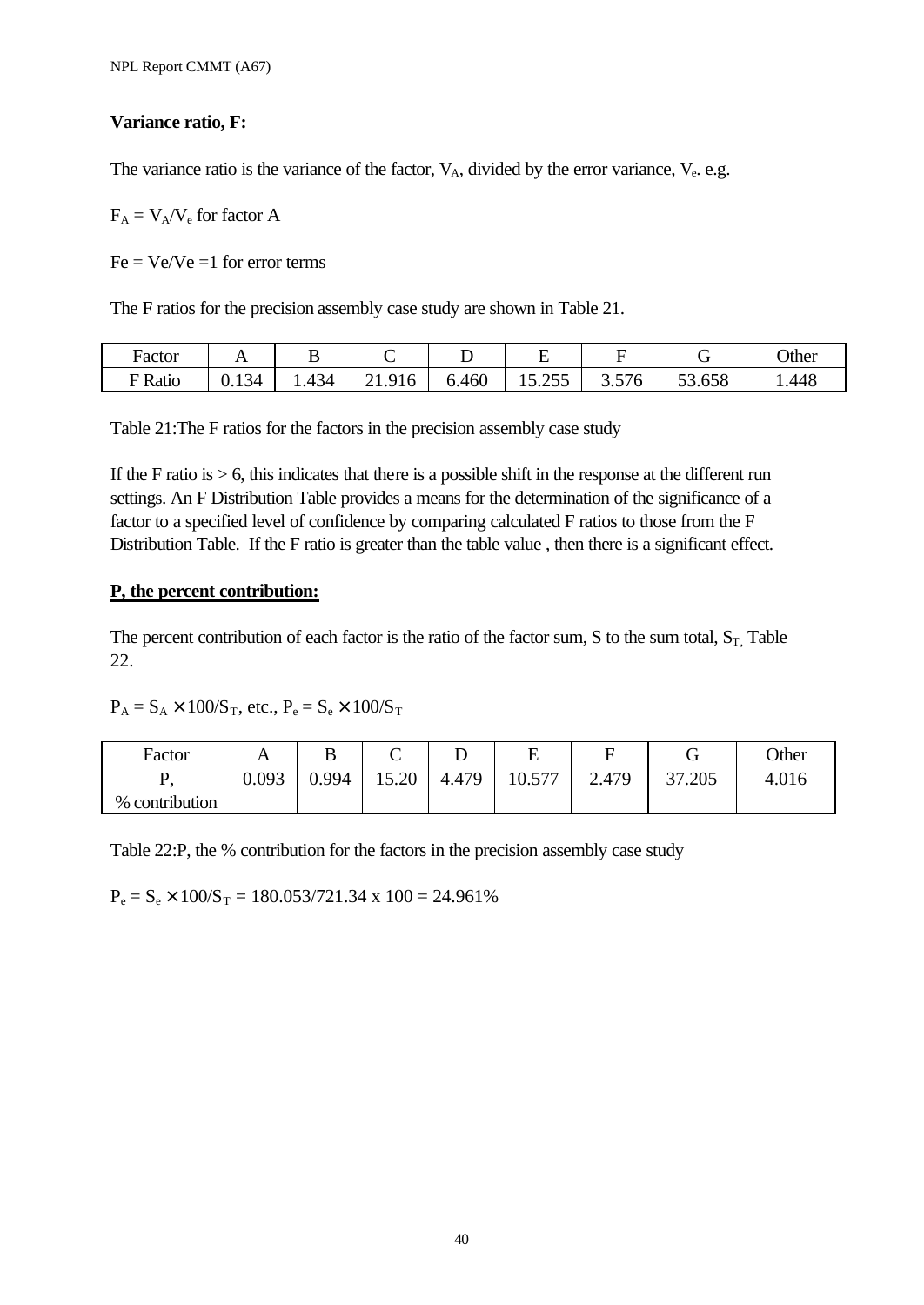**Variance ratio, F:**

The variance ratio is the variance of the factor, $V_A$, divided by the error variance, $V_e$. e.g.

$F_A = V_A/V_e$ for factor A

$Fe = Ve/Ve = 1$ for error terms

The F ratios for the precision assembly case study are shown in Table 21.

| Factor | A | B | C | D | E | F | G | Other |
|---|---|---|---|---|---|---|---|---|
| F Ratio | 0.134 | 1.434 | 21.916 | 6.460 | 15.255 | 3.576 | 53.658 | 1.448 |

Table 21:The F ratios for the factors in the precision assembly case study

If the F ratio is > 6, this indicates that there is a possible shift in the response at the different run settings. An F Distribution Table provides a means for the determination of the significance of a factor to a specified level of confidence by comparing calculated F ratios to those from the F Distribution Table. If the F ratio is greater than the table value , then there is a significant effect.

**P, the percent contribution:**

The percent contribution of each factor is the ratio of the factor sum, S to the sum total, $S_T$, Table 22.

$P_A = S_A \times 100/S_T$, etc., $P_e = S_e \times 100/S_T$

| Factor | A | B | C | D | E | F | G | Other |
|---|---|---|---|---|---|---|---|---|
| P, % contribution | 0.093 | 0.994 | 15.20 | 4.479 | 10.577 | 2.479 | 37.205 | 4.016 |

Table 22:P, the % contribution for the factors in the precision assembly case study

$P_e = S_e \times 100/S_T = 180.053/721.34 \text{ x } 100 = 24.961\%$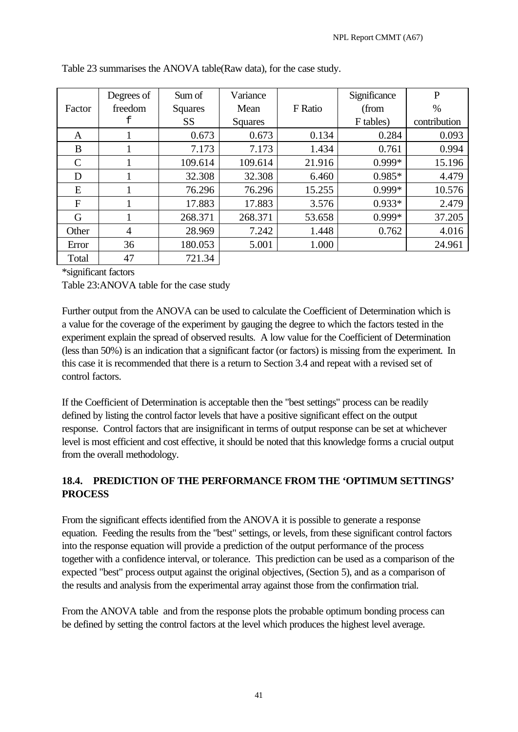Table 23 summarises the ANOVA table(Raw data), for the case study.

| Factor | Degrees of freedom f | Sum of Squares SS | Variance Mean Squares | F Ratio | Significance (from F tables) | P % contribution |
|---|---|---|---|---|---|---|
| A | 1 | 0.673 | 0.673 | 0.134 | 0.284 | 0.093 |
| B | 1 | 7.173 | 7.173 | 1.434 | 0.761 | 0.994 |
| C | 1 | 109.614 | 109.614 | 21.916 | 0.999* | 15.196 |
| D | 1 | 32.308 | 32.308 | 6.460 | 0.985* | 4.479 |
| E | 1 | 76.296 | 76.296 | 15.255 | 0.999* | 10.576 |
| F | 1 | 17.883 | 17.883 | 3.576 | 0.933* | 2.479 |
| G | 1 | 268.371 | 268.371 | 53.658 | 0.999* | 37.205 |
| Other | 4 | 28.969 | 7.242 | 1.448 | 0.762 | 4.016 |
| Error | 36 | 180.053 | 5.001 | 1.000 | | 24.961 |
| Total | 47 | 721.34 | | | | |

*significant factors

Table 23:ANOVA table for the case study

Further output from the ANOVA can be used to calculate the Coefficient of Determination which is a value for the coverage of the experiment by gauging the degree to which the factors tested in the experiment explain the spread of observed results. A low value for the Coefficient of Determination (less than 50%) is an indication that a significant factor (or factors) is missing from the experiment. In this case it is recommended that there is a return to Section 3.4 and repeat with a revised set of control factors.

If the Coefficient of Determination is acceptable then the "best settings" process can be readily defined by listing the control factor levels that have a positive significant effect on the output response. Control factors that are insignificant in terms of output response can be set at whichever level is most efficient and cost effective, it should be noted that this knowledge forms a crucial output from the overall methodology.

## 18.4. PREDICTION OF THE PERFORMANCE FROM THE 'OPTIMUM SETTINGS' PROCESS

From the significant effects identified from the ANOVA it is possible to generate a response equation. Feeding the results from the "best" settings, or levels, from these significant control factors into the response equation will provide a prediction of the output performance of the process together with a confidence interval, or tolerance. This prediction can be used as a comparison of the expected "best" process output against the original objectives, (Section 5), and as a comparison of the results and analysis from the experimental array against those from the confirmation trial.

From the ANOVA table and from the response plots the probable optimum bonding process can be defined by setting the control factors at the level which produces the highest level average.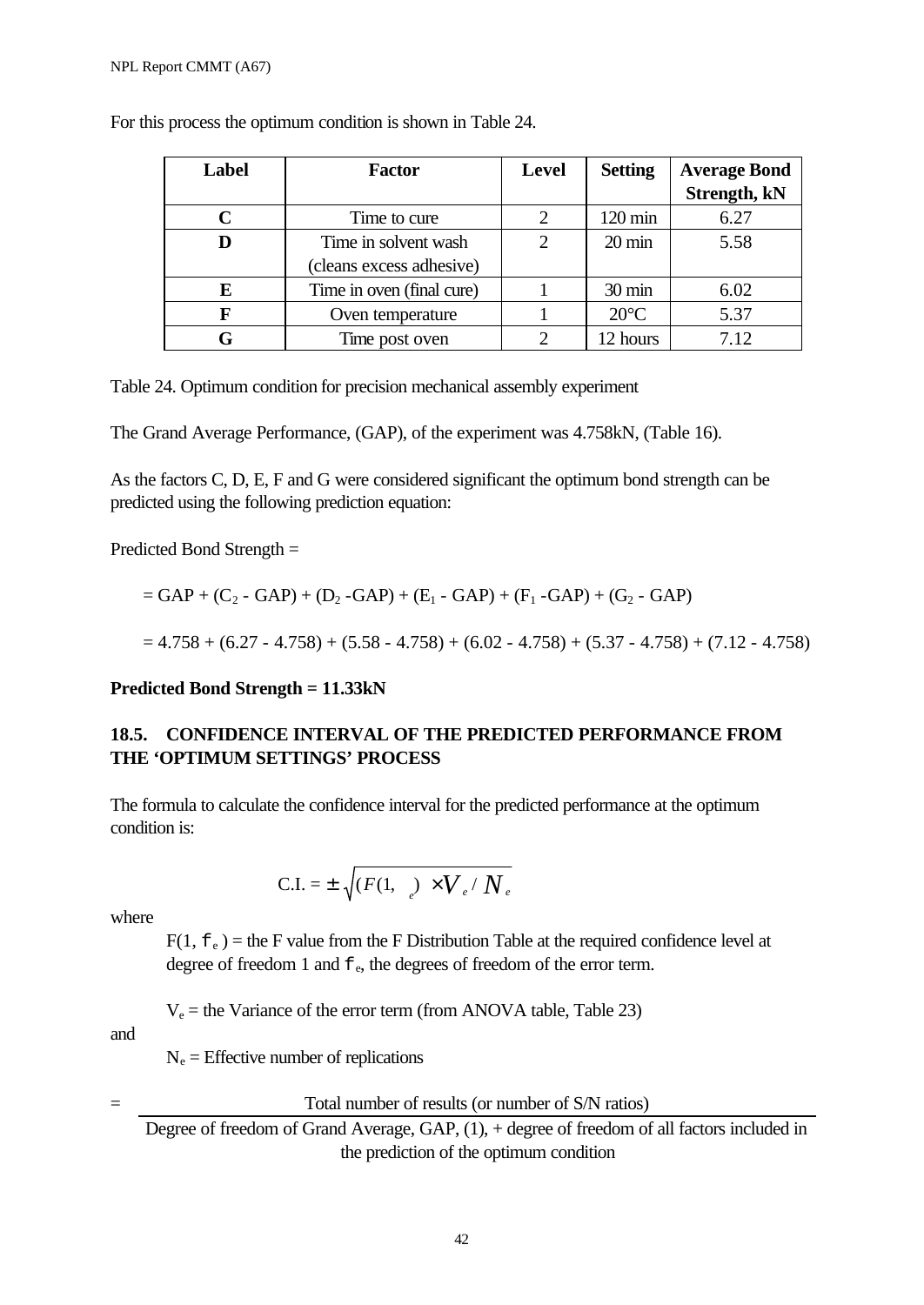For this process the optimum condition is shown in Table 24.

| Label | Factor | Level | Setting | Average Bond Strength, kN |
|---|---|---|---|---|
| C | Time to cure | 2 | 120 min | 6.27 |
| D | Time in solvent wash (cleans excess adhesive) | 2 | 20 min | 5.58 |
| E | Time in oven (final cure) | 1 | 30 min | 6.02 |
| F | Oven temperature | 1 | 20°C | 5.37 |
| G | Time post oven | 2 | 12 hours | 7.12 |

Table 24. Optimum condition for precision mechanical assembly experiment

The Grand Average Performance, (GAP), of the experiment was 4.758kN, (Table 16).

As the factors C, D, E, F and G were considered significant the optimum bond strength can be predicted using the following prediction equation:

Predicted Bond Strength =

$$= GAP + (C_2 - GAP) + (D_2 - GAP) + (E_1 - GAP) + (F_1 - GAP) + (G_2 - GAP)$$

$$= 4.758 + (6.27 - 4.758) + (5.58 - 4.758) + (6.02 - 4.758) + (5.37 - 4.758) + (7.12 - 4.758)$$

**Predicted Bond Strength = 11.33kN**

## 18.5. CONFIDENCE INTERVAL OF THE PREDICTED PERFORMANCE FROM THE 'OPTIMUM SETTINGS' PROCESS

The formula to calculate the confidence interval for the predicted performance at the optimum condition is:

$$\text{C.I.} = \pm\sqrt{(F(1, f_e) \times V_e / N_e}$$

where

$F(1, f_e)$ = the F value from the F Distribution Table at the required confidence level at degree of freedom 1 and $f_e$, the degrees of freedom of the error term.

$V_e$ = the Variance of the error term (from ANOVA table, Table 23)

and

$N_e$ = Effective number of replications

$$= \frac{\text{Total number of results (or number of S/N ratios)}}{\text{Degree of freedom of Grand Average, GAP, (1), + degree of freedom of all factors included in the prediction of the optimum condition}}$$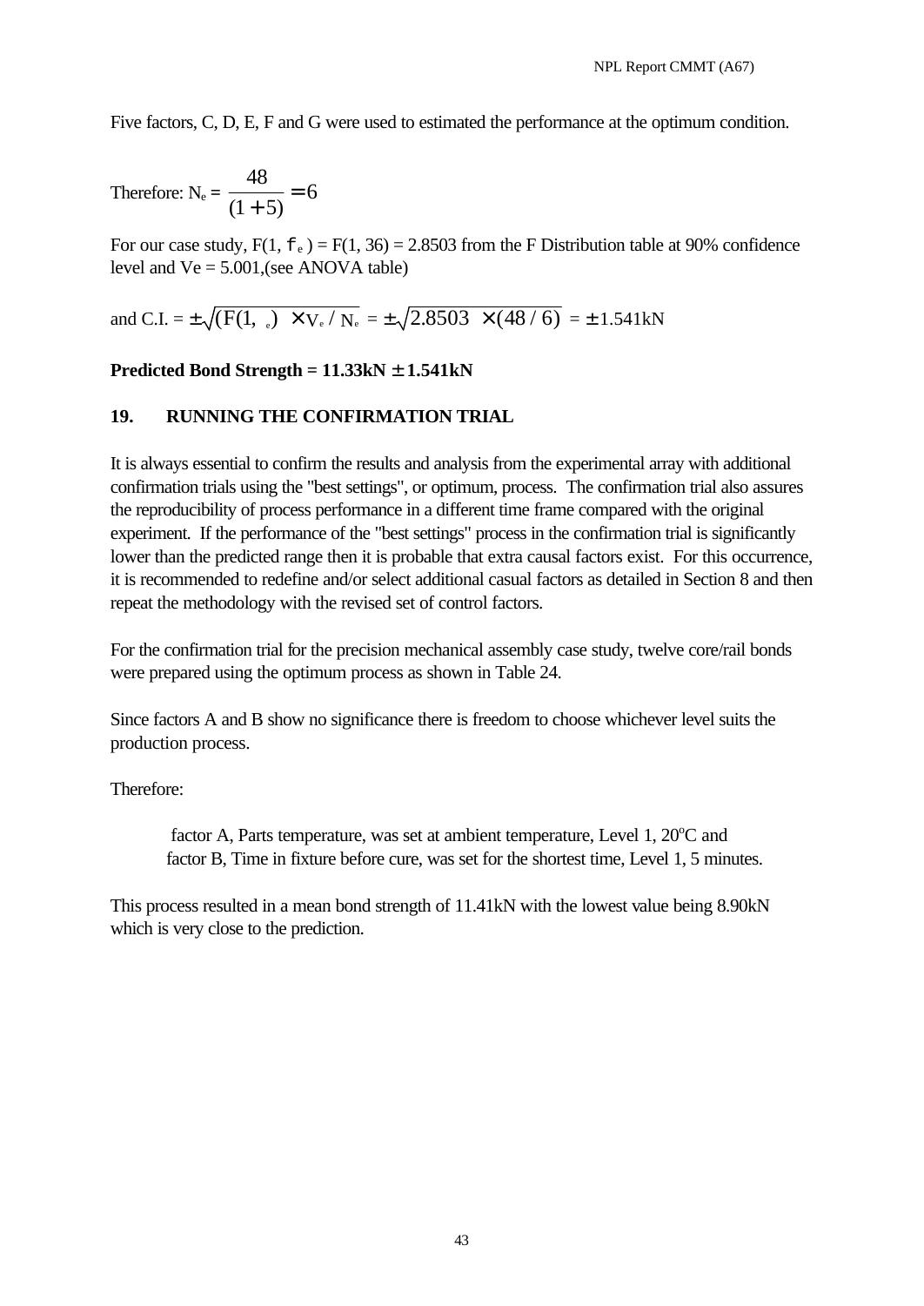Five factors, C, D, E, F and G were used to estimated the performance at the optimum condition.

Therefore: $N_e = \dfrac{48}{(1+5)} = 6$

For our case study, $F(1, f_e) = F(1, 36) = 2.8503$ from the F Distribution table at 90% confidence level and Ve = 5.001,(see ANOVA table)

and C.I. = $\pm\sqrt{(F(1, f_e) \times V_e / N_e} = \pm\sqrt{2.8503 \times (48/6)} = \pm 1.541$kN

**Predicted Bond Strength = 11.33kN ± 1.541kN**

## 19. RUNNING THE CONFIRMATION TRIAL

It is always essential to confirm the results and analysis from the experimental array with additional confirmation trials using the "best settings", or optimum, process. The confirmation trial also assures the reproducibility of process performance in a different time frame compared with the original experiment. If the performance of the "best settings" process in the confirmation trial is significantly lower than the predicted range then it is probable that extra causal factors exist. For this occurrence, it is recommended to redefine and/or select additional casual factors as detailed in Section 8 and then repeat the methodology with the revised set of control factors.

For the confirmation trial for the precision mechanical assembly case study, twelve core/rail bonds were prepared using the optimum process as shown in Table 24.

Since factors A and B show no significance there is freedom to choose whichever level suits the production process.

Therefore:

factor A, Parts temperature, was set at ambient temperature, Level 1, 20°C and
factor B, Time in fixture before cure, was set for the shortest time, Level 1, 5 minutes.

This process resulted in a mean bond strength of 11.41kN with the lowest value being 8.90kN which is very close to the prediction.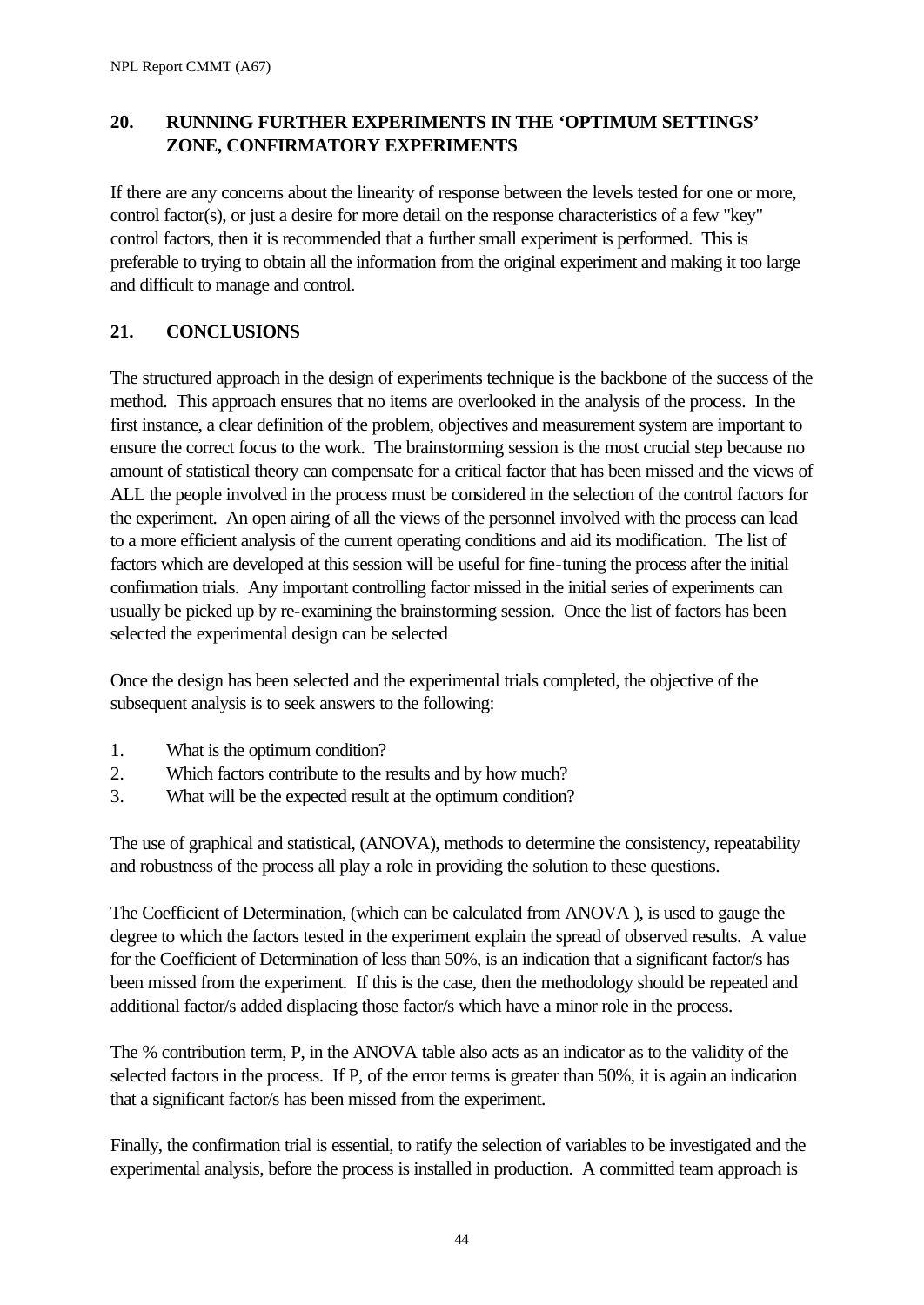## 20. RUNNING FURTHER EXPERIMENTS IN THE 'OPTIMUM SETTINGS' ZONE, CONFIRMATORY EXPERIMENTS

If there are any concerns about the linearity of response between the levels tested for one or more, control factor(s), or just a desire for more detail on the response characteristics of a few "key" control factors, then it is recommended that a further small experiment is performed. This is preferable to trying to obtain all the information from the original experiment and making it too large and difficult to manage and control.

## 21. CONCLUSIONS

The structured approach in the design of experiments technique is the backbone of the success of the method. This approach ensures that no items are overlooked in the analysis of the process. In the first instance, a clear definition of the problem, objectives and measurement system are important to ensure the correct focus to the work. The brainstorming session is the most crucial step because no amount of statistical theory can compensate for a critical factor that has been missed and the views of ALL the people involved in the process must be considered in the selection of the control factors for the experiment. An open airing of all the views of the personnel involved with the process can lead to a more efficient analysis of the current operating conditions and aid its modification. The list of factors which are developed at this session will be useful for fine-tuning the process after the initial confirmation trials. Any important controlling factor missed in the initial series of experiments can usually be picked up by re-examining the brainstorming session. Once the list of factors has been selected the experimental design can be selected

Once the design has been selected and the experimental trials completed, the objective of the subsequent analysis is to seek answers to the following:

1. What is the optimum condition?
2. Which factors contribute to the results and by how much?
3. What will be the expected result at the optimum condition?

The use of graphical and statistical, (ANOVA), methods to determine the consistency, repeatability and robustness of the process all play a role in providing the solution to these questions.

The Coefficient of Determination, (which can be calculated from ANOVA ), is used to gauge the degree to which the factors tested in the experiment explain the spread of observed results. A value for the Coefficient of Determination of less than 50%, is an indication that a significant factor/s has been missed from the experiment. If this is the case, then the methodology should be repeated and additional factor/s added displacing those factor/s which have a minor role in the process.

The % contribution term, P, in the ANOVA table also acts as an indicator as to the validity of the selected factors in the process. If P, of the error terms is greater than 50%, it is again an indication that a significant factor/s has been missed from the experiment.

Finally, the confirmation trial is essential, to ratify the selection of variables to be investigated and the experimental analysis, before the process is installed in production. A committed team approach is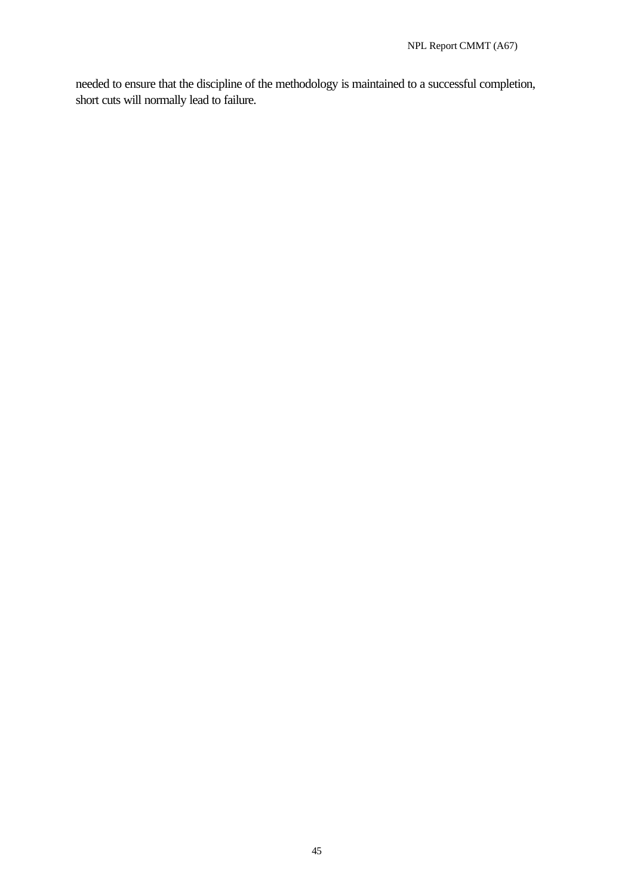needed to ensure that the discipline of the methodology is maintained to a successful completion, short cuts will normally lead to failure.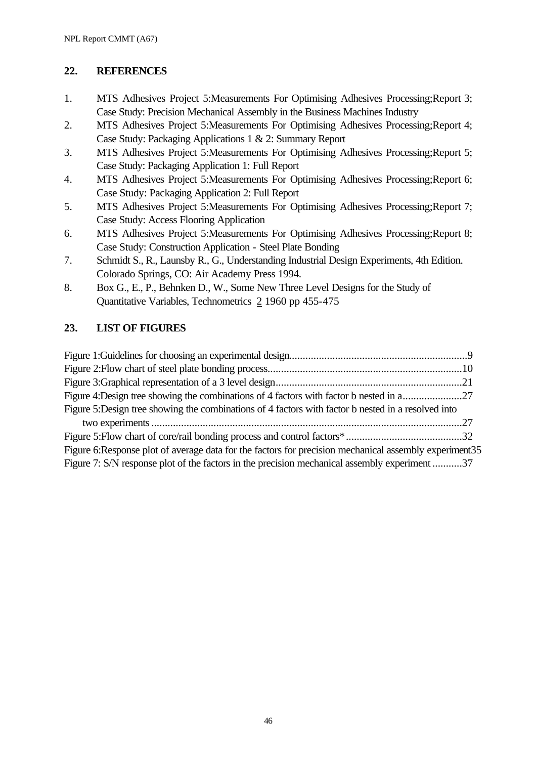## 22. REFERENCES

1. MTS Adhesives Project 5:Measurements For Optimising Adhesives Processing;Report 3; Case Study: Precision Mechanical Assembly in the Business Machines Industry
2. MTS Adhesives Project 5:Measurements For Optimising Adhesives Processing;Report 4; Case Study: Packaging Applications 1 & 2: Summary Report
3. MTS Adhesives Project 5:Measurements For Optimising Adhesives Processing;Report 5; Case Study: Packaging Application 1: Full Report
4. MTS Adhesives Project 5:Measurements For Optimising Adhesives Processing;Report 6; Case Study: Packaging Application 2: Full Report
5. MTS Adhesives Project 5:Measurements For Optimising Adhesives Processing;Report 7; Case Study: Access Flooring Application
6. MTS Adhesives Project 5:Measurements For Optimising Adhesives Processing;Report 8; Case Study: Construction Application - Steel Plate Bonding
7. Schmidt S., R., Launsby R., G., Understanding Industrial Design Experiments, 4th Edition. Colorado Springs, CO: Air Academy Press 1994.
8. Box G., E., P., Behnken D., W., Some New Three Level Designs for the Study of Quantitative Variables, Technometrics 2 1960 pp 455-475

## 23. LIST OF FIGURES

Figure 1:Guidelines for choosing an experimental design....................................................................9
Figure 2:Flow chart of steel plate bonding process.............................................................................10
Figure 3:Graphical representation of a 3 level design..........................................................................21
Figure 4:Design tree showing the combinations of 4 factors with factor b nested in a......................27
Figure 5:Design tree showing the combinations of 4 factors with factor b nested in a resolved into two experiments .................................................................................................................27
Figure 5:Flow chart of core/rail bonding process and control factors*...........................................32
Figure 6:Response plot of average data for the factors for precision mechanical assembly experiment35
Figure 7: S/N response plot of the factors in the precision mechanical assembly experiment ...........37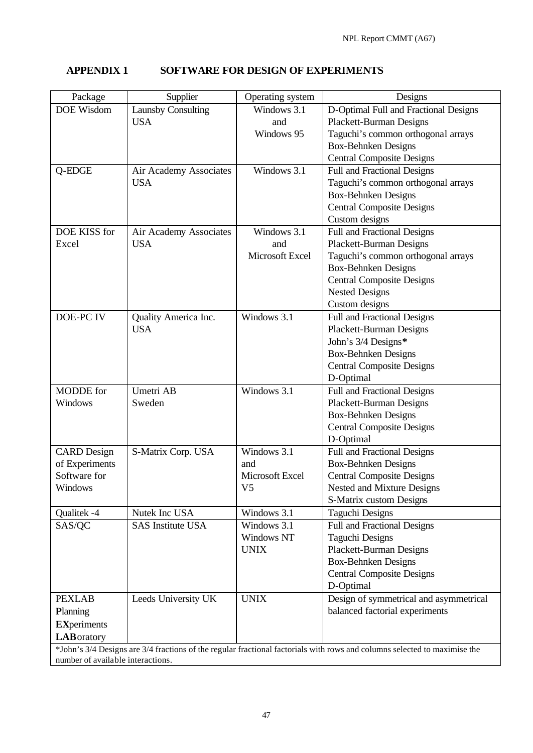## APPENDIX 1 SOFTWARE FOR DESIGN OF EXPERIMENTS

| Package | Supplier | Operating system | Designs |
|---|---|---|---|
| DOE Wisdom | Launsby Consulting USA | Windows 3.1 and Windows 95 | D-Optimal Full and Fractional Designs<br>Plackett-Burman Designs<br>Taguchi's common orthogonal arrays<br>Box-Behnken Designs<br>Central Composite Designs |
| Q-EDGE | Air Academy Associates USA | Windows 3.1 | Full and Fractional Designs<br>Taguchi's common orthogonal arrays<br>Box-Behnken Designs<br>Central Composite Designs<br>Custom designs |
| DOE KISS for Excel | Air Academy Associates USA | Windows 3.1 and Microsoft Excel | Full and Fractional Designs<br>Plackett-Burman Designs<br>Taguchi's common orthogonal arrays<br>Box-Behnken Designs<br>Central Composite Designs<br>Nested Designs<br>Custom designs |
| DOE-PC IV | Quality America Inc. USA | Windows 3.1 | Full and Fractional Designs<br>Plackett-Burman Designs<br>John's 3/4 Designs**\***<br>Box-Behnken Designs<br>Central Composite Designs<br>D-Optimal |
| MODDE for Windows | Umetri AB Sweden | Windows 3.1 | Full and Fractional Designs<br>Plackett-Burman Designs<br>Box-Behnken Designs<br>Central Composite Designs<br>D-Optimal |
| CARD Design of Experiments Software for Windows | S-Matrix Corp. USA | Windows 3.1 and Microsoft Excel V5 | Full and Fractional Designs<br>Box-Behnken Designs<br>Central Composite Designs<br>Nested and Mixture Designs<br>S-Matrix custom Designs |
| Qualitek -4 | Nutek Inc USA | Windows 3.1 | Taguchi Designs |
| SAS/QC | SAS Institute USA | Windows 3.1<br>Windows NT<br>UNIX | Full and Fractional Designs<br>Taguchi Designs<br>Plackett-Burman Designs<br>Box-Behnken Designs<br>Central Composite Designs<br>D-Optimal |
| PEXLAB<br>**P**lanning<br>**EX**periments<br>**LAB**oratory | Leeds University UK | UNIX | Design of symmetrical and asymmetrical balanced factorial experiments |

*John's 3/4 Designs are 3/4 fractions of the regular fractional factorials with rows and columns selected to maximise the number of available interactions.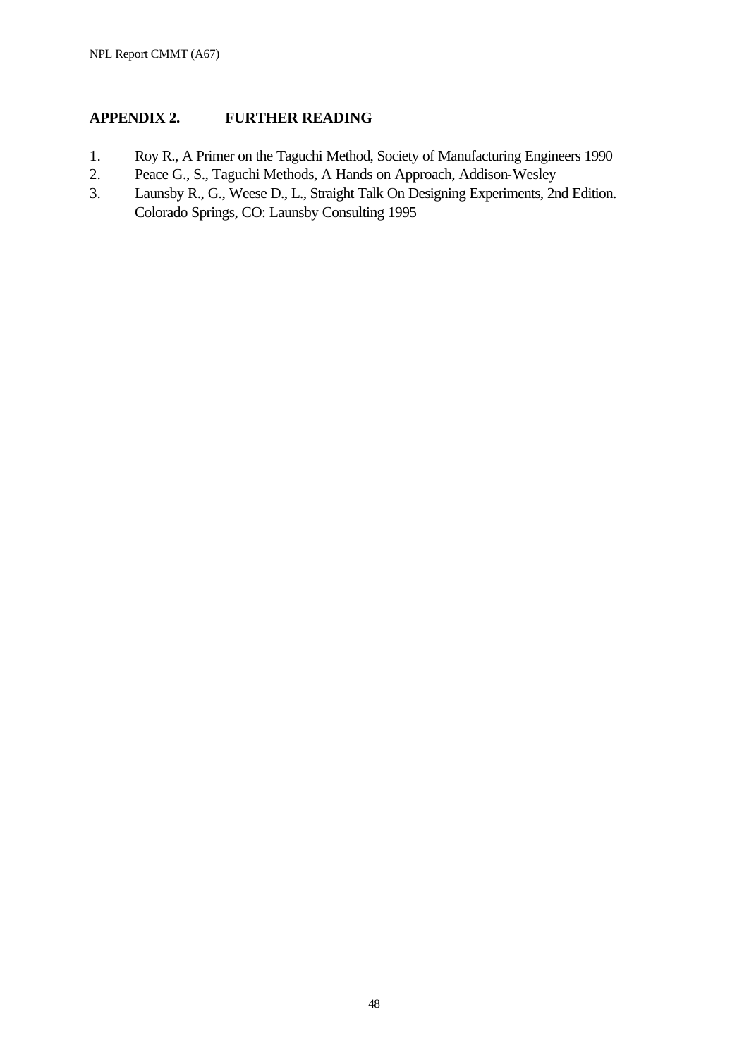## APPENDIX 2. FURTHER READING

1. Roy R., A Primer on the Taguchi Method, Society of Manufacturing Engineers 1990
2. Peace G., S., Taguchi Methods, A Hands on Approach, Addison-Wesley
3. Launsby R., G., Weese D., L., Straight Talk On Designing Experiments, 2nd Edition. Colorado Springs, CO: Launsby Consulting 1995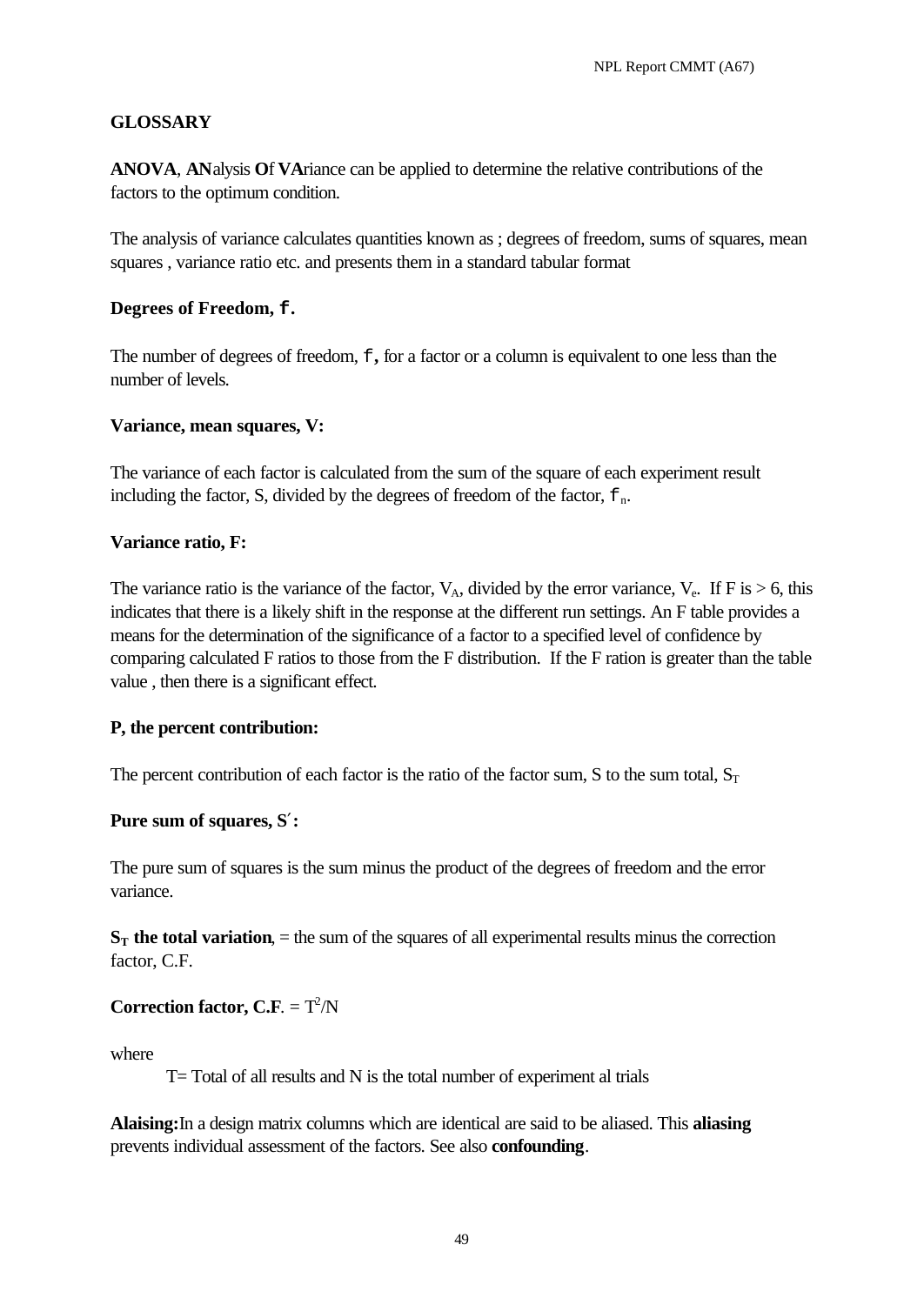## GLOSSARY

**ANOVA**, **AN**alysis **O**f **VA**riance can be applied to determine the relative contributions of the factors to the optimum condition.

The analysis of variance calculates quantities known as ; degrees of freedom, sums of squares, mean squares , variance ratio etc. and presents them in a standard tabular format

**Degrees of Freedom, f.**

The number of degrees of freedom, f, for a factor or a column is equivalent to one less than the number of levels.

**Variance, mean squares, V:**

The variance of each factor is calculated from the sum of the square of each experiment result including the factor, S, divided by the degrees of freedom of the factor, $f_n$.

**Variance ratio, F:**

The variance ratio is the variance of the factor, $V_A$, divided by the error variance, $V_e$. If F is > 6, this indicates that there is a likely shift in the response at the different run settings. An F table provides a means for the determination of the significance of a factor to a specified level of confidence by comparing calculated F ratios to those from the F distribution. If the F ration is greater than the table value , then there is a significant effect.

**P, the percent contribution:**

The percent contribution of each factor is the ratio of the factor sum, S to the sum total, $S_T$

**Pure sum of squares, S′:**

The pure sum of squares is the sum minus the product of the degrees of freedom and the error variance.

**$S_T$ the total variation**, = the sum of the squares of all experimental results minus the correction factor, C.F.

**Correction factor, C.F**. = $T^2/N$

where

T= Total of all results and N is the total number of experiment al trials

**Alaising:** In a design matrix columns which are identical are said to be aliased. This **aliasing** prevents individual assessment of the factors. See also **confounding**.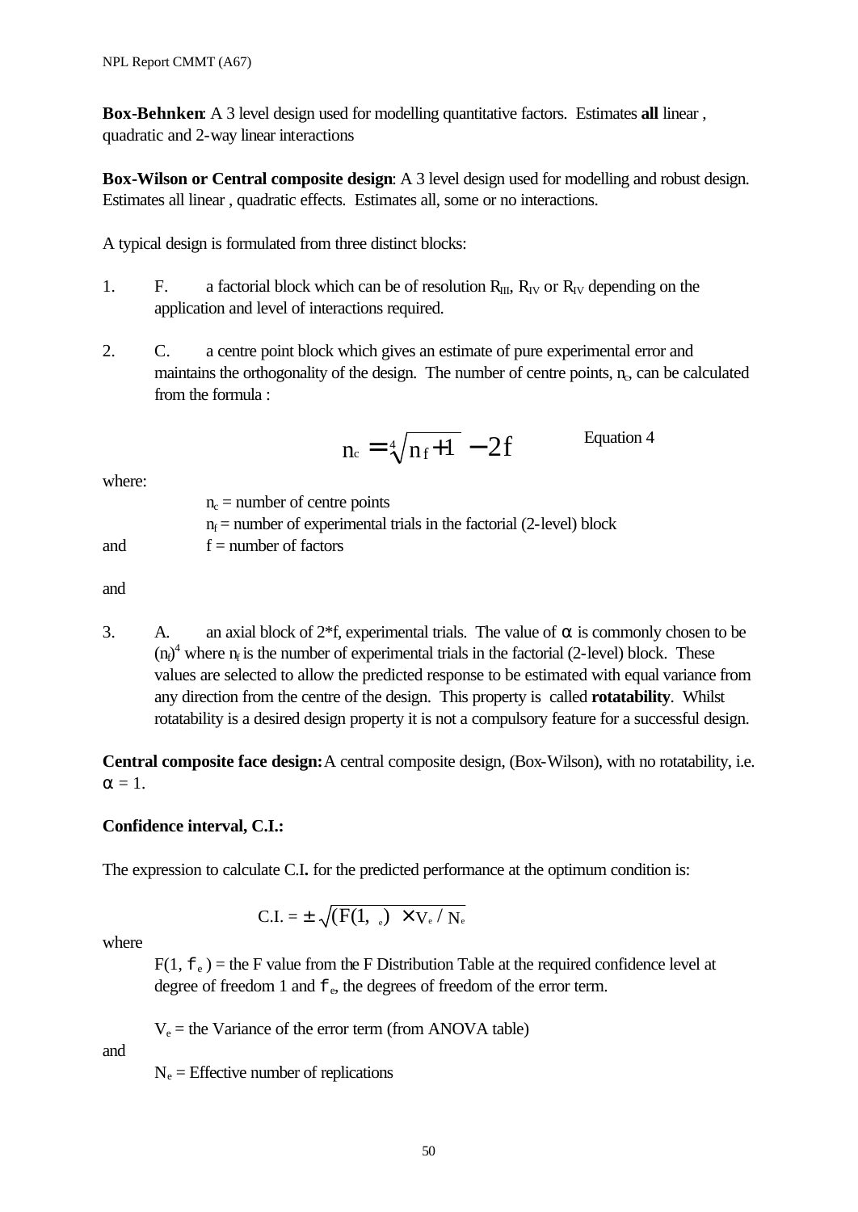**Box-Behnken**: A 3 level design used for modelling quantitative factors. Estimates **all** linear , quadratic and 2-way linear interactions

**Box-Wilson or Central composite design**: A 3 level design used for modelling and robust design. Estimates all linear , quadratic effects. Estimates all, some or no interactions.

A typical design is formulated from three distinct blocks:

1. F. a factorial block which can be of resolution $R_{III}$, $R_{IV}$ or $R_{IV}$ depending on the application and level of interactions required.

2. C. a centre point block which gives an estimate of pure experimental error and maintains the orthogonality of the design. The number of centre points, $n_c$, can be calculated from the formula :

$$n_c = \sqrt[4]{n_f + 1} - 2f \qquad \text{Equation 4}$$

where:

$n_c$ = number of centre points
$n_f$ = number of experimental trials in the factorial (2-level) block
and f = number of factors

and

3. A. an axial block of 2*f, experimental trials. The value of $\alpha$ is commonly chosen to be $(n_f)^4$ where $n_f$ is the number of experimental trials in the factorial (2-level) block. These values are selected to allow the predicted response to be estimated with equal variance from any direction from the centre of the design. This property is called **rotatability**. Whilst rotatability is a desired design property it is not a compulsory feature for a successful design.

**Central composite face design:** A central composite design, (Box-Wilson), with no rotatability, i.e. $\alpha = 1$.

**Confidence interval, C.I.:**

The expression to calculate C.I**.** for the predicted performance at the optimum condition is:

$$\text{C.I.} = \pm \sqrt{(F(1, f_e) \times V_e / N_e}$$

where

$F(1, f_e)$ = the F value from the F Distribution Table at the required confidence level at degree of freedom 1 and $f_e$, the degrees of freedom of the error term.

$V_e$ = the Variance of the error term (from ANOVA table)

and

$N_e$ = Effective number of replications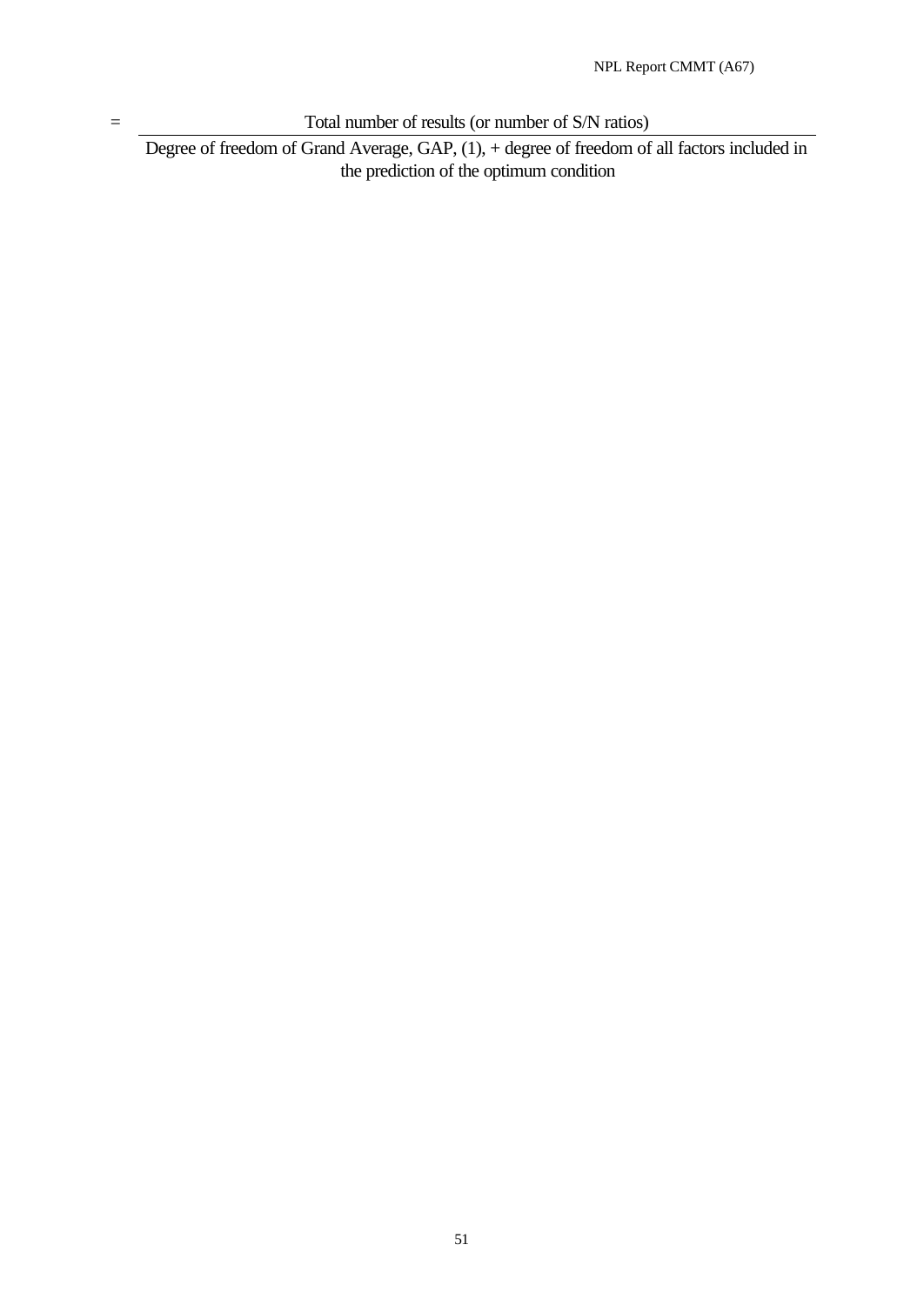$$= \frac{\text{Total number of results (or number of S/N ratios)}}{\text{Degree of freedom of Grand Average, GAP, (1), + degree of freedom of all factors included in the prediction of the optimum condition}}$$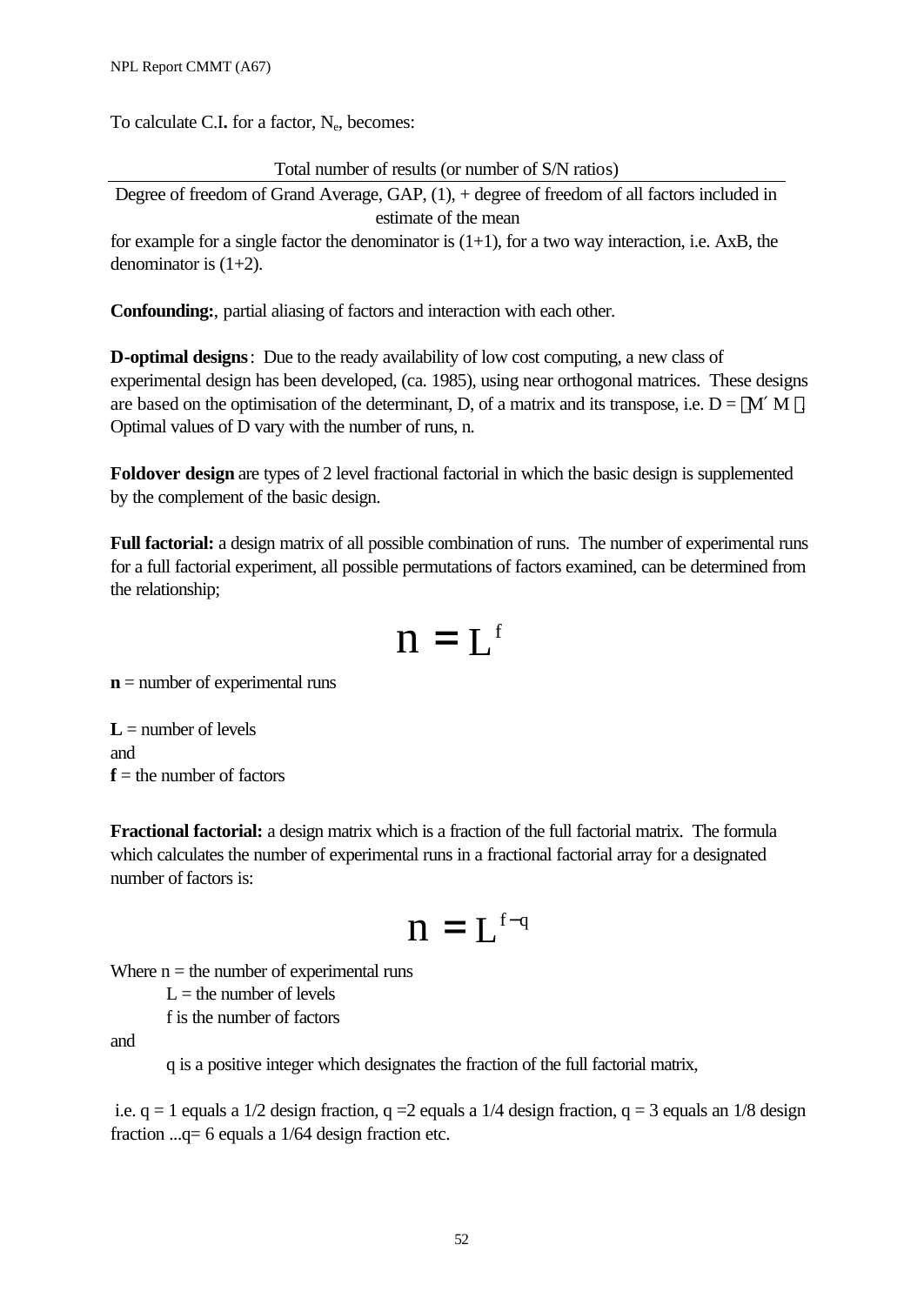To calculate C.I. for a factor, $N_e$, becomes:

$$\frac{\text{Total number of results (or number of S/N ratios)}}{\text{Degree of freedom of Grand Average, GAP, (1), + degree of freedom of all factors included in estimate of the mean}}$$

for example for a single factor the denominator is (1+1), for a two way interaction, i.e. AxB, the denominator is (1+2).

**Confounding:**, partial aliasing of factors and interaction with each other.

**D-optimal designs**: Due to the ready availability of low cost computing, a new class of experimental design has been developed, (ca. 1985), using near orthogonal matrices. These designs are based on the optimisation of the determinant, D, of a matrix and its transpose, i.e. $D = |M' M|$. Optimal values of D vary with the number of runs, n.

**Foldover design** are types of 2 level fractional factorial in which the basic design is supplemented by the complement of the basic design.

**Full factorial:** a design matrix of all possible combination of runs. The number of experimental runs for a full factorial experiment, all possible permutations of factors examined, can be determined from the relationship;

$$n = L^f$$

**n** = number of experimental runs

**L** = number of levels
and
**f** = the number of factors

**Fractional factorial:** a design matrix which is a fraction of the full factorial matrix. The formula which calculates the number of experimental runs in a fractional factorial array for a designated number of factors is:

$$n = L^{f-q}$$

Where n = the number of experimental runs
L = the number of levels
f is the number of factors
and
q is a positive integer which designates the fraction of the full factorial matrix,

i.e. q = 1 equals a 1/2 design fraction, q =2 equals a 1/4 design fraction, q = 3 equals an 1/8 design fraction ...q= 6 equals a 1/64 design fraction etc.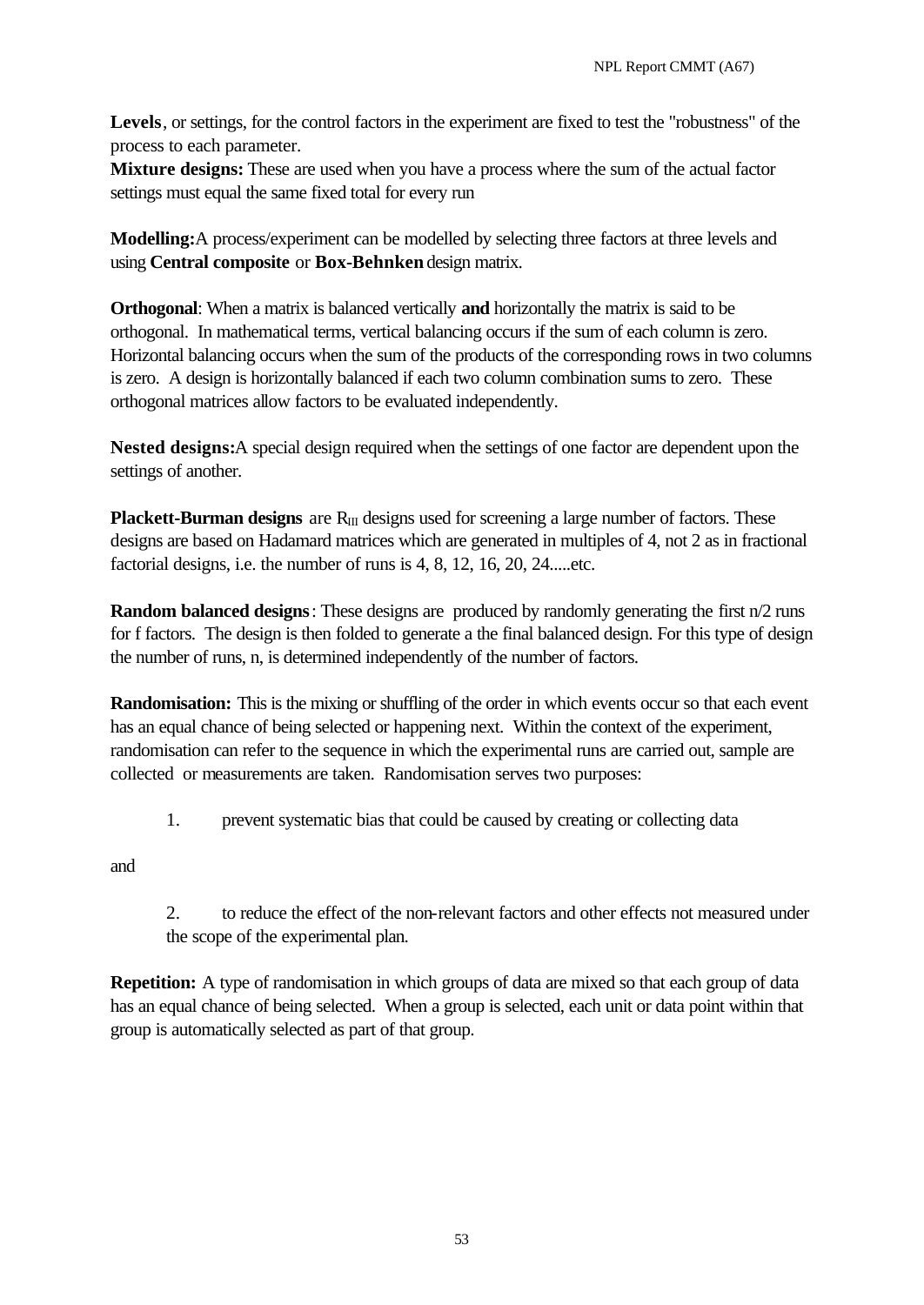**Levels**, or settings, for the control factors in the experiment are fixed to test the "robustness" of the process to each parameter.
**Mixture designs:** These are used when you have a process where the sum of the actual factor settings must equal the same fixed total for every run

**Modelling:** A process/experiment can be modelled by selecting three factors at three levels and using **Central composite** or **Box-Behnken** design matrix.

**Orthogonal**: When a matrix is balanced vertically **and** horizontally the matrix is said to be orthogonal. In mathematical terms, vertical balancing occurs if the sum of each column is zero. Horizontal balancing occurs when the sum of the products of the corresponding rows in two columns is zero. A design is horizontally balanced if each two column combination sums to zero. These orthogonal matrices allow factors to be evaluated independently.

**Nested designs:** A special design required when the settings of one factor are dependent upon the settings of another.

**Plackett-Burman designs** are $R_{III}$ designs used for screening a large number of factors. These designs are based on Hadamard matrices which are generated in multiples of 4, not 2 as in fractional factorial designs, i.e. the number of runs is 4, 8, 12, 16, 20, 24.....etc.

**Random balanced designs**: These designs are produced by randomly generating the first n/2 runs for f factors. The design is then folded to generate a the final balanced design. For this type of design the number of runs, n, is determined independently of the number of factors.

**Randomisation:** This is the mixing or shuffling of the order in which events occur so that each event has an equal chance of being selected or happening next. Within the context of the experiment, randomisation can refer to the sequence in which the experimental runs are carried out, sample are collected or measurements are taken. Randomisation serves two purposes:

1. prevent systematic bias that could be caused by creating or collecting data

and

2. to reduce the effect of the non-relevant factors and other effects not measured under the scope of the experimental plan.

**Repetition:** A type of randomisation in which groups of data are mixed so that each group of data has an equal chance of being selected. When a group is selected, each unit or data point within that group is automatically selected as part of that group.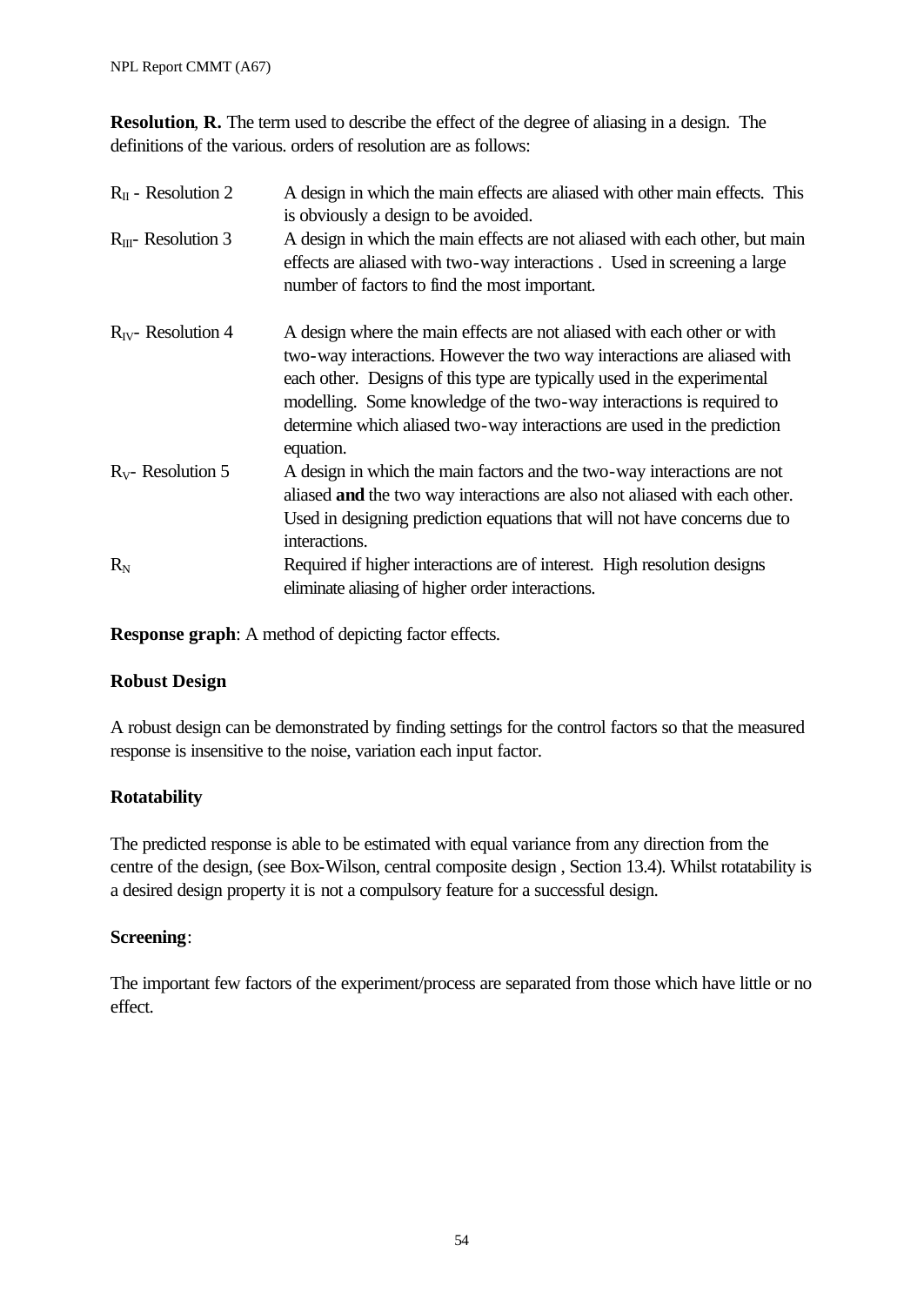**Resolution**, **R.** The term used to describe the effect of the degree of aliasing in a design. The definitions of the various. orders of resolution are as follows:

| | |
|---|---|
| $R_{II}$ - Resolution 2 | A design in which the main effects are aliased with other main effects. This is obviously a design to be avoided. |
| $R_{III}$- Resolution 3 | A design in which the main effects are not aliased with each other, but main effects are aliased with two-way interactions . Used in screening a large number of factors to find the most important. |
| $R_{IV}$- Resolution 4 | A design where the main effects are not aliased with each other or with two-way interactions. However the two way interactions are aliased with each other. Designs of this type are typically used in the experimental modelling. Some knowledge of the two-way interactions is required to determine which aliased two-way interactions are used in the prediction equation. |
| $R_V$- Resolution 5 | A design in which the main factors and the two-way interactions are not aliased **and** the two way interactions are also not aliased with each other. Used in designing prediction equations that will not have concerns due to interactions. |
| $R_N$ | Required if higher interactions are of interest. High resolution designs eliminate aliasing of higher order interactions. |

**Response graph**: A method of depicting factor effects.

**Robust Design**

A robust design can be demonstrated by finding settings for the control factors so that the measured response is insensitive to the noise, variation each input factor.

**Rotatability**

The predicted response is able to be estimated with equal variance from any direction from the centre of the design, (see Box-Wilson, central composite design , Section 13.4). Whilst rotatability is a desired design property it is not a compulsory feature for a successful design.

**Screening**:

The important few factors of the experiment/process are separated from those which have little or no effect.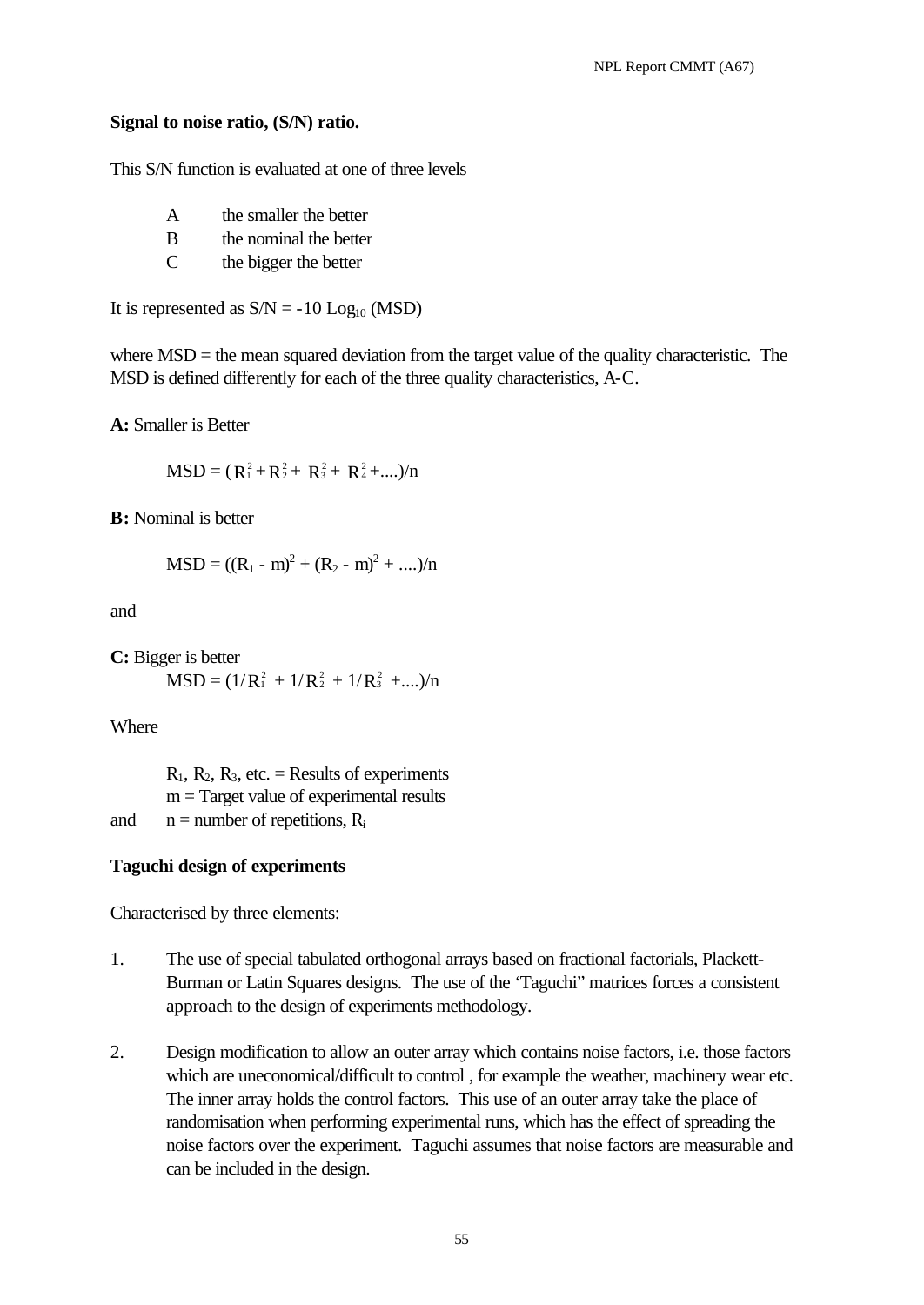**Signal to noise ratio, (S/N) ratio.**

This S/N function is evaluated at one of three levels

A the smaller the better
B the nominal the better
C the bigger the better

It is represented as $S/N = -10 \text{ Log}_{10} (MSD)$

where MSD = the mean squared deviation from the target value of the quality characteristic. The MSD is defined differently for each of the three quality characteristics, A-C.

**A:** Smaller is Better

$$MSD = (R_1^2 + R_2^2 + R_3^2 + R_4^2 + ....)/n$$

**B:** Nominal is better

$$MSD = ((R_1 - m)^2 + (R_2 - m)^2 + ....)/n$$

and

**C:** Bigger is better

$$MSD = (1/R_1^2 + 1/R_2^2 + 1/R_3^2 + ....)/n$$

Where

$R_1$, $R_2$, $R_3$, etc. = Results of experiments
m = Target value of experimental results
and n = number of repetitions, $R_i$

**Taguchi design of experiments**

Characterised by three elements:

1. The use of special tabulated orthogonal arrays based on fractional factorials, Plackett-Burman or Latin Squares designs. The use of the 'Taguchi" matrices forces a consistent approach to the design of experiments methodology.

2. Design modification to allow an outer array which contains noise factors, i.e. those factors which are uneconomical/difficult to control , for example the weather, machinery wear etc. The inner array holds the control factors. This use of an outer array take the place of randomisation when performing experimental runs, which has the effect of spreading the noise factors over the experiment. Taguchi assumes that noise factors are measurable and can be included in the design.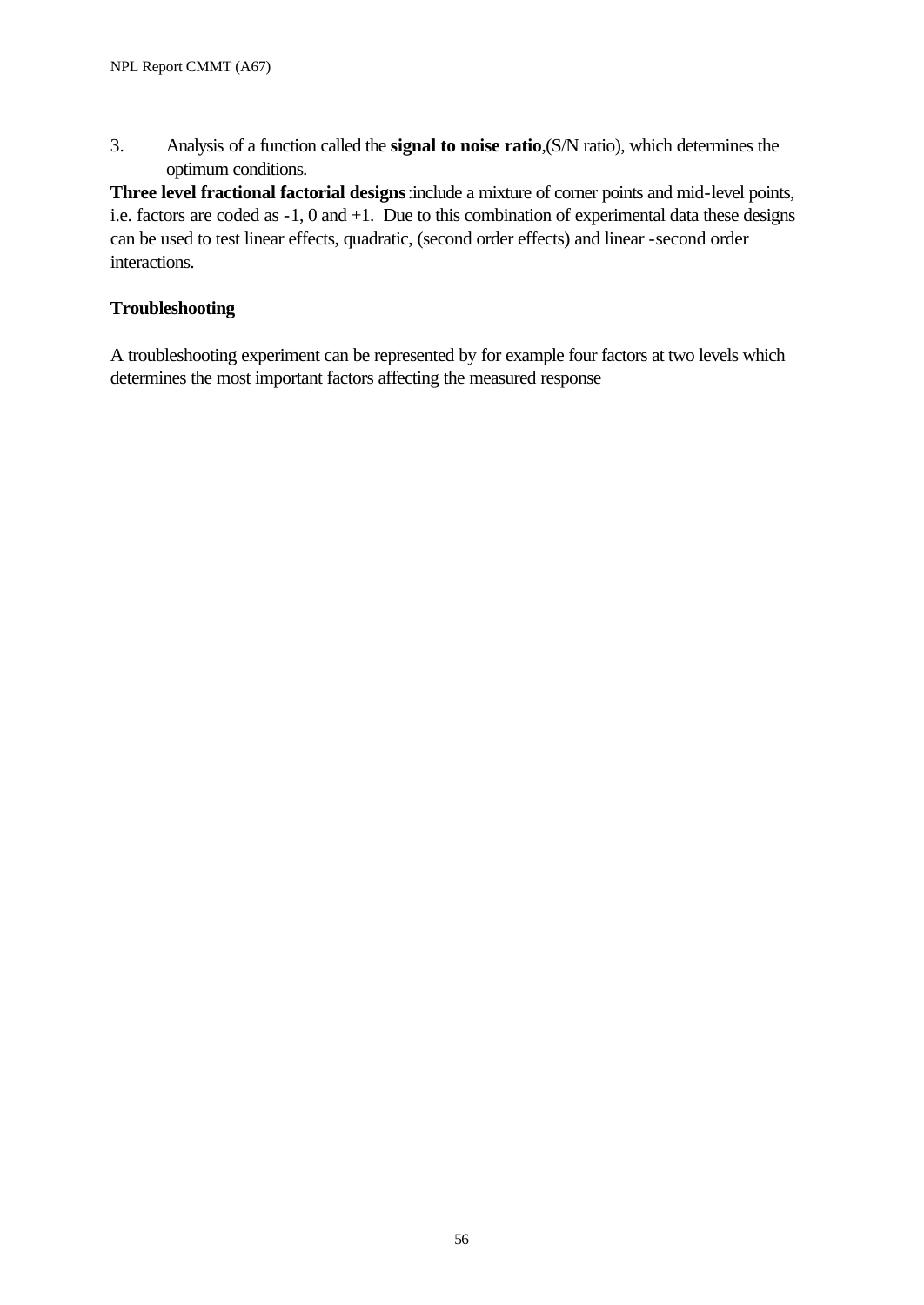3. Analysis of a function called the **signal to noise ratio**,(S/N ratio), which determines the optimum conditions.

**Three level fractional factorial designs**:include a mixture of corner points and mid-level points, i.e. factors are coded as -1, 0 and +1. Due to this combination of experimental data these designs can be used to test linear effects, quadratic, (second order effects) and linear -second order interactions.

**Troubleshooting**

A troubleshooting experiment can be represented by for example four factors at two levels which determines the most important factors affecting the measured response